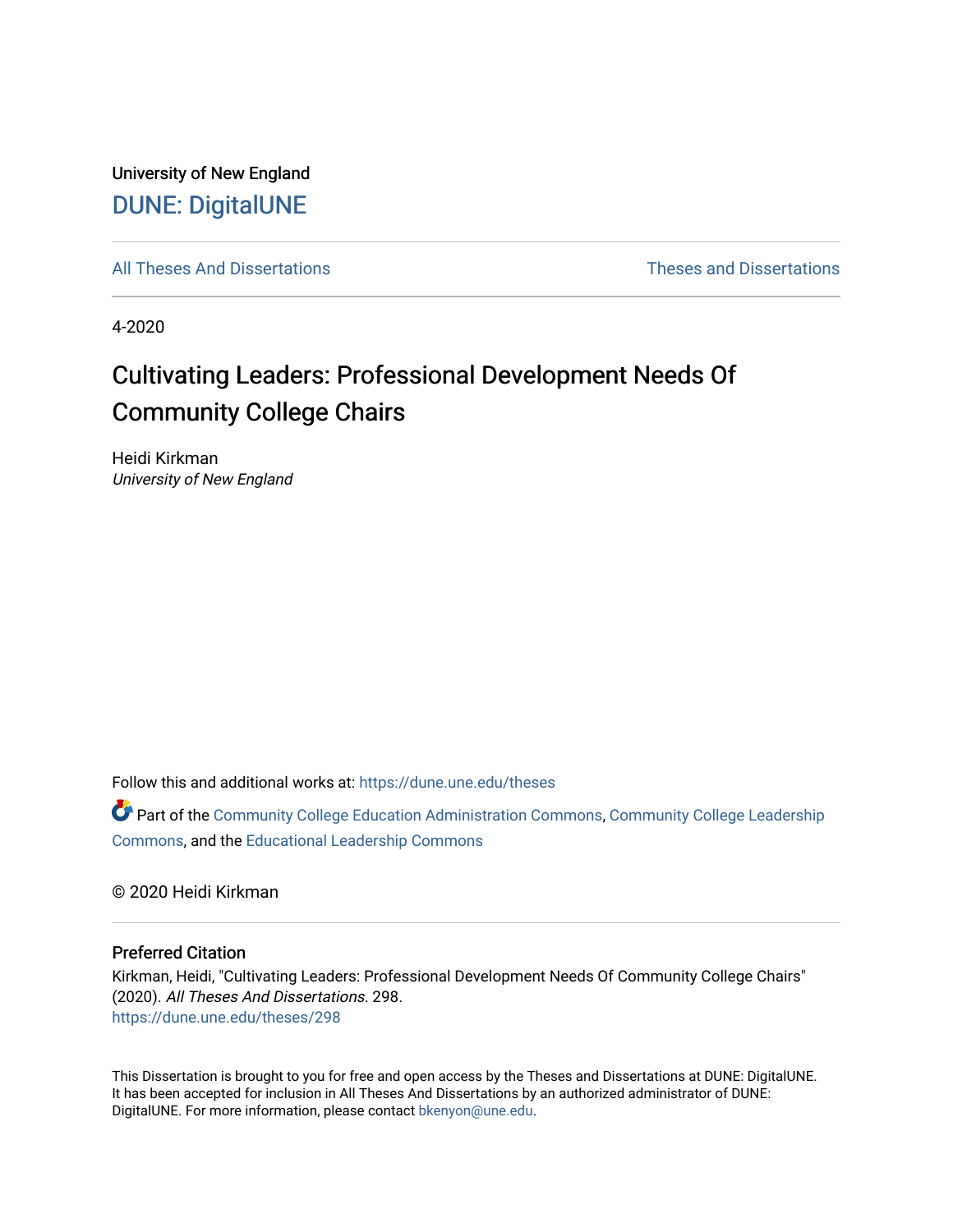University of New England

DUNE: DigitalUNE

All Theses And Dissertations | Theses and Dissertations

4-2020

# Cultivating Leaders: Professional Development Needs Of Community College Chairs

Heidi Kirkman
*University of New England*

Follow this and additional works at: https://dune.une.edu/theses

Part of the Community College Education Administration Commons, Community College Leadership Commons, and the Educational Leadership Commons

© 2020 Heidi Kirkman

## Preferred Citation

Kirkman, Heidi, "Cultivating Leaders: Professional Development Needs Of Community College Chairs" (2020). *All Theses And Dissertations*. 298.
https://dune.une.edu/theses/298

This Dissertation is brought to you for free and open access by the Theses and Dissertations at DUNE: DigitalUNE. It has been accepted for inclusion in All Theses And Dissertations by an authorized administrator of DUNE: DigitalUNE. For more information, please contact bkenyon@une.edu.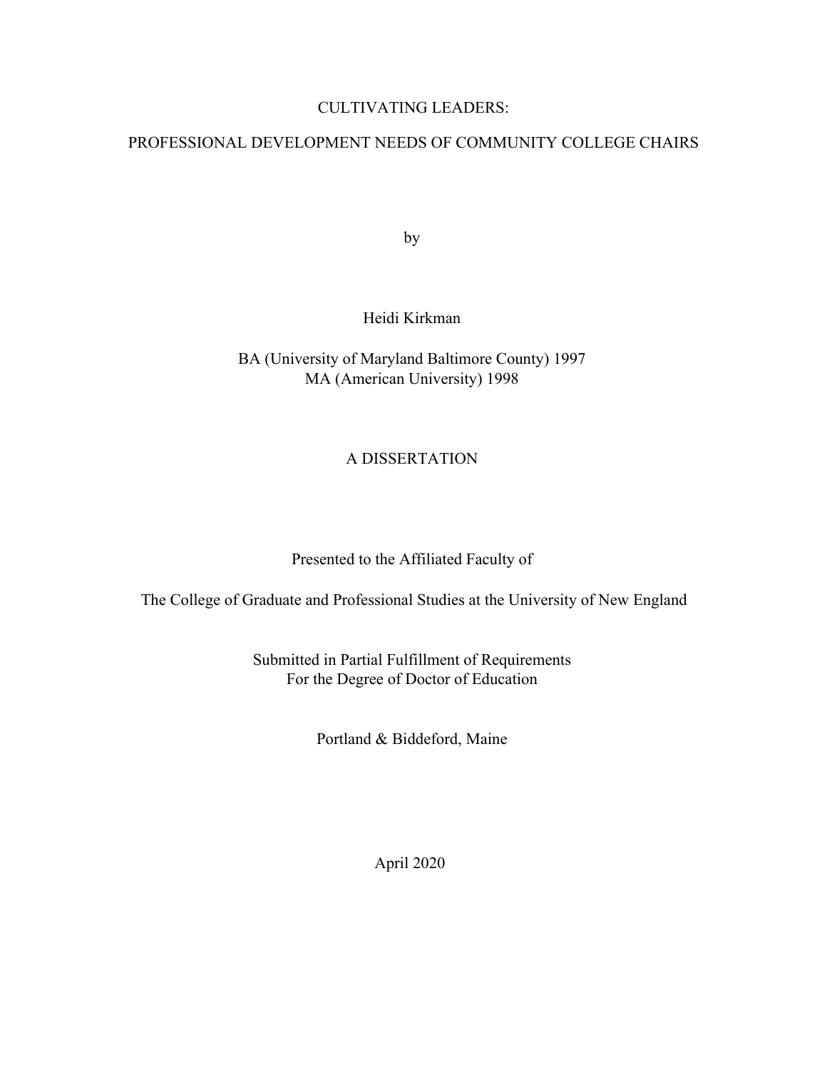# CULTIVATING LEADERS:

# PROFESSIONAL DEVELOPMENT NEEDS OF COMMUNITY COLLEGE CHAIRS

by

Heidi Kirkman

BA (University of Maryland Baltimore County) 1997
MA (American University) 1998

A DISSERTATION

Presented to the Affiliated Faculty of

The College of Graduate and Professional Studies at the University of New England

Submitted in Partial Fulfillment of Requirements
For the Degree of Doctor of Education

Portland & Biddeford, Maine

April 2020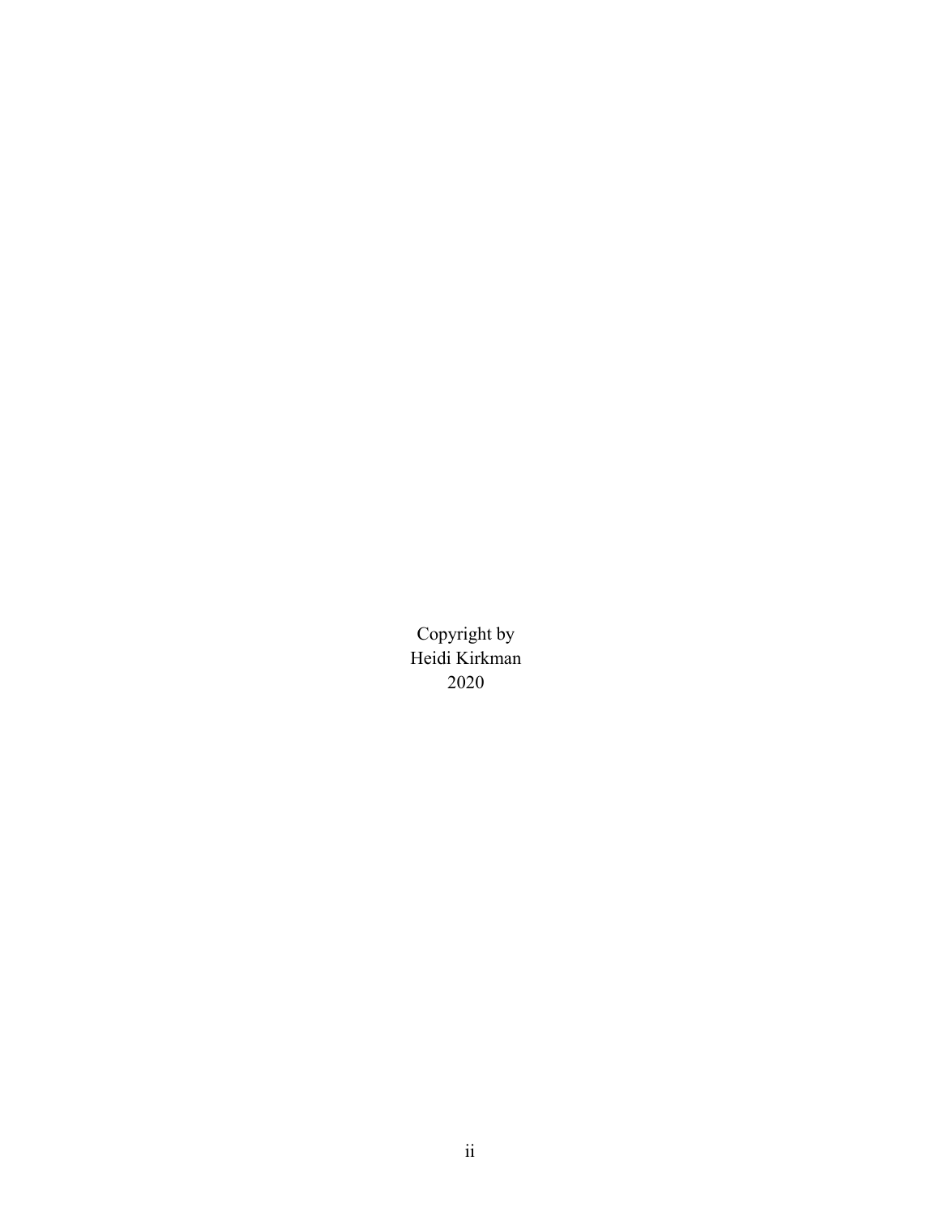Copyright by
Heidi Kirkman
2020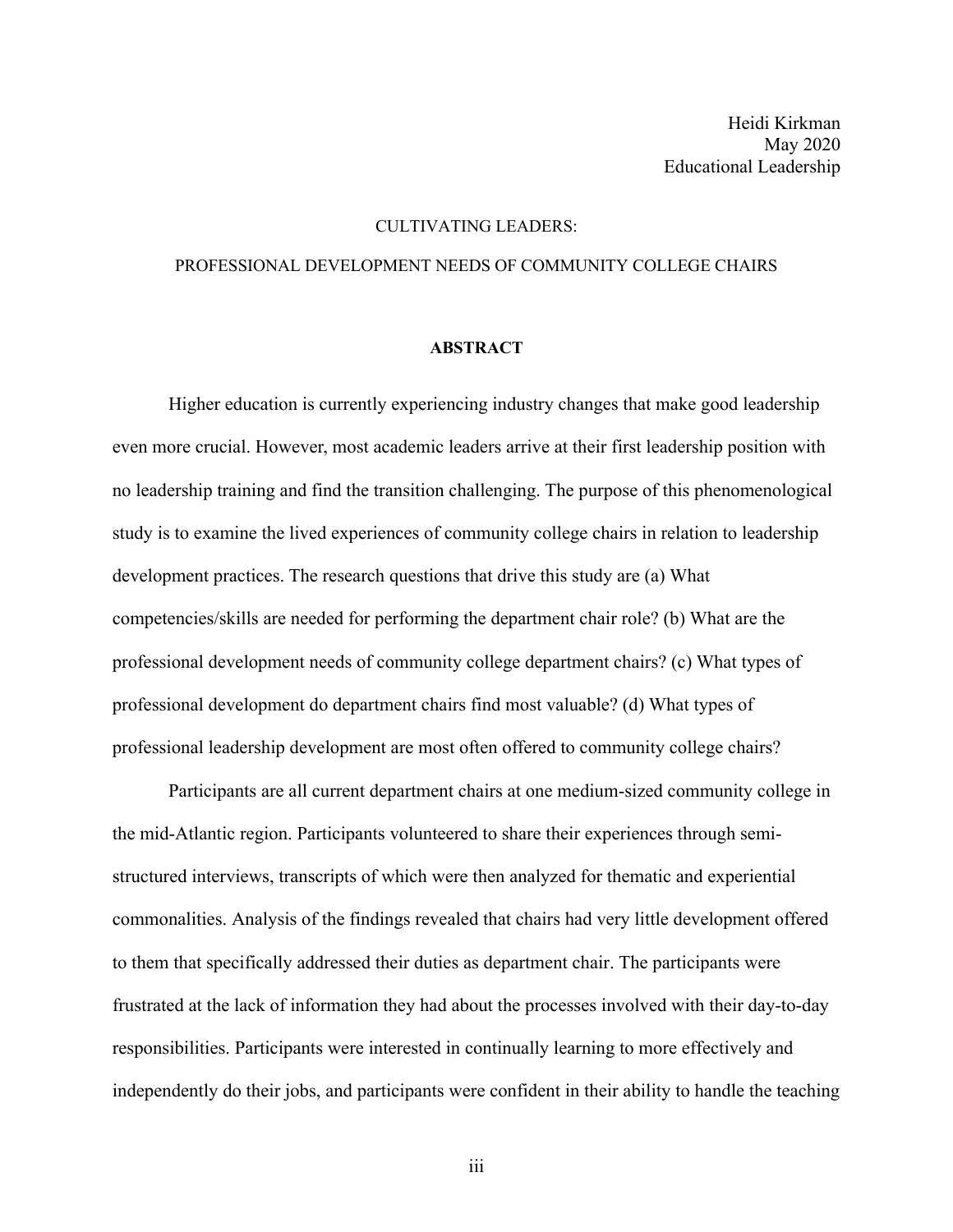Heidi Kirkman  
May 2020  
Educational Leadership

CULTIVATING LEADERS:

PROFESSIONAL DEVELOPMENT NEEDS OF COMMUNITY COLLEGE CHAIRS

## ABSTRACT

Higher education is currently experiencing industry changes that make good leadership even more crucial. However, most academic leaders arrive at their first leadership position with no leadership training and find the transition challenging. The purpose of this phenomenological study is to examine the lived experiences of community college chairs in relation to leadership development practices. The research questions that drive this study are (a) What competencies/skills are needed for performing the department chair role? (b) What are the professional development needs of community college department chairs? (c) What types of professional development do department chairs find most valuable? (d) What types of professional leadership development are most often offered to community college chairs?

Participants are all current department chairs at one medium-sized community college in the mid-Atlantic region. Participants volunteered to share their experiences through semi-structured interviews, transcripts of which were then analyzed for thematic and experiential commonalities. Analysis of the findings revealed that chairs had very little development offered to them that specifically addressed their duties as department chair. The participants were frustrated at the lack of information they had about the processes involved with their day-to-day responsibilities. Participants were interested in continually learning to more effectively and independently do their jobs, and participants were confident in their ability to handle the teaching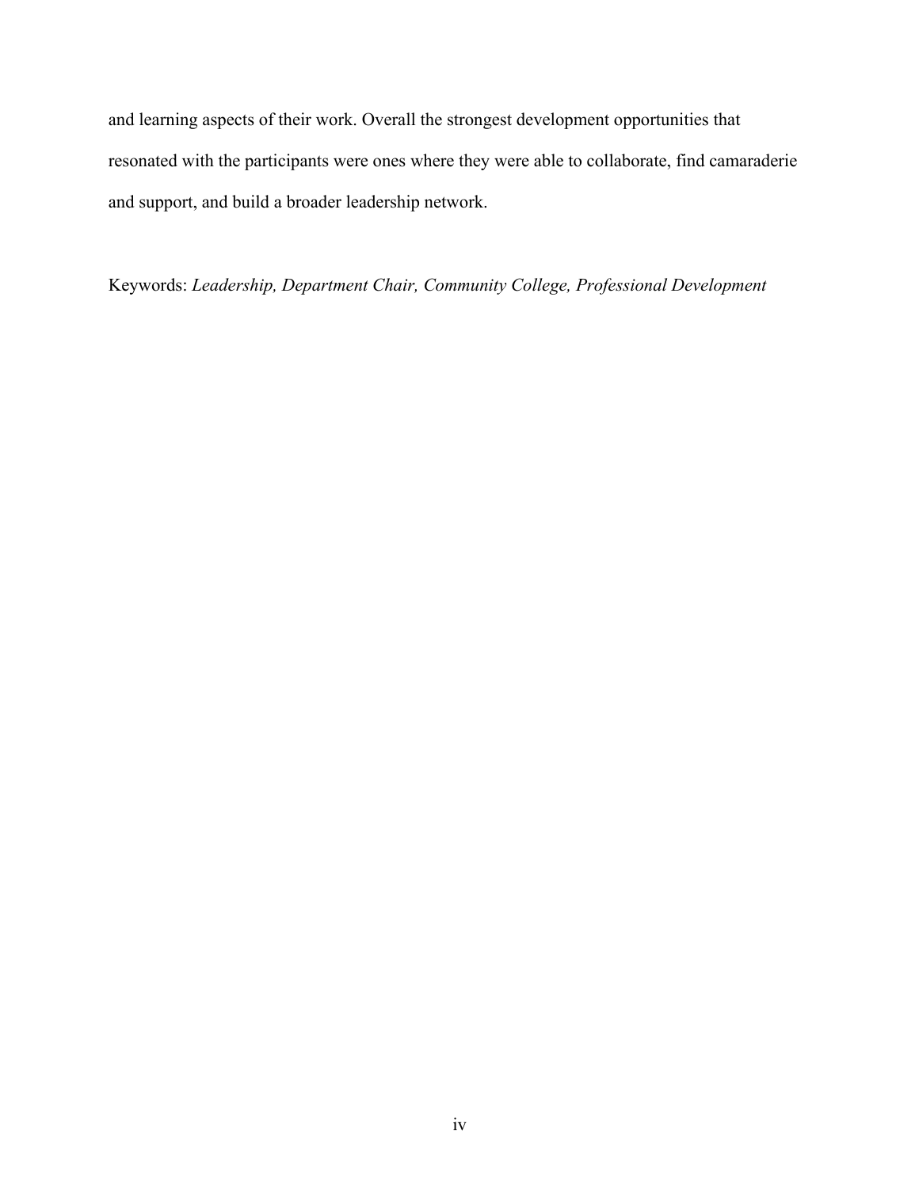and learning aspects of their work. Overall the strongest development opportunities that resonated with the participants were ones where they were able to collaborate, find camaraderie and support, and build a broader leadership network.

Keywords: *Leadership, Department Chair, Community College, Professional Development*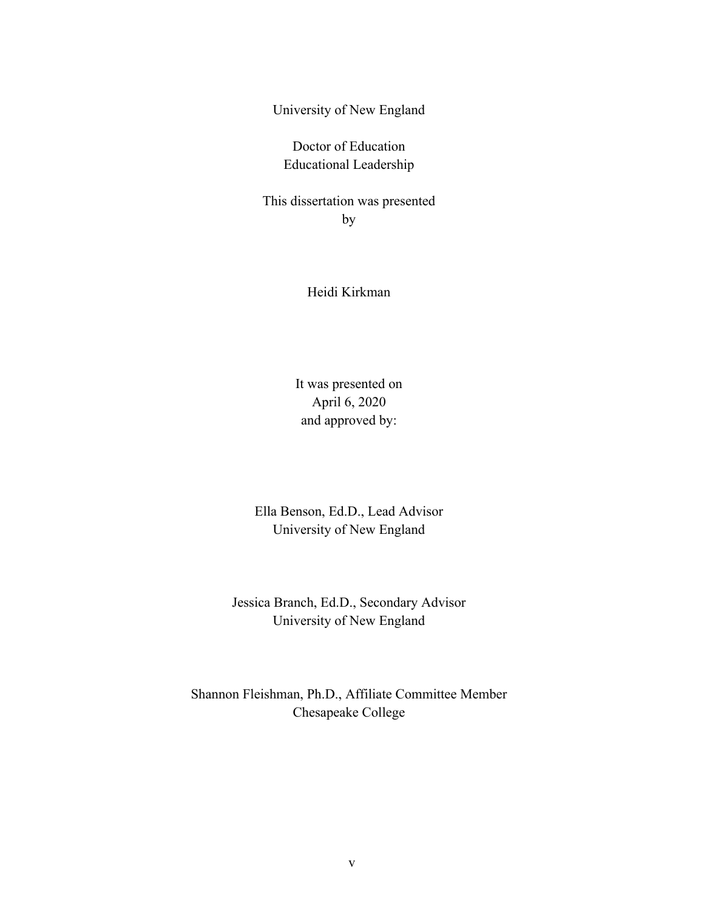University of New England

Doctor of Education
Educational Leadership

This dissertation was presented
by

Heidi Kirkman

It was presented on
April 6, 2020
and approved by:

Ella Benson, Ed.D., Lead Advisor
University of New England

Jessica Branch, Ed.D., Secondary Advisor
University of New England

Shannon Fleishman, Ph.D., Affiliate Committee Member
Chesapeake College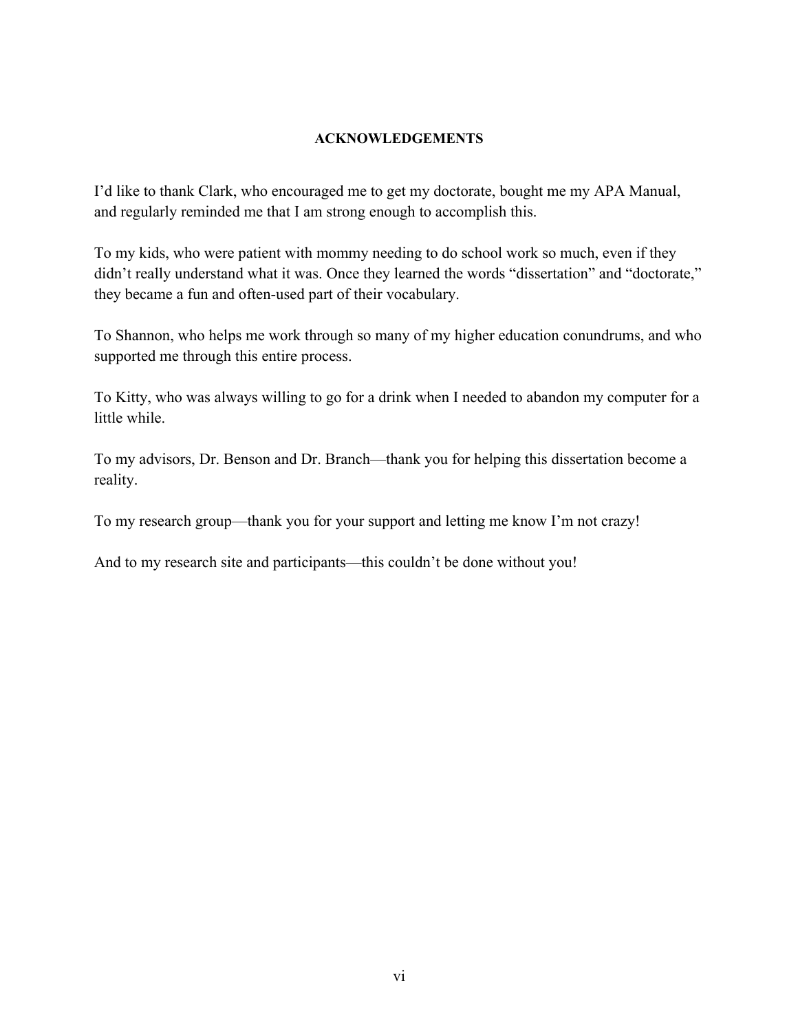# ACKNOWLEDGEMENTS

I'd like to thank Clark, who encouraged me to get my doctorate, bought me my APA Manual, and regularly reminded me that I am strong enough to accomplish this.

To my kids, who were patient with mommy needing to do school work so much, even if they didn't really understand what it was. Once they learned the words "dissertation" and "doctorate," they became a fun and often-used part of their vocabulary.

To Shannon, who helps me work through so many of my higher education conundrums, and who supported me through this entire process.

To Kitty, who was always willing to go for a drink when I needed to abandon my computer for a little while.

To my advisors, Dr. Benson and Dr. Branch—thank you for helping this dissertation become a reality.

To my research group—thank you for your support and letting me know I'm not crazy!

And to my research site and participants—this couldn't be done without you!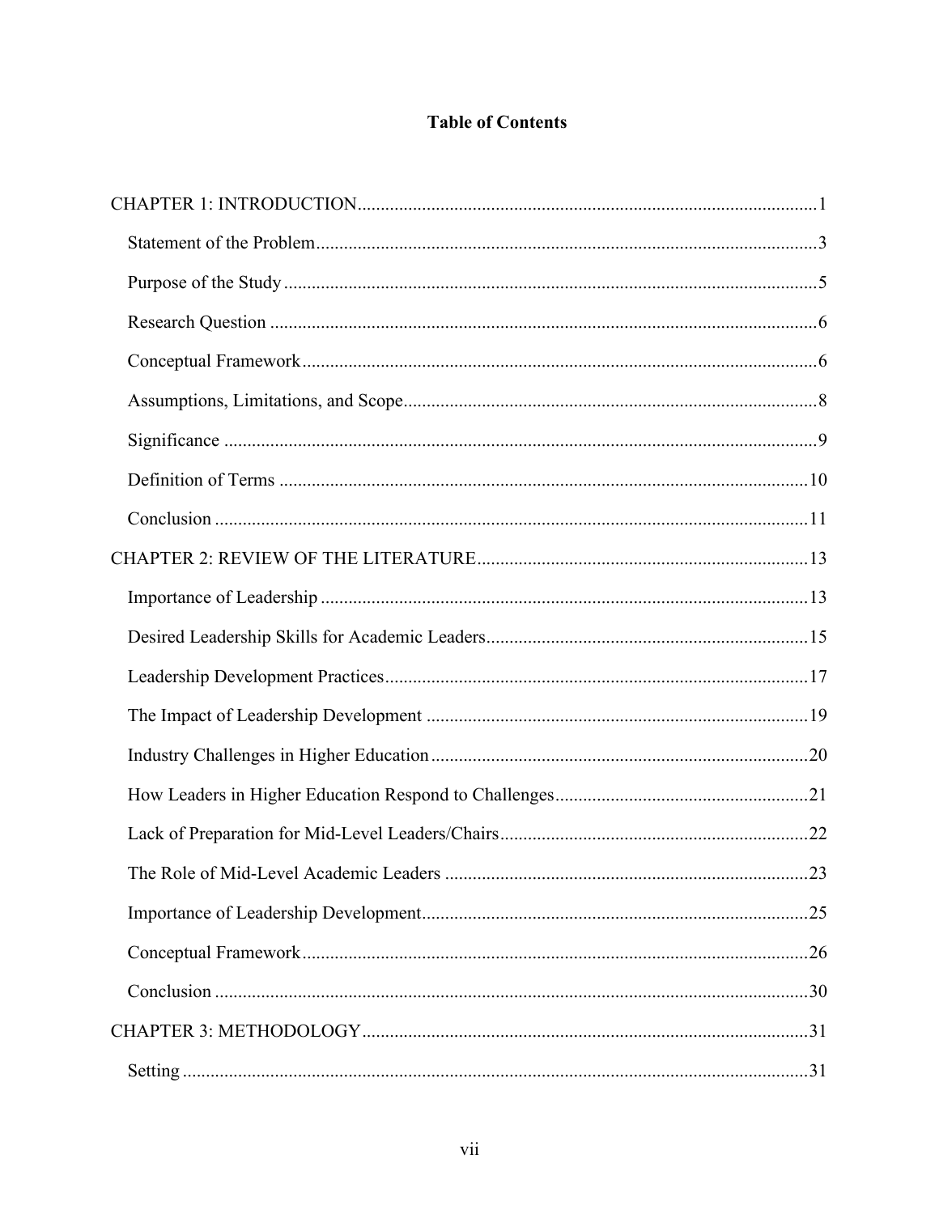# Table of Contents

CHAPTER 1: INTRODUCTION ........................................................................................ 1

- Statement of the Problem ........................................................................................ 3
- Purpose of the Study ............................................................................................... 5
- Research Question .................................................................................................. 6
- Conceptual Framework ........................................................................................... 6
- Assumptions, Limitations, and Scope ..................................................................... 8
- Significance ............................................................................................................ 9
- Definition of Terms ............................................................................................... 10
- Conclusion ............................................................................................................ 11

CHAPTER 2: REVIEW OF THE LITERATURE ......................................................... 13

- Importance of Leadership ..................................................................................... 13
- Desired Leadership Skills for Academic Leaders ................................................. 15
- Leadership Development Practices ....................................................................... 17
- The Impact of Leadership Development .............................................................. 19
- Industry Challenges in Higher Education ............................................................. 20
- How Leaders in Higher Education Respond to Challenges .................................. 21
- Lack of Preparation for Mid-Level Leaders/Chairs .............................................. 22
- The Role of Mid-Level Academic Leaders .......................................................... 23
- Importance of Leadership Development ............................................................... 25
- Conceptual Framework ......................................................................................... 26
- Conclusion ............................................................................................................ 30

CHAPTER 3: METHODOLOGY .................................................................................. 31

- Setting ................................................................................................................... 31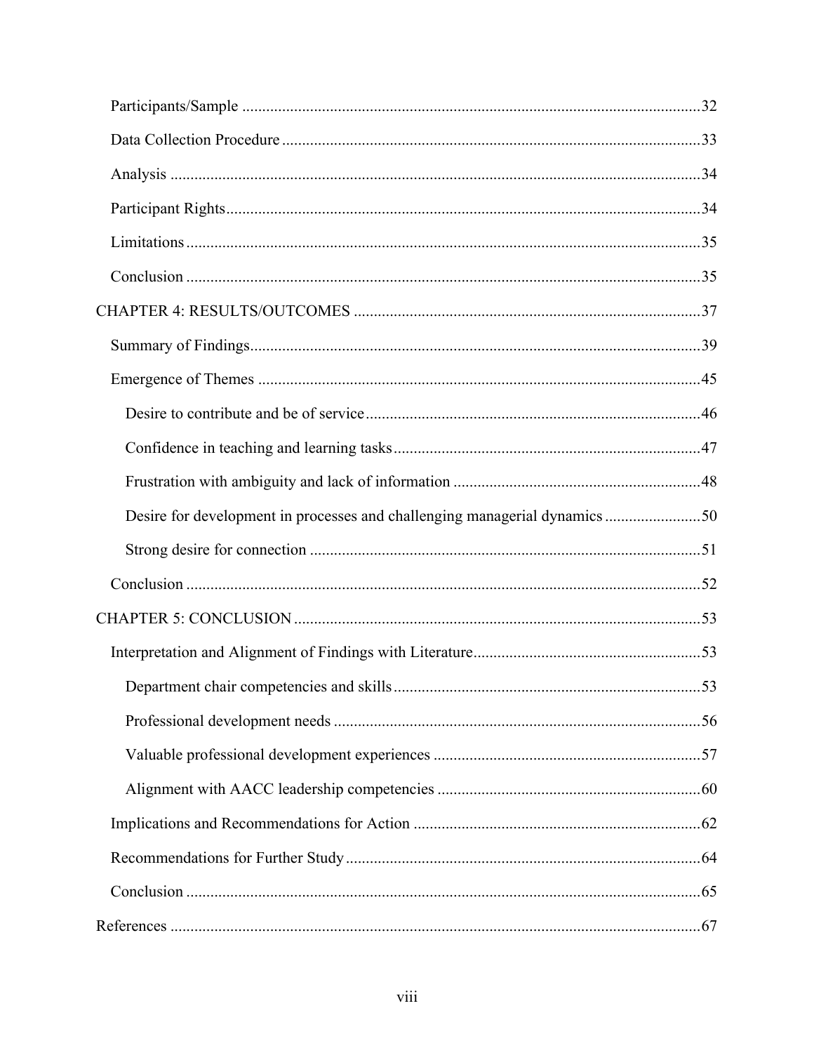Participants/Sample ....................................................................................................32

Data Collection Procedure ...........................................................................................33

Analysis .......................................................................................................................34

Participant Rights.........................................................................................................34

Limitations ...................................................................................................................35

Conclusion ...................................................................................................................35

CHAPTER 4: RESULTS/OUTCOMES .........................................................................37

Summary of Findings...................................................................................................39

Emergence of Themes .................................................................................................45

Desire to contribute and be of service ......................................................................46

Confidence in teaching and learning tasks ...............................................................47

Frustration with ambiguity and lack of information ................................................48

Desire for development in processes and challenging managerial dynamics ..........50

Strong desire for connection .....................................................................................51

Conclusion ...................................................................................................................52

CHAPTER 5: CONCLUSION ........................................................................................53

Interpretation and Alignment of Findings with Literature...........................................53

Department chair competencies and skills ...............................................................53

Professional development needs ..............................................................................56

Valuable professional development experiences .....................................................57

Alignment with AACC leadership competencies ....................................................60

Implications and Recommendations for Action ..........................................................62

Recommendations for Further Study ...........................................................................64

Conclusion ...................................................................................................................65

References .......................................................................................................................67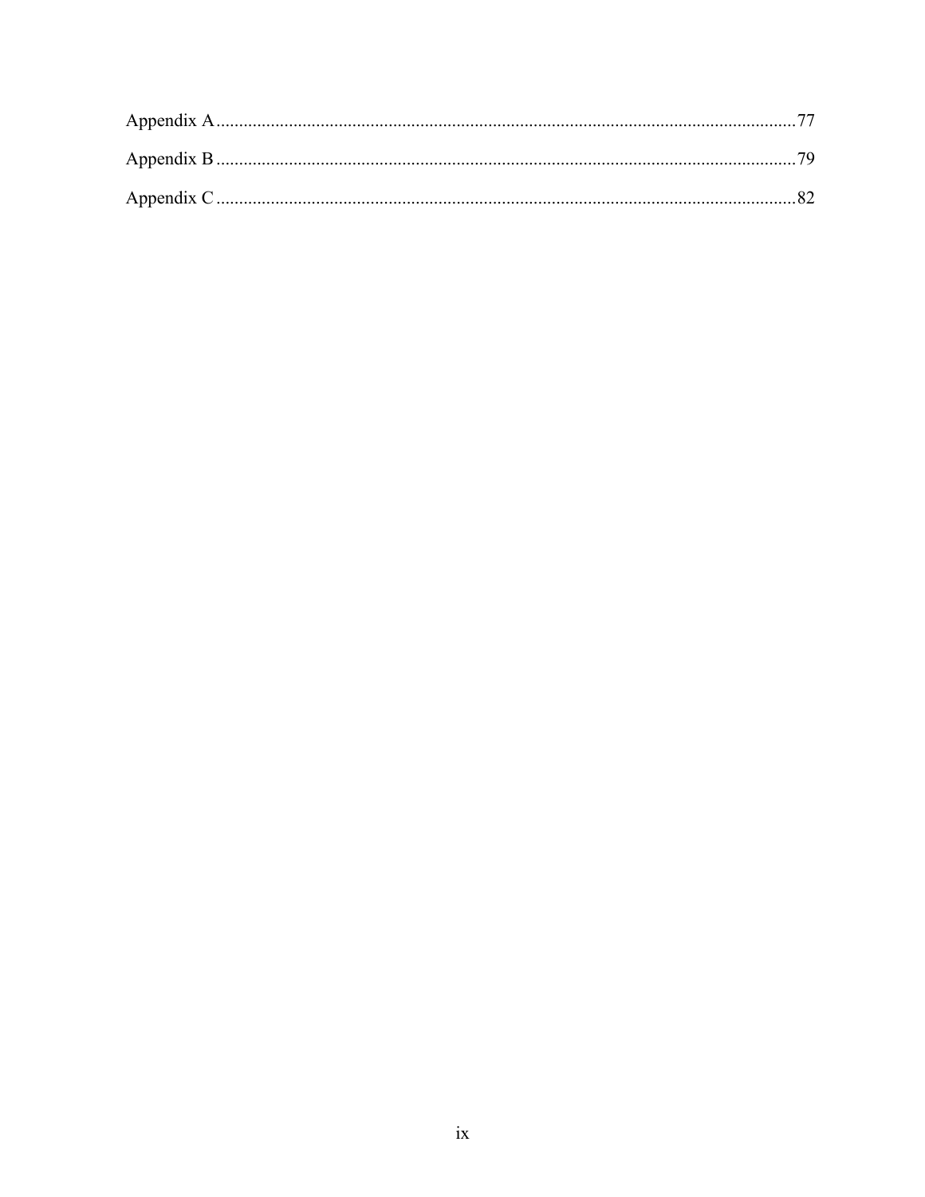Appendix A ............................................................................................................................77

Appendix B ............................................................................................................................79

Appendix C ............................................................................................................................82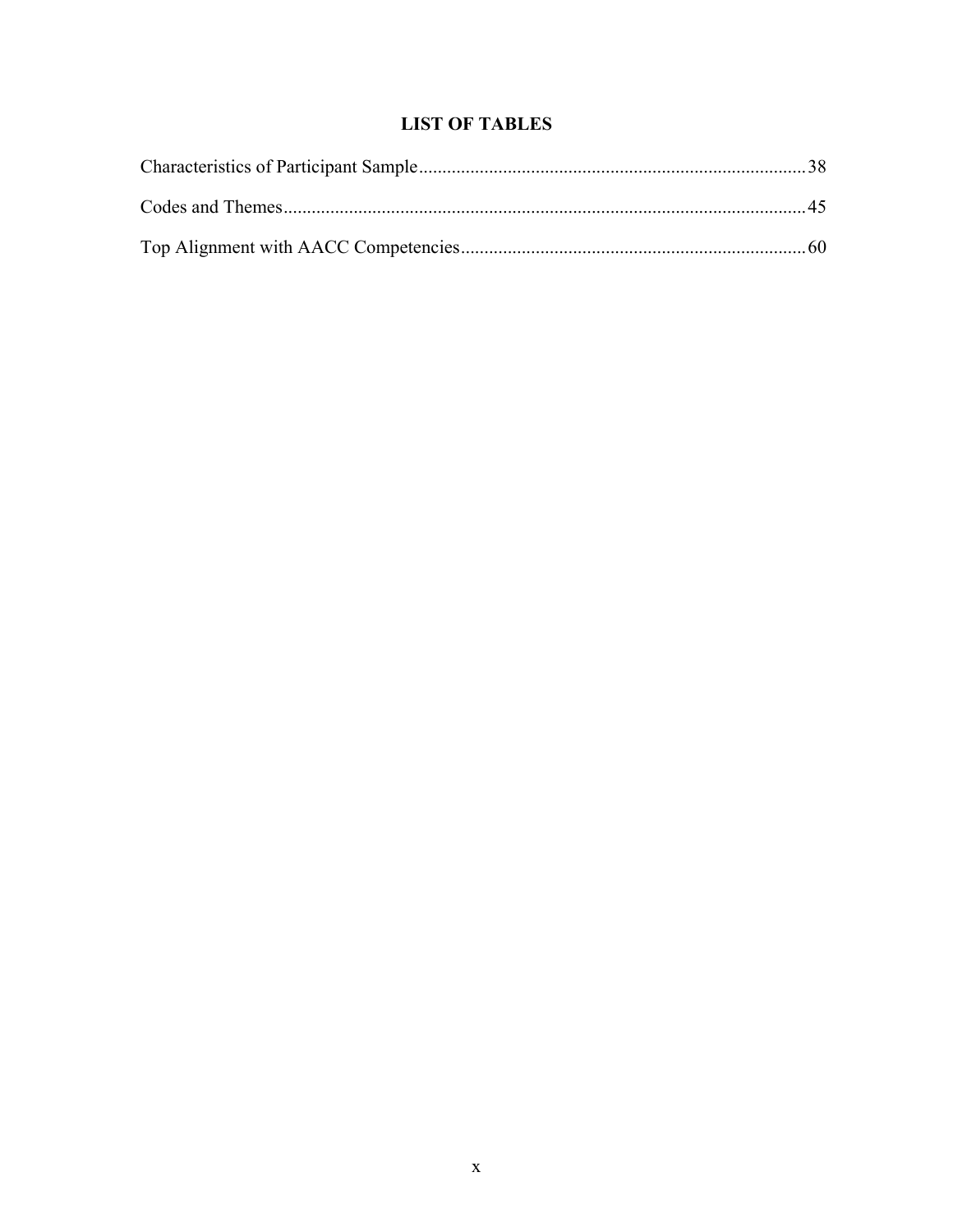# LIST OF TABLES

Characteristics of Participant Sample....................................................................................38

Codes and Themes..................................................................................................................45

Top Alignment with AACC Competencies.............................................................................60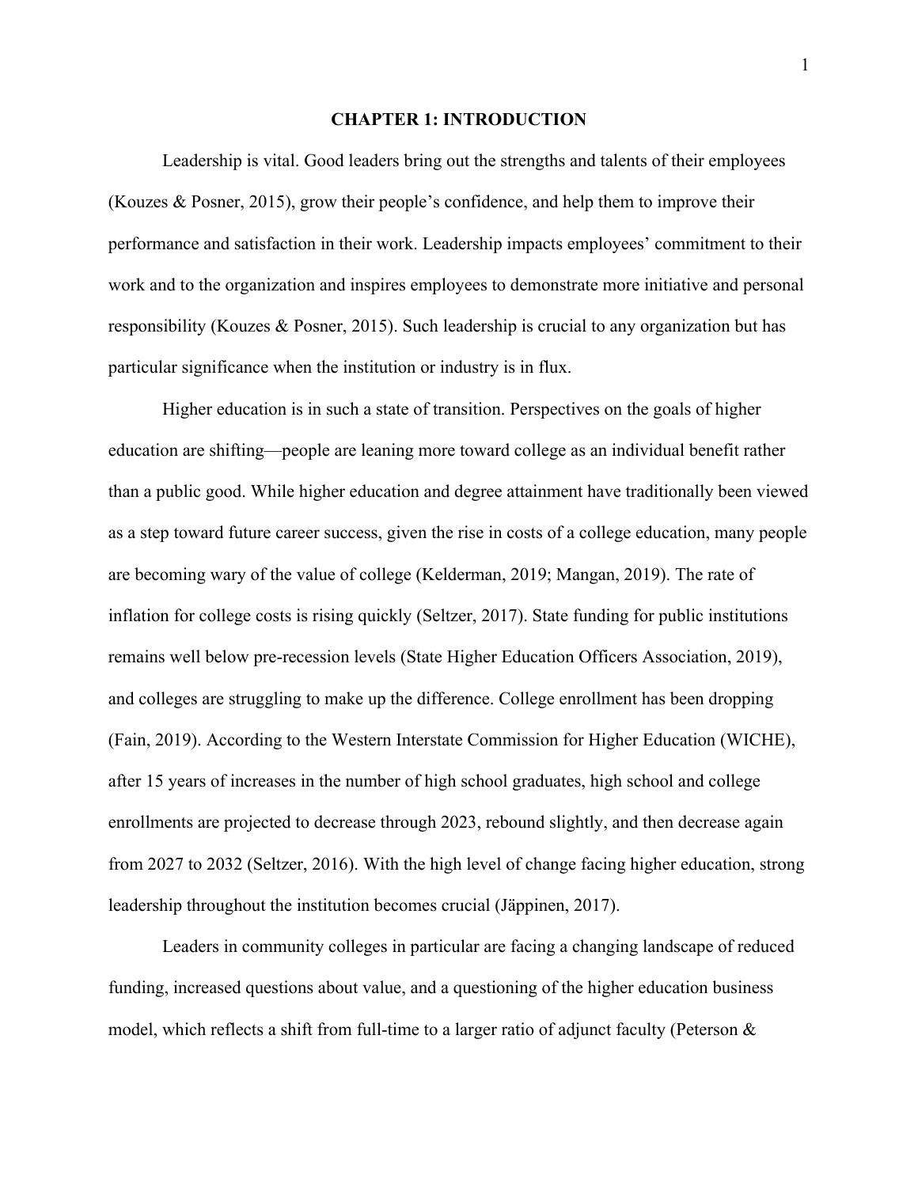# CHAPTER 1: INTRODUCTION

Leadership is vital. Good leaders bring out the strengths and talents of their employees (Kouzes & Posner, 2015), grow their people's confidence, and help them to improve their performance and satisfaction in their work. Leadership impacts employees' commitment to their work and to the organization and inspires employees to demonstrate more initiative and personal responsibility (Kouzes & Posner, 2015). Such leadership is crucial to any organization but has particular significance when the institution or industry is in flux.

Higher education is in such a state of transition. Perspectives on the goals of higher education are shifting—people are leaning more toward college as an individual benefit rather than a public good. While higher education and degree attainment have traditionally been viewed as a step toward future career success, given the rise in costs of a college education, many people are becoming wary of the value of college (Kelderman, 2019; Mangan, 2019). The rate of inflation for college costs is rising quickly (Seltzer, 2017). State funding for public institutions remains well below pre-recession levels (State Higher Education Officers Association, 2019), and colleges are struggling to make up the difference. College enrollment has been dropping (Fain, 2019). According to the Western Interstate Commission for Higher Education (WICHE), after 15 years of increases in the number of high school graduates, high school and college enrollments are projected to decrease through 2023, rebound slightly, and then decrease again from 2027 to 2032 (Seltzer, 2016). With the high level of change facing higher education, strong leadership throughout the institution becomes crucial (Jäppinen, 2017).

Leaders in community colleges in particular are facing a changing landscape of reduced funding, increased questions about value, and a questioning of the higher education business model, which reflects a shift from full-time to a larger ratio of adjunct faculty (Peterson &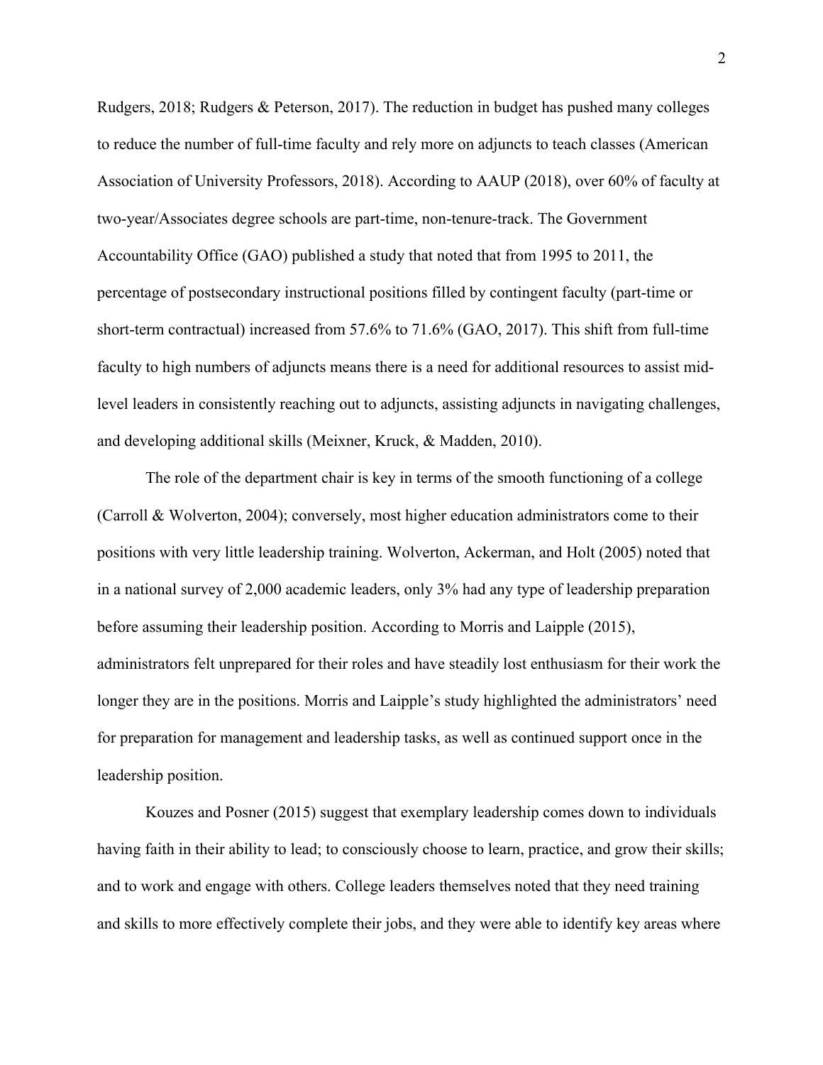Rudgers, 2018; Rudgers & Peterson, 2017). The reduction in budget has pushed many colleges to reduce the number of full-time faculty and rely more on adjuncts to teach classes (American Association of University Professors, 2018). According to AAUP (2018), over 60% of faculty at two-year/Associates degree schools are part-time, non-tenure-track. The Government Accountability Office (GAO) published a study that noted that from 1995 to 2011, the percentage of postsecondary instructional positions filled by contingent faculty (part-time or short-term contractual) increased from 57.6% to 71.6% (GAO, 2017). This shift from full-time faculty to high numbers of adjuncts means there is a need for additional resources to assist mid-level leaders in consistently reaching out to adjuncts, assisting adjuncts in navigating challenges, and developing additional skills (Meixner, Kruck, & Madden, 2010).

The role of the department chair is key in terms of the smooth functioning of a college (Carroll & Wolverton, 2004); conversely, most higher education administrators come to their positions with very little leadership training. Wolverton, Ackerman, and Holt (2005) noted that in a national survey of 2,000 academic leaders, only 3% had any type of leadership preparation before assuming their leadership position. According to Morris and Laipple (2015), administrators felt unprepared for their roles and have steadily lost enthusiasm for their work the longer they are in the positions. Morris and Laipple's study highlighted the administrators' need for preparation for management and leadership tasks, as well as continued support once in the leadership position.

Kouzes and Posner (2015) suggest that exemplary leadership comes down to individuals having faith in their ability to lead; to consciously choose to learn, practice, and grow their skills; and to work and engage with others. College leaders themselves noted that they need training and skills to more effectively complete their jobs, and they were able to identify key areas where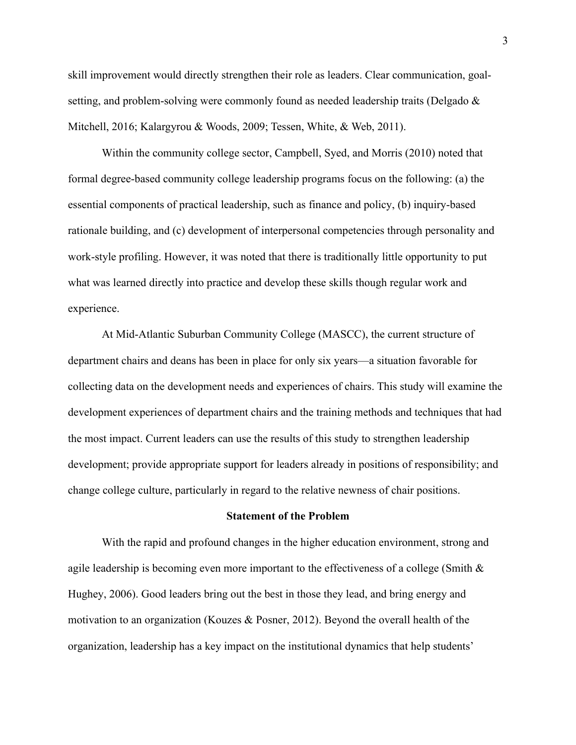skill improvement would directly strengthen their role as leaders. Clear communication, goal-setting, and problem-solving were commonly found as needed leadership traits (Delgado & Mitchell, 2016; Kalargyrou & Woods, 2009; Tessen, White, & Web, 2011).

Within the community college sector, Campbell, Syed, and Morris (2010) noted that formal degree-based community college leadership programs focus on the following: (a) the essential components of practical leadership, such as finance and policy, (b) inquiry-based rationale building, and (c) development of interpersonal competencies through personality and work-style profiling. However, it was noted that there is traditionally little opportunity to put what was learned directly into practice and develop these skills though regular work and experience.

At Mid-Atlantic Suburban Community College (MASCC), the current structure of department chairs and deans has been in place for only six years—a situation favorable for collecting data on the development needs and experiences of chairs. This study will examine the development experiences of department chairs and the training methods and techniques that had the most impact. Current leaders can use the results of this study to strengthen leadership development; provide appropriate support for leaders already in positions of responsibility; and change college culture, particularly in regard to the relative newness of chair positions.

## Statement of the Problem

With the rapid and profound changes in the higher education environment, strong and agile leadership is becoming even more important to the effectiveness of a college (Smith & Hughey, 2006). Good leaders bring out the best in those they lead, and bring energy and motivation to an organization (Kouzes & Posner, 2012). Beyond the overall health of the organization, leadership has a key impact on the institutional dynamics that help students'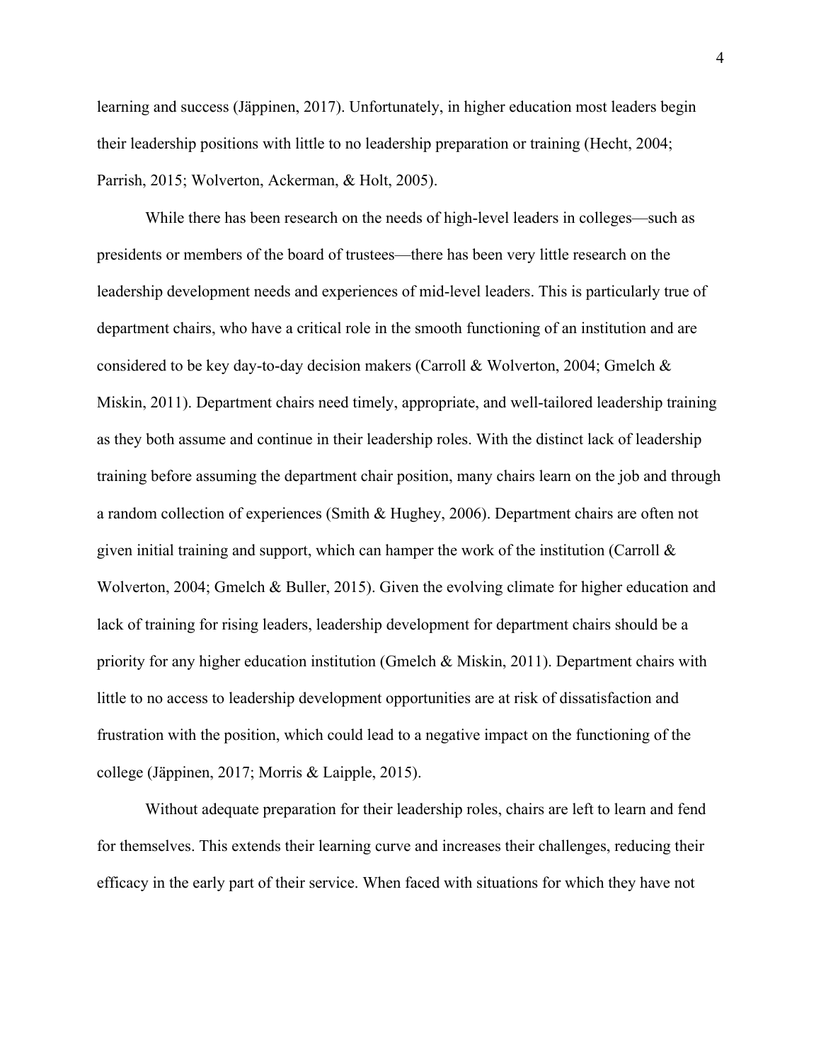learning and success (Jäppinen, 2017). Unfortunately, in higher education most leaders begin their leadership positions with little to no leadership preparation or training (Hecht, 2004; Parrish, 2015; Wolverton, Ackerman, & Holt, 2005).

While there has been research on the needs of high-level leaders in colleges—such as presidents or members of the board of trustees—there has been very little research on the leadership development needs and experiences of mid-level leaders. This is particularly true of department chairs, who have a critical role in the smooth functioning of an institution and are considered to be key day-to-day decision makers (Carroll & Wolverton, 2004; Gmelch & Miskin, 2011). Department chairs need timely, appropriate, and well-tailored leadership training as they both assume and continue in their leadership roles. With the distinct lack of leadership training before assuming the department chair position, many chairs learn on the job and through a random collection of experiences (Smith & Hughey, 2006). Department chairs are often not given initial training and support, which can hamper the work of the institution (Carroll & Wolverton, 2004; Gmelch & Buller, 2015). Given the evolving climate for higher education and lack of training for rising leaders, leadership development for department chairs should be a priority for any higher education institution (Gmelch & Miskin, 2011). Department chairs with little to no access to leadership development opportunities are at risk of dissatisfaction and frustration with the position, which could lead to a negative impact on the functioning of the college (Jäppinen, 2017; Morris & Laipple, 2015).

Without adequate preparation for their leadership roles, chairs are left to learn and fend for themselves. This extends their learning curve and increases their challenges, reducing their efficacy in the early part of their service. When faced with situations for which they have not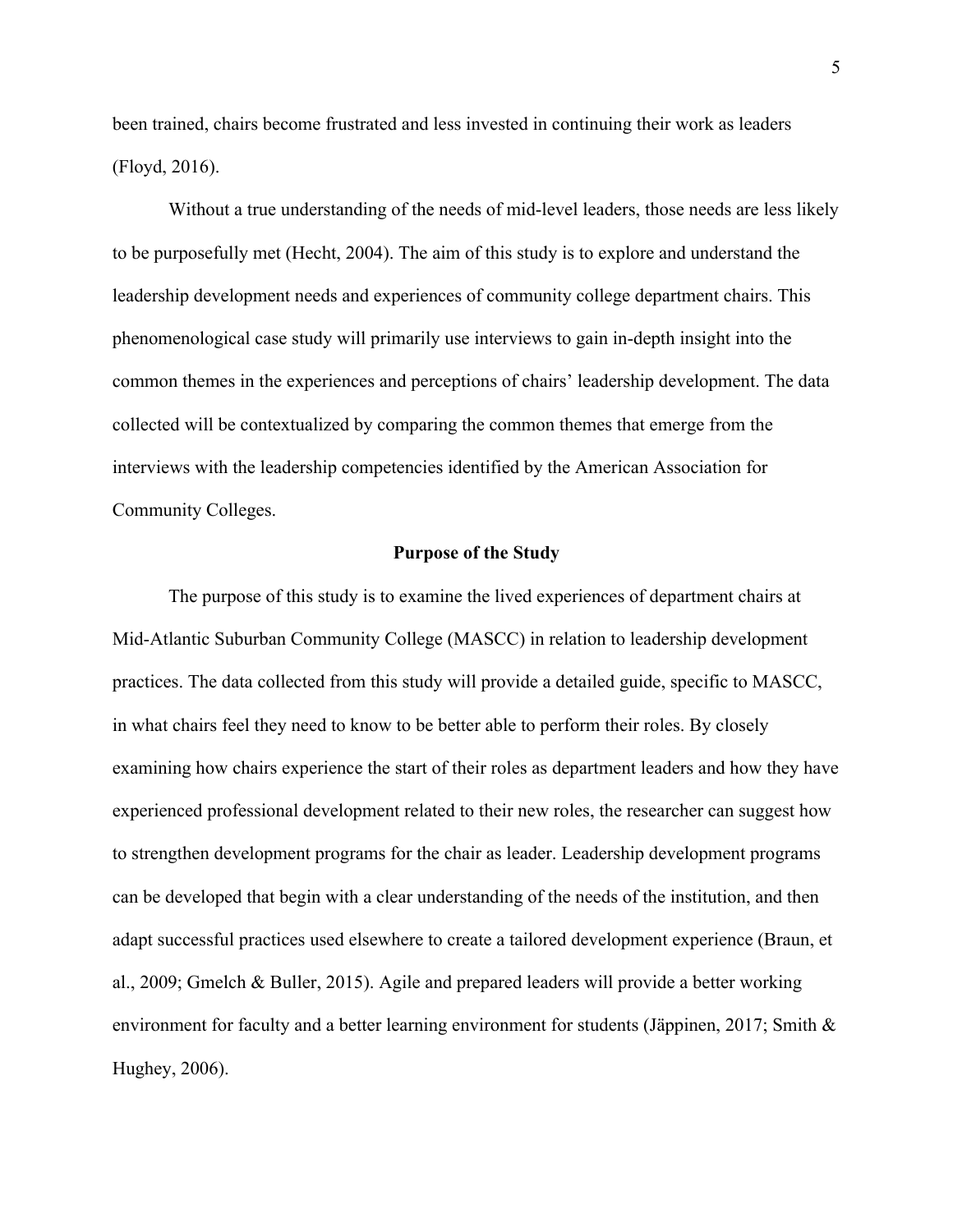been trained, chairs become frustrated and less invested in continuing their work as leaders (Floyd, 2016).

Without a true understanding of the needs of mid-level leaders, those needs are less likely to be purposefully met (Hecht, 2004). The aim of this study is to explore and understand the leadership development needs and experiences of community college department chairs. This phenomenological case study will primarily use interviews to gain in-depth insight into the common themes in the experiences and perceptions of chairs' leadership development. The data collected will be contextualized by comparing the common themes that emerge from the interviews with the leadership competencies identified by the American Association for Community Colleges.

## Purpose of the Study

The purpose of this study is to examine the lived experiences of department chairs at Mid-Atlantic Suburban Community College (MASCC) in relation to leadership development practices. The data collected from this study will provide a detailed guide, specific to MASCC, in what chairs feel they need to know to be better able to perform their roles. By closely examining how chairs experience the start of their roles as department leaders and how they have experienced professional development related to their new roles, the researcher can suggest how to strengthen development programs for the chair as leader. Leadership development programs can be developed that begin with a clear understanding of the needs of the institution, and then adapt successful practices used elsewhere to create a tailored development experience (Braun, et al., 2009; Gmelch & Buller, 2015). Agile and prepared leaders will provide a better working environment for faculty and a better learning environment for students (Jäppinen, 2017; Smith & Hughey, 2006).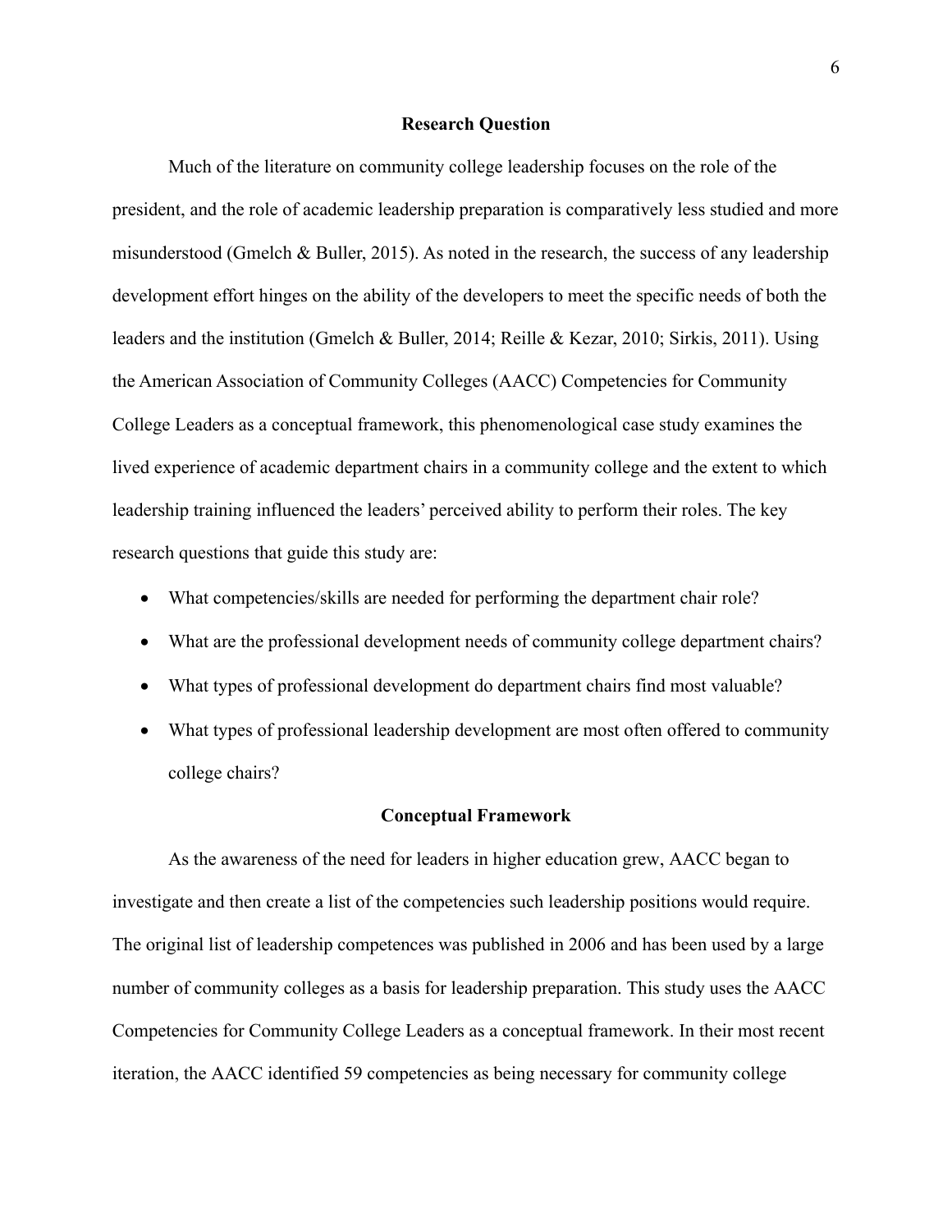## Research Question

Much of the literature on community college leadership focuses on the role of the president, and the role of academic leadership preparation is comparatively less studied and more misunderstood (Gmelch & Buller, 2015). As noted in the research, the success of any leadership development effort hinges on the ability of the developers to meet the specific needs of both the leaders and the institution (Gmelch & Buller, 2014; Reille & Kezar, 2010; Sirkis, 2011). Using the American Association of Community Colleges (AACC) Competencies for Community College Leaders as a conceptual framework, this phenomenological case study examines the lived experience of academic department chairs in a community college and the extent to which leadership training influenced the leaders' perceived ability to perform their roles. The key research questions that guide this study are:

- What competencies/skills are needed for performing the department chair role?
- What are the professional development needs of community college department chairs?
- What types of professional development do department chairs find most valuable?
- What types of professional leadership development are most often offered to community college chairs?

## Conceptual Framework

As the awareness of the need for leaders in higher education grew, AACC began to investigate and then create a list of the competencies such leadership positions would require. The original list of leadership competences was published in 2006 and has been used by a large number of community colleges as a basis for leadership preparation. This study uses the AACC Competencies for Community College Leaders as a conceptual framework. In their most recent iteration, the AACC identified 59 competencies as being necessary for community college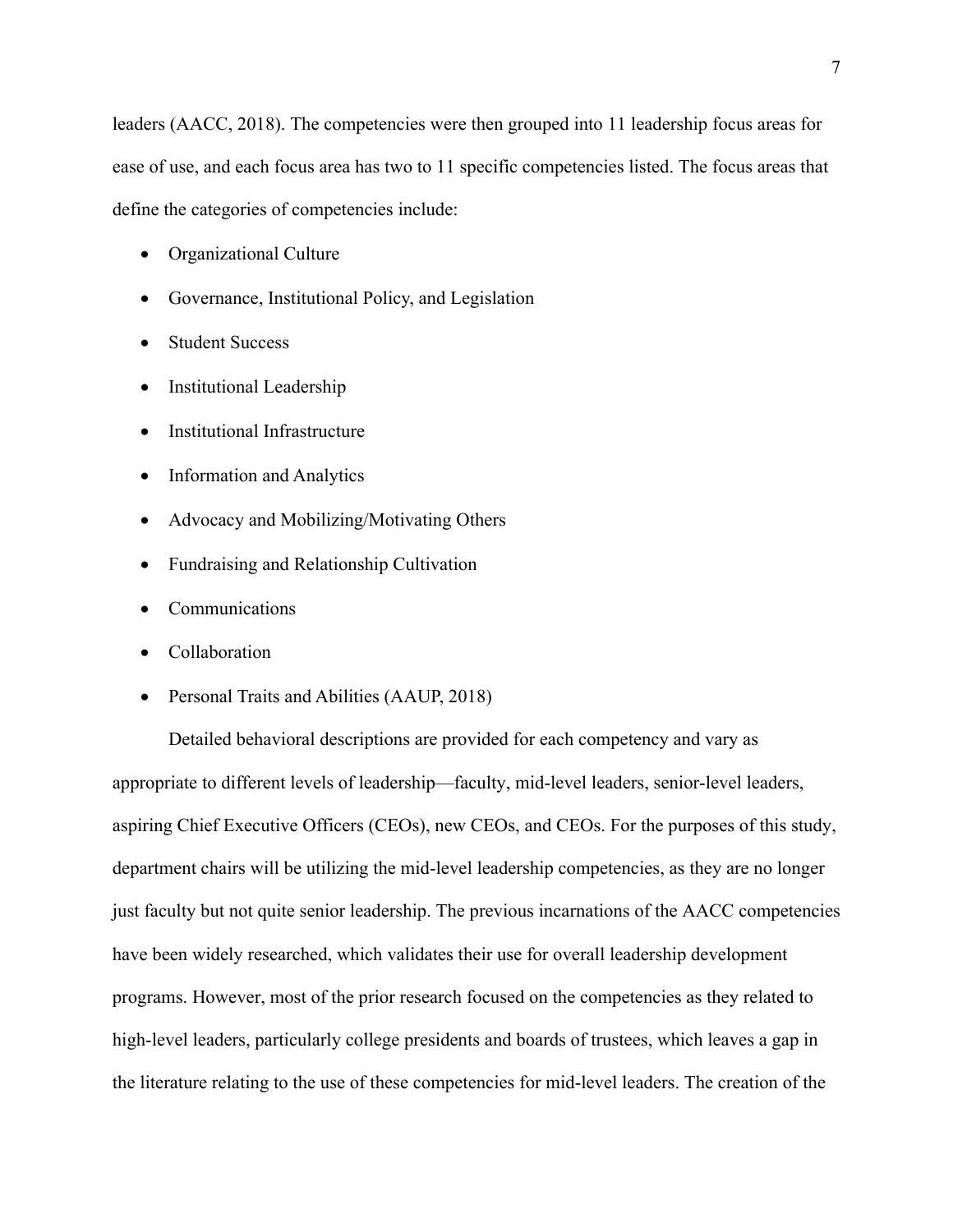leaders (AACC, 2018). The competencies were then grouped into 11 leadership focus areas for ease of use, and each focus area has two to 11 specific competencies listed. The focus areas that define the categories of competencies include:

- Organizational Culture
- Governance, Institutional Policy, and Legislation
- Student Success
- Institutional Leadership
- Institutional Infrastructure
- Information and Analytics
- Advocacy and Mobilizing/Motivating Others
- Fundraising and Relationship Cultivation
- Communications
- Collaboration
- Personal Traits and Abilities (AAUP, 2018)

Detailed behavioral descriptions are provided for each competency and vary as appropriate to different levels of leadership—faculty, mid-level leaders, senior-level leaders, aspiring Chief Executive Officers (CEOs), new CEOs, and CEOs. For the purposes of this study, department chairs will be utilizing the mid-level leadership competencies, as they are no longer just faculty but not quite senior leadership. The previous incarnations of the AACC competencies have been widely researched, which validates their use for overall leadership development programs. However, most of the prior research focused on the competencies as they related to high-level leaders, particularly college presidents and boards of trustees, which leaves a gap in the literature relating to the use of these competencies for mid-level leaders. The creation of the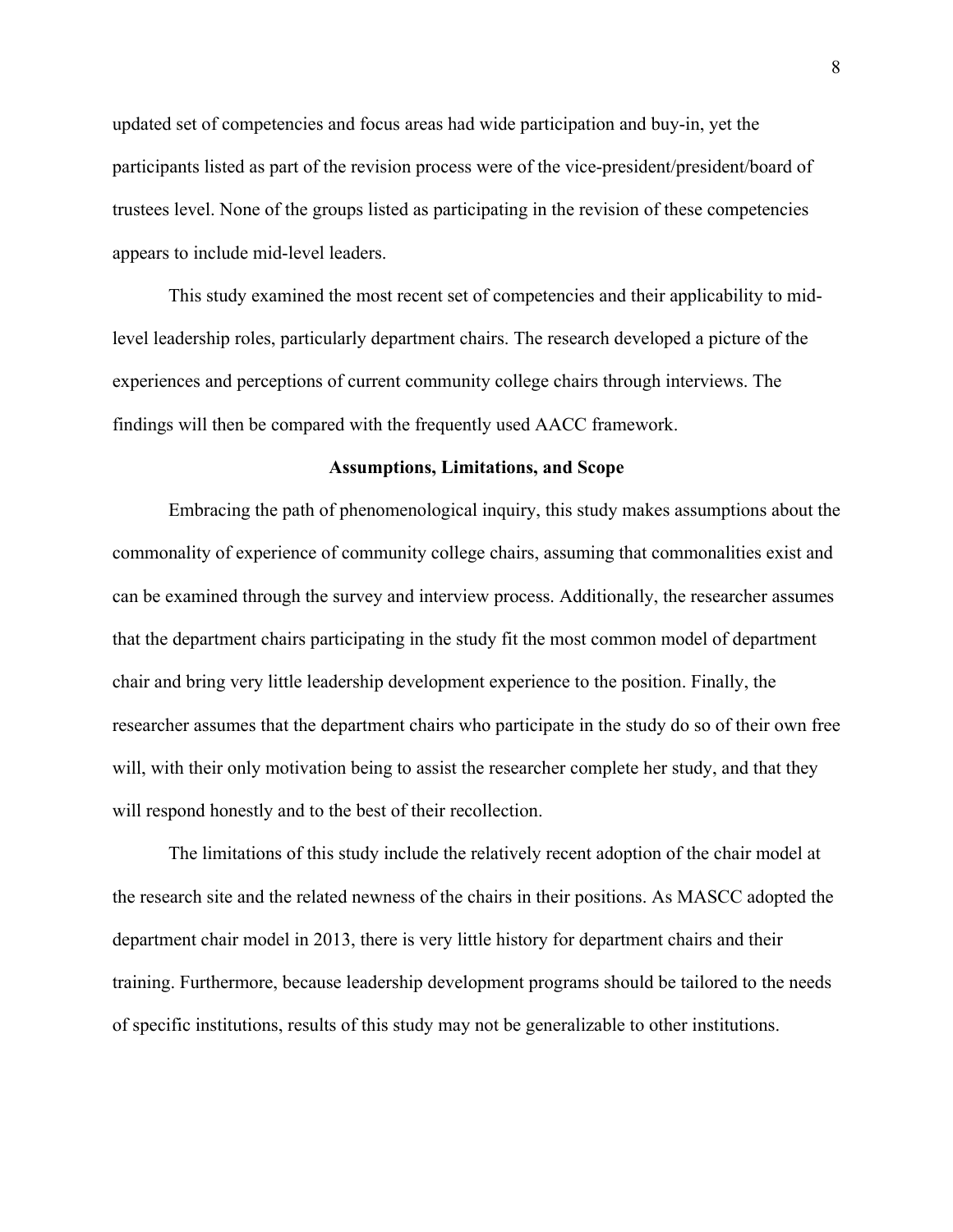updated set of competencies and focus areas had wide participation and buy-in, yet the participants listed as part of the revision process were of the vice-president/president/board of trustees level. None of the groups listed as participating in the revision of these competencies appears to include mid-level leaders.

This study examined the most recent set of competencies and their applicability to mid-level leadership roles, particularly department chairs. The research developed a picture of the experiences and perceptions of current community college chairs through interviews. The findings will then be compared with the frequently used AACC framework.

## Assumptions, Limitations, and Scope

Embracing the path of phenomenological inquiry, this study makes assumptions about the commonality of experience of community college chairs, assuming that commonalities exist and can be examined through the survey and interview process. Additionally, the researcher assumes that the department chairs participating in the study fit the most common model of department chair and bring very little leadership development experience to the position. Finally, the researcher assumes that the department chairs who participate in the study do so of their own free will, with their only motivation being to assist the researcher complete her study, and that they will respond honestly and to the best of their recollection.

The limitations of this study include the relatively recent adoption of the chair model at the research site and the related newness of the chairs in their positions. As MASCC adopted the department chair model in 2013, there is very little history for department chairs and their training. Furthermore, because leadership development programs should be tailored to the needs of specific institutions, results of this study may not be generalizable to other institutions.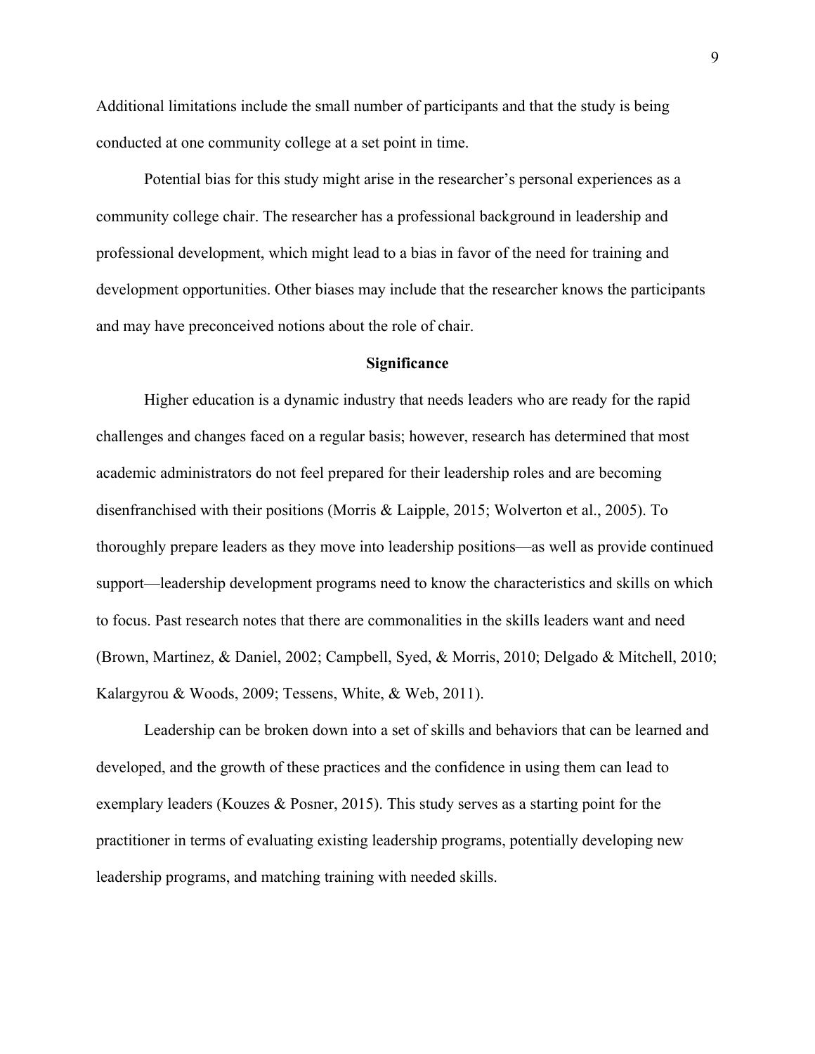Additional limitations include the small number of participants and that the study is being conducted at one community college at a set point in time.

Potential bias for this study might arise in the researcher's personal experiences as a community college chair. The researcher has a professional background in leadership and professional development, which might lead to a bias in favor of the need for training and development opportunities. Other biases may include that the researcher knows the participants and may have preconceived notions about the role of chair.

## Significance

Higher education is a dynamic industry that needs leaders who are ready for the rapid challenges and changes faced on a regular basis; however, research has determined that most academic administrators do not feel prepared for their leadership roles and are becoming disenfranchised with their positions (Morris & Laipple, 2015; Wolverton et al., 2005). To thoroughly prepare leaders as they move into leadership positions—as well as provide continued support—leadership development programs need to know the characteristics and skills on which to focus. Past research notes that there are commonalities in the skills leaders want and need (Brown, Martinez, & Daniel, 2002; Campbell, Syed, & Morris, 2010; Delgado & Mitchell, 2010; Kalargyrou & Woods, 2009; Tessens, White, & Web, 2011).

Leadership can be broken down into a set of skills and behaviors that can be learned and developed, and the growth of these practices and the confidence in using them can lead to exemplary leaders (Kouzes & Posner, 2015). This study serves as a starting point for the practitioner in terms of evaluating existing leadership programs, potentially developing new leadership programs, and matching training with needed skills.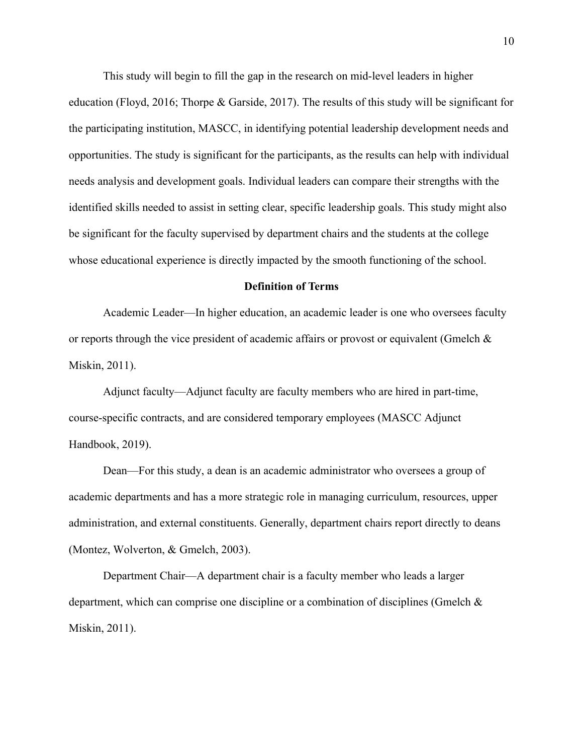This study will begin to fill the gap in the research on mid-level leaders in higher education (Floyd, 2016; Thorpe & Garside, 2017). The results of this study will be significant for the participating institution, MASCC, in identifying potential leadership development needs and opportunities. The study is significant for the participants, as the results can help with individual needs analysis and development goals. Individual leaders can compare their strengths with the identified skills needed to assist in setting clear, specific leadership goals. This study might also be significant for the faculty supervised by department chairs and the students at the college whose educational experience is directly impacted by the smooth functioning of the school.

## Definition of Terms

Academic Leader—In higher education, an academic leader is one who oversees faculty or reports through the vice president of academic affairs or provost or equivalent (Gmelch & Miskin, 2011).

Adjunct faculty—Adjunct faculty are faculty members who are hired in part-time, course-specific contracts, and are considered temporary employees (MASCC Adjunct Handbook, 2019).

Dean—For this study, a dean is an academic administrator who oversees a group of academic departments and has a more strategic role in managing curriculum, resources, upper administration, and external constituents. Generally, department chairs report directly to deans (Montez, Wolverton, & Gmelch, 2003).

Department Chair—A department chair is a faculty member who leads a larger department, which can comprise one discipline or a combination of disciplines (Gmelch & Miskin, 2011).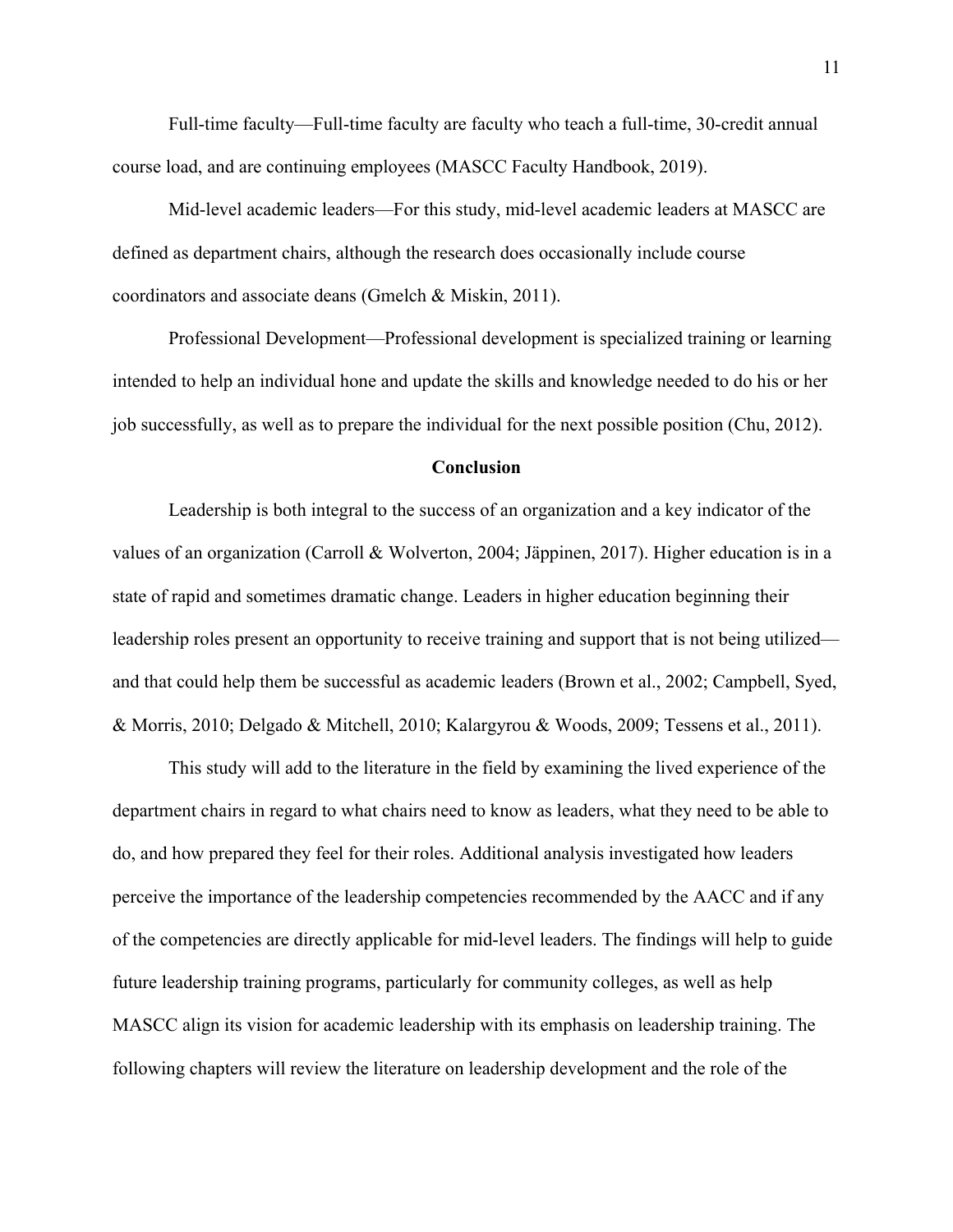Full-time faculty—Full-time faculty are faculty who teach a full-time, 30-credit annual course load, and are continuing employees (MASCC Faculty Handbook, 2019).

Mid-level academic leaders—For this study, mid-level academic leaders at MASCC are defined as department chairs, although the research does occasionally include course coordinators and associate deans (Gmelch & Miskin, 2011).

Professional Development—Professional development is specialized training or learning intended to help an individual hone and update the skills and knowledge needed to do his or her job successfully, as well as to prepare the individual for the next possible position (Chu, 2012).

## Conclusion

Leadership is both integral to the success of an organization and a key indicator of the values of an organization (Carroll & Wolverton, 2004; Jäppinen, 2017). Higher education is in a state of rapid and sometimes dramatic change. Leaders in higher education beginning their leadership roles present an opportunity to receive training and support that is not being utilized—and that could help them be successful as academic leaders (Brown et al., 2002; Campbell, Syed, & Morris, 2010; Delgado & Mitchell, 2010; Kalargyrou & Woods, 2009; Tessens et al., 2011).

This study will add to the literature in the field by examining the lived experience of the department chairs in regard to what chairs need to know as leaders, what they need to be able to do, and how prepared they feel for their roles. Additional analysis investigated how leaders perceive the importance of the leadership competencies recommended by the AACC and if any of the competencies are directly applicable for mid-level leaders. The findings will help to guide future leadership training programs, particularly for community colleges, as well as help MASCC align its vision for academic leadership with its emphasis on leadership training. The following chapters will review the literature on leadership development and the role of the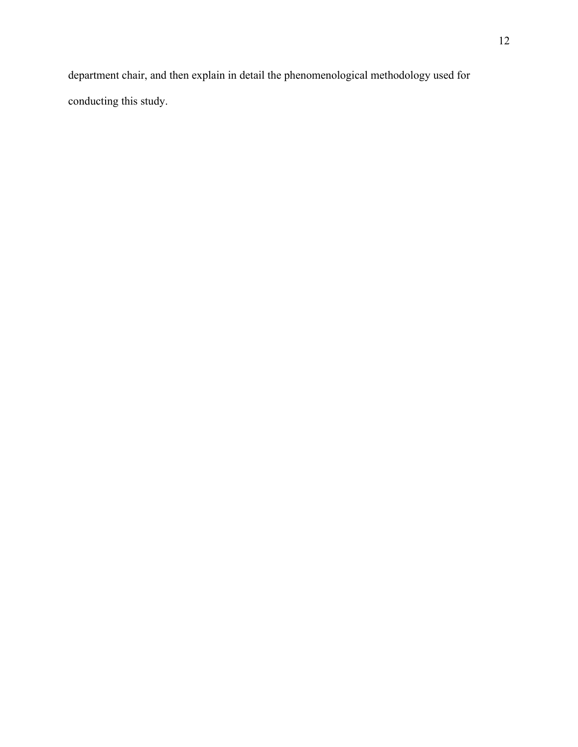department chair, and then explain in detail the phenomenological methodology used for conducting this study.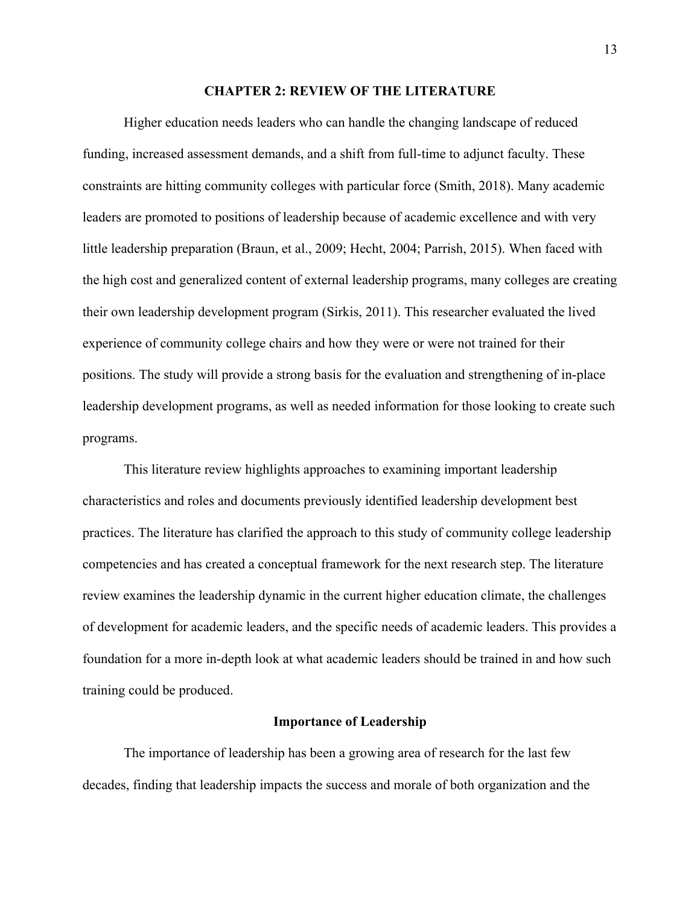# CHAPTER 2: REVIEW OF THE LITERATURE

Higher education needs leaders who can handle the changing landscape of reduced funding, increased assessment demands, and a shift from full-time to adjunct faculty. These constraints are hitting community colleges with particular force (Smith, 2018). Many academic leaders are promoted to positions of leadership because of academic excellence and with very little leadership preparation (Braun, et al., 2009; Hecht, 2004; Parrish, 2015). When faced with the high cost and generalized content of external leadership programs, many colleges are creating their own leadership development program (Sirkis, 2011). This researcher evaluated the lived experience of community college chairs and how they were or were not trained for their positions. The study will provide a strong basis for the evaluation and strengthening of in-place leadership development programs, as well as needed information for those looking to create such programs.

This literature review highlights approaches to examining important leadership characteristics and roles and documents previously identified leadership development best practices. The literature has clarified the approach to this study of community college leadership competencies and has created a conceptual framework for the next research step. The literature review examines the leadership dynamic in the current higher education climate, the challenges of development for academic leaders, and the specific needs of academic leaders. This provides a foundation for a more in-depth look at what academic leaders should be trained in and how such training could be produced.

## Importance of Leadership

The importance of leadership has been a growing area of research for the last few decades, finding that leadership impacts the success and morale of both organization and the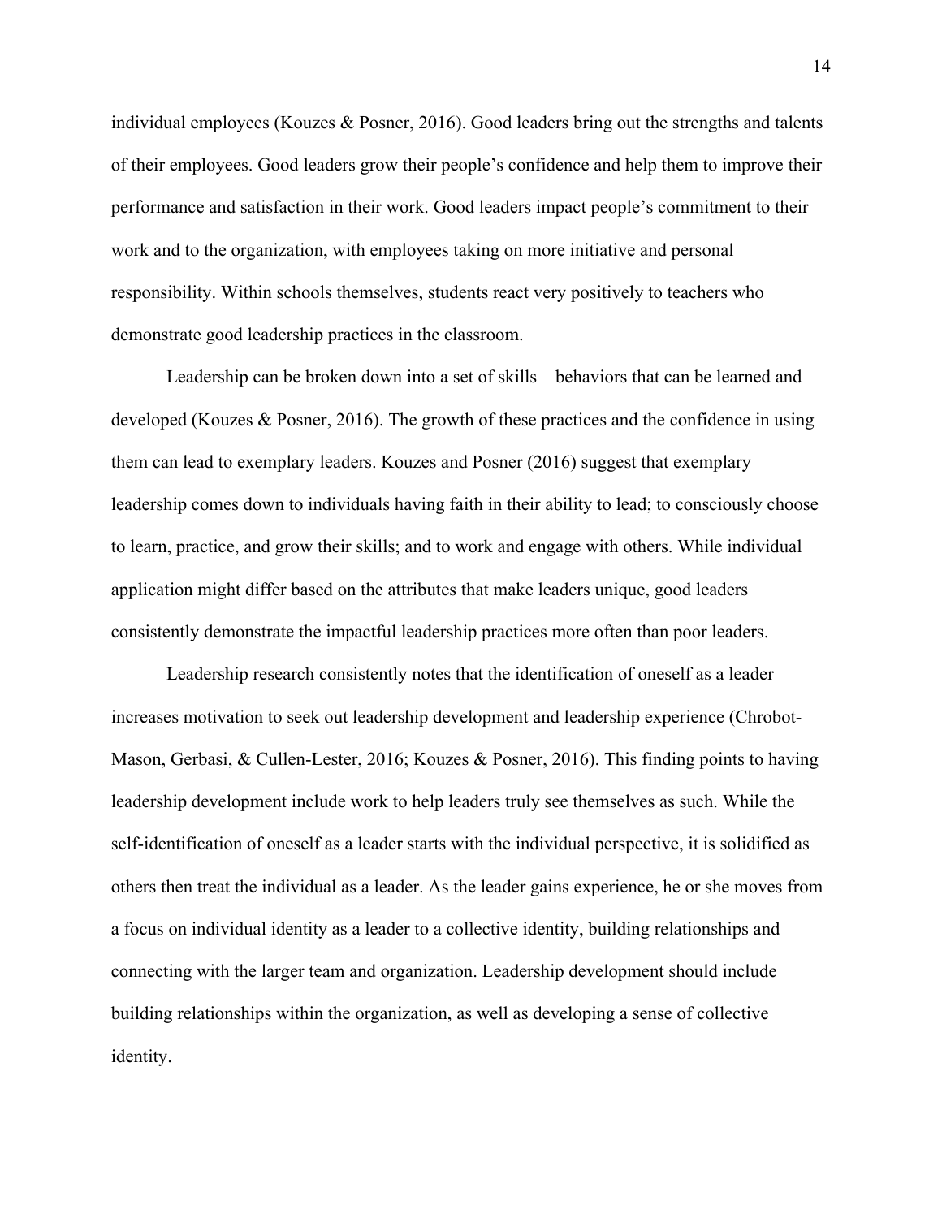individual employees (Kouzes & Posner, 2016). Good leaders bring out the strengths and talents of their employees. Good leaders grow their people's confidence and help them to improve their performance and satisfaction in their work. Good leaders impact people's commitment to their work and to the organization, with employees taking on more initiative and personal responsibility. Within schools themselves, students react very positively to teachers who demonstrate good leadership practices in the classroom.

Leadership can be broken down into a set of skills—behaviors that can be learned and developed (Kouzes & Posner, 2016). The growth of these practices and the confidence in using them can lead to exemplary leaders. Kouzes and Posner (2016) suggest that exemplary leadership comes down to individuals having faith in their ability to lead; to consciously choose to learn, practice, and grow their skills; and to work and engage with others. While individual application might differ based on the attributes that make leaders unique, good leaders consistently demonstrate the impactful leadership practices more often than poor leaders.

Leadership research consistently notes that the identification of oneself as a leader increases motivation to seek out leadership development and leadership experience (Chrobot-Mason, Gerbasi, & Cullen-Lester, 2016; Kouzes & Posner, 2016). This finding points to having leadership development include work to help leaders truly see themselves as such. While the self-identification of oneself as a leader starts with the individual perspective, it is solidified as others then treat the individual as a leader. As the leader gains experience, he or she moves from a focus on individual identity as a leader to a collective identity, building relationships and connecting with the larger team and organization. Leadership development should include building relationships within the organization, as well as developing a sense of collective identity.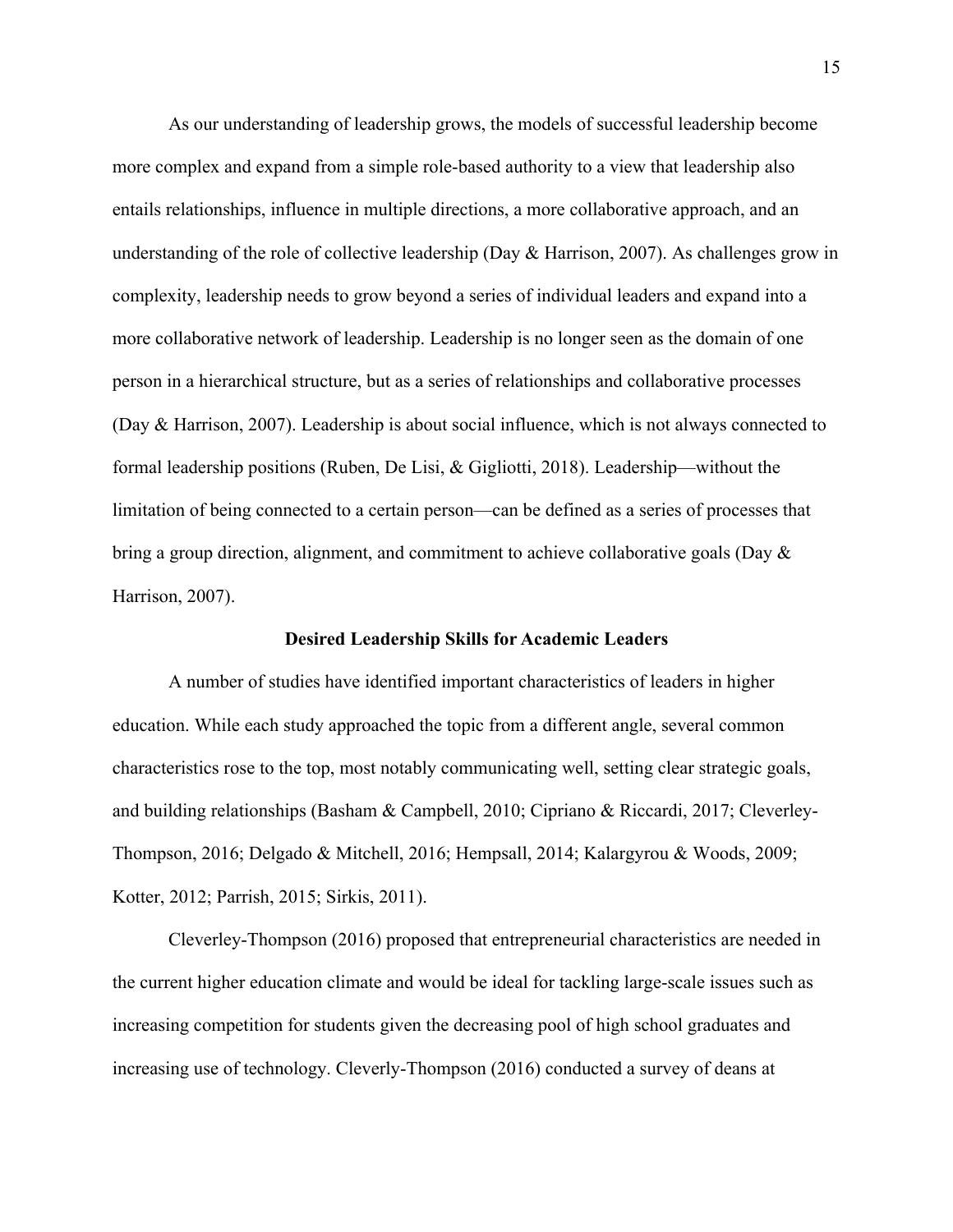As our understanding of leadership grows, the models of successful leadership become more complex and expand from a simple role-based authority to a view that leadership also entails relationships, influence in multiple directions, a more collaborative approach, and an understanding of the role of collective leadership (Day & Harrison, 2007). As challenges grow in complexity, leadership needs to grow beyond a series of individual leaders and expand into a more collaborative network of leadership. Leadership is no longer seen as the domain of one person in a hierarchical structure, but as a series of relationships and collaborative processes (Day & Harrison, 2007). Leadership is about social influence, which is not always connected to formal leadership positions (Ruben, De Lisi, & Gigliotti, 2018). Leadership—without the limitation of being connected to a certain person—can be defined as a series of processes that bring a group direction, alignment, and commitment to achieve collaborative goals (Day & Harrison, 2007).

## Desired Leadership Skills for Academic Leaders

A number of studies have identified important characteristics of leaders in higher education. While each study approached the topic from a different angle, several common characteristics rose to the top, most notably communicating well, setting clear strategic goals, and building relationships (Basham & Campbell, 2010; Cipriano & Riccardi, 2017; Cleverley-Thompson, 2016; Delgado & Mitchell, 2016; Hempsall, 2014; Kalargyrou & Woods, 2009; Kotter, 2012; Parrish, 2015; Sirkis, 2011).

Cleverley-Thompson (2016) proposed that entrepreneurial characteristics are needed in the current higher education climate and would be ideal for tackling large-scale issues such as increasing competition for students given the decreasing pool of high school graduates and increasing use of technology. Cleverly-Thompson (2016) conducted a survey of deans at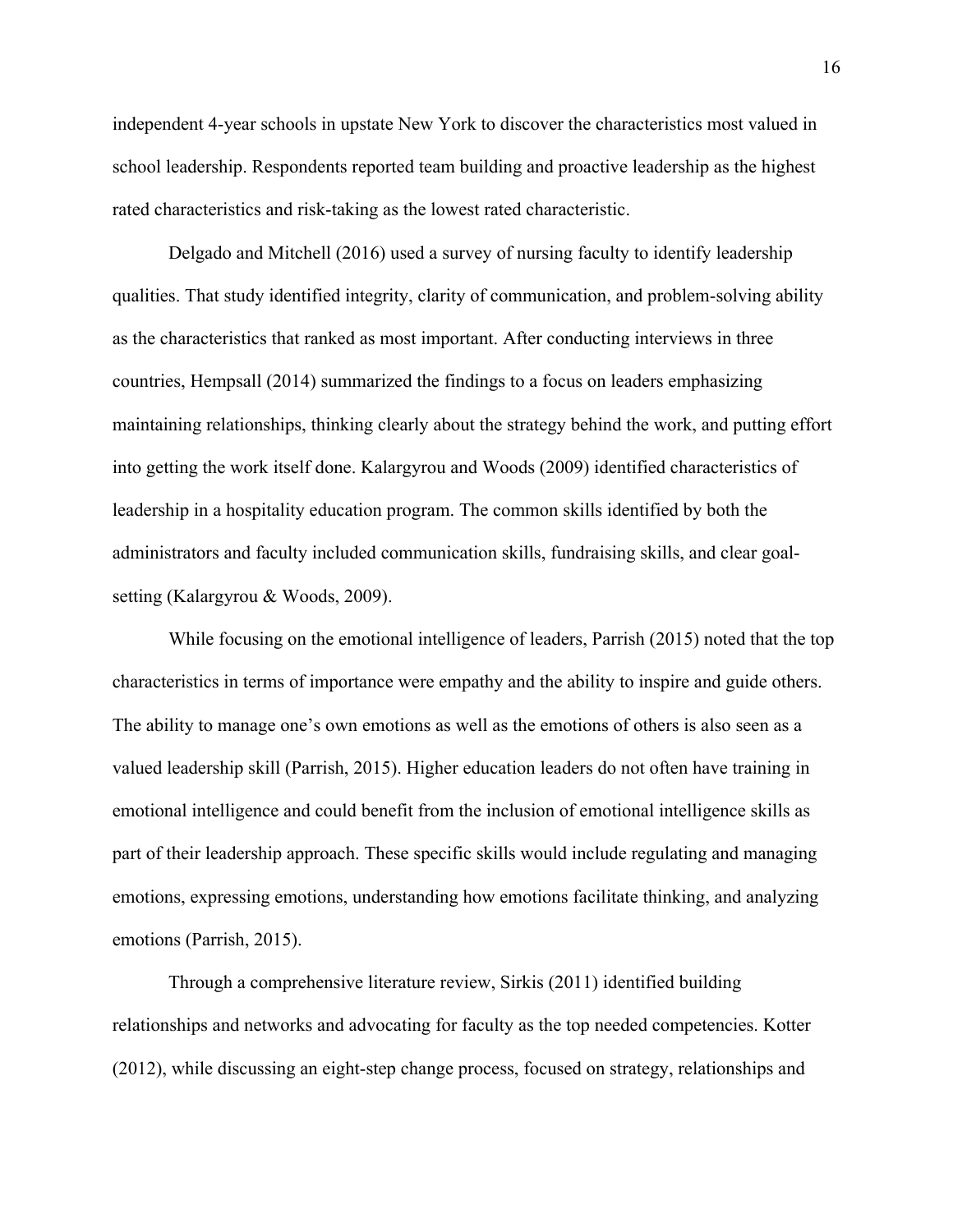independent 4-year schools in upstate New York to discover the characteristics most valued in school leadership. Respondents reported team building and proactive leadership as the highest rated characteristics and risk-taking as the lowest rated characteristic.

Delgado and Mitchell (2016) used a survey of nursing faculty to identify leadership qualities. That study identified integrity, clarity of communication, and problem-solving ability as the characteristics that ranked as most important. After conducting interviews in three countries, Hempsall (2014) summarized the findings to a focus on leaders emphasizing maintaining relationships, thinking clearly about the strategy behind the work, and putting effort into getting the work itself done. Kalargyrou and Woods (2009) identified characteristics of leadership in a hospitality education program. The common skills identified by both the administrators and faculty included communication skills, fundraising skills, and clear goal-setting (Kalargyrou & Woods, 2009).

While focusing on the emotional intelligence of leaders, Parrish (2015) noted that the top characteristics in terms of importance were empathy and the ability to inspire and guide others. The ability to manage one's own emotions as well as the emotions of others is also seen as a valued leadership skill (Parrish, 2015). Higher education leaders do not often have training in emotional intelligence and could benefit from the inclusion of emotional intelligence skills as part of their leadership approach. These specific skills would include regulating and managing emotions, expressing emotions, understanding how emotions facilitate thinking, and analyzing emotions (Parrish, 2015).

Through a comprehensive literature review, Sirkis (2011) identified building relationships and networks and advocating for faculty as the top needed competencies. Kotter (2012), while discussing an eight-step change process, focused on strategy, relationships and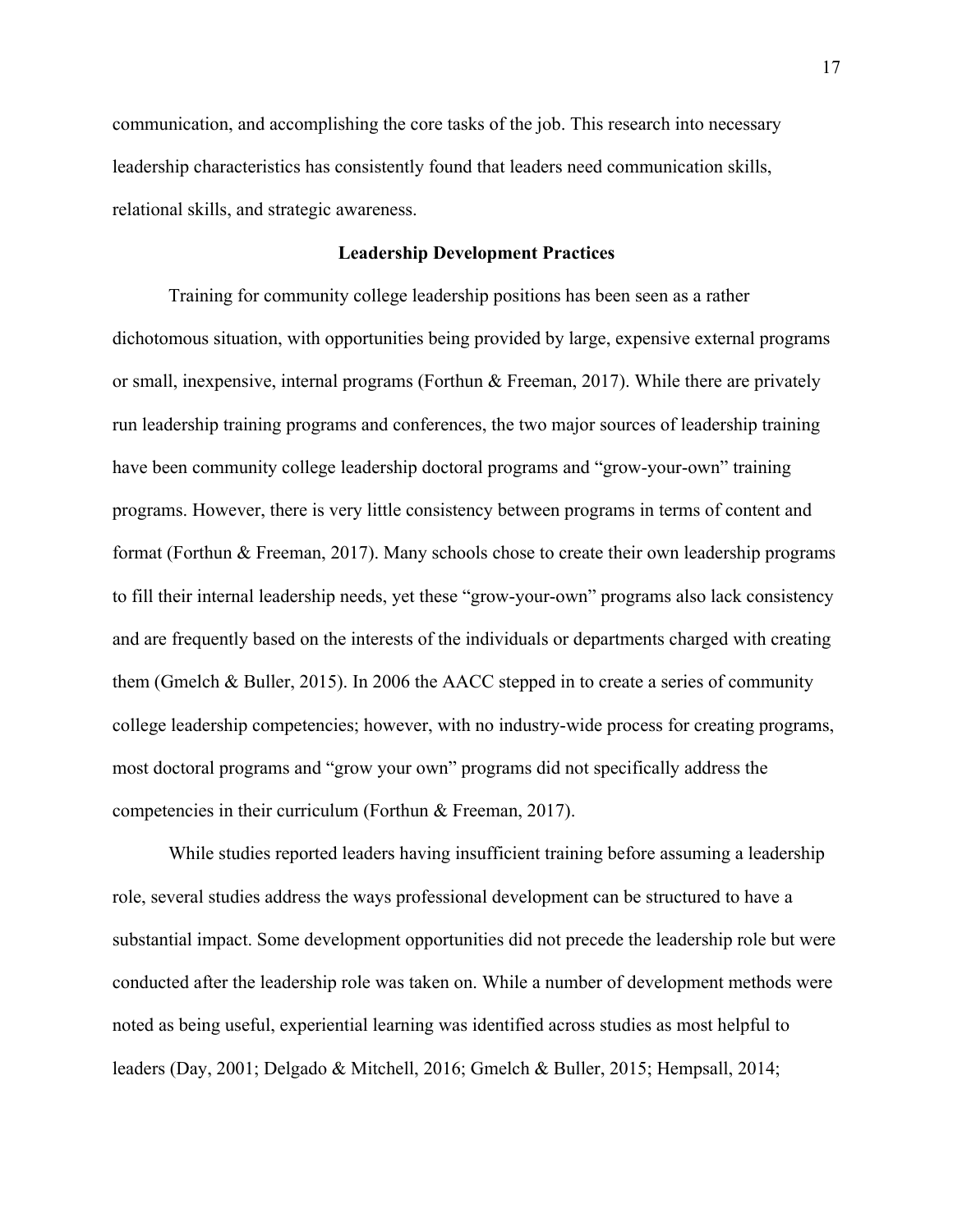communication, and accomplishing the core tasks of the job. This research into necessary leadership characteristics has consistently found that leaders need communication skills, relational skills, and strategic awareness.

## Leadership Development Practices

Training for community college leadership positions has been seen as a rather dichotomous situation, with opportunities being provided by large, expensive external programs or small, inexpensive, internal programs (Forthun & Freeman, 2017). While there are privately run leadership training programs and conferences, the two major sources of leadership training have been community college leadership doctoral programs and "grow-your-own" training programs. However, there is very little consistency between programs in terms of content and format (Forthun & Freeman, 2017). Many schools chose to create their own leadership programs to fill their internal leadership needs, yet these "grow-your-own" programs also lack consistency and are frequently based on the interests of the individuals or departments charged with creating them (Gmelch & Buller, 2015). In 2006 the AACC stepped in to create a series of community college leadership competencies; however, with no industry-wide process for creating programs, most doctoral programs and "grow your own" programs did not specifically address the competencies in their curriculum (Forthun & Freeman, 2017).

While studies reported leaders having insufficient training before assuming a leadership role, several studies address the ways professional development can be structured to have a substantial impact. Some development opportunities did not precede the leadership role but were conducted after the leadership role was taken on. While a number of development methods were noted as being useful, experiential learning was identified across studies as most helpful to leaders (Day, 2001; Delgado & Mitchell, 2016; Gmelch & Buller, 2015; Hempsall, 2014;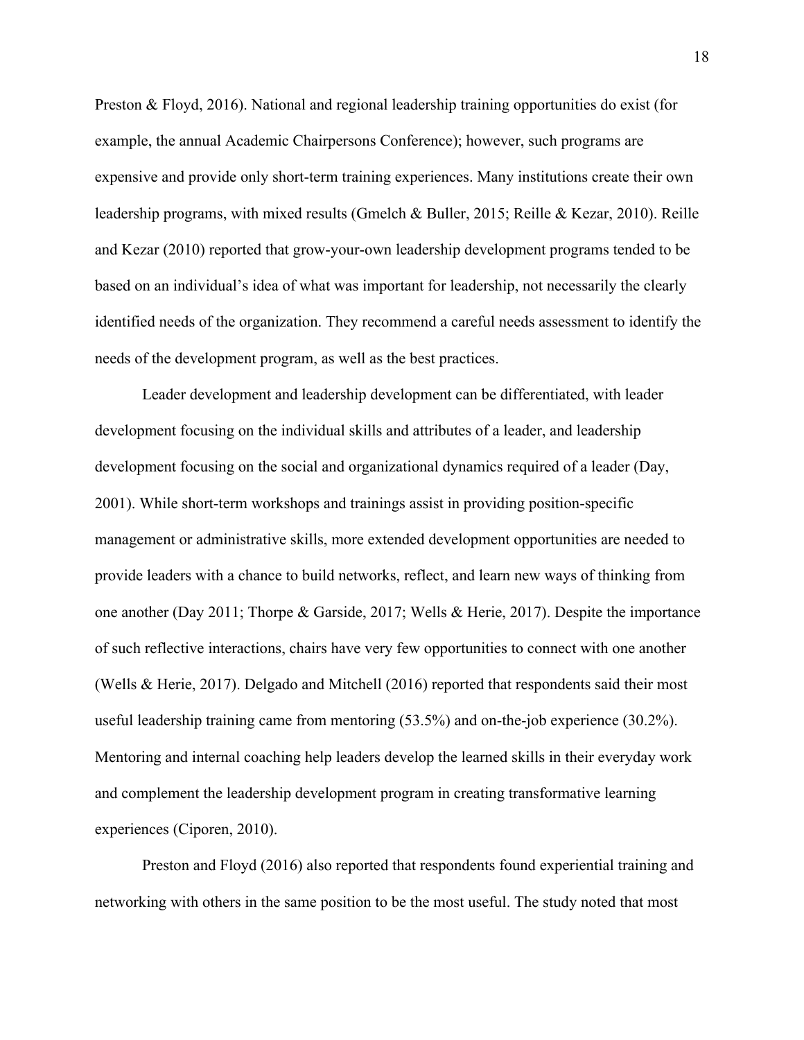Preston & Floyd, 2016). National and regional leadership training opportunities do exist (for example, the annual Academic Chairpersons Conference); however, such programs are expensive and provide only short-term training experiences. Many institutions create their own leadership programs, with mixed results (Gmelch & Buller, 2015; Reille & Kezar, 2010). Reille and Kezar (2010) reported that grow-your-own leadership development programs tended to be based on an individual's idea of what was important for leadership, not necessarily the clearly identified needs of the organization. They recommend a careful needs assessment to identify the needs of the development program, as well as the best practices.

Leader development and leadership development can be differentiated, with leader development focusing on the individual skills and attributes of a leader, and leadership development focusing on the social and organizational dynamics required of a leader (Day, 2001). While short-term workshops and trainings assist in providing position-specific management or administrative skills, more extended development opportunities are needed to provide leaders with a chance to build networks, reflect, and learn new ways of thinking from one another (Day 2011; Thorpe & Garside, 2017; Wells & Herie, 2017). Despite the importance of such reflective interactions, chairs have very few opportunities to connect with one another (Wells & Herie, 2017). Delgado and Mitchell (2016) reported that respondents said their most useful leadership training came from mentoring (53.5%) and on-the-job experience (30.2%). Mentoring and internal coaching help leaders develop the learned skills in their everyday work and complement the leadership development program in creating transformative learning experiences (Ciporen, 2010).

Preston and Floyd (2016) also reported that respondents found experiential training and networking with others in the same position to be the most useful. The study noted that most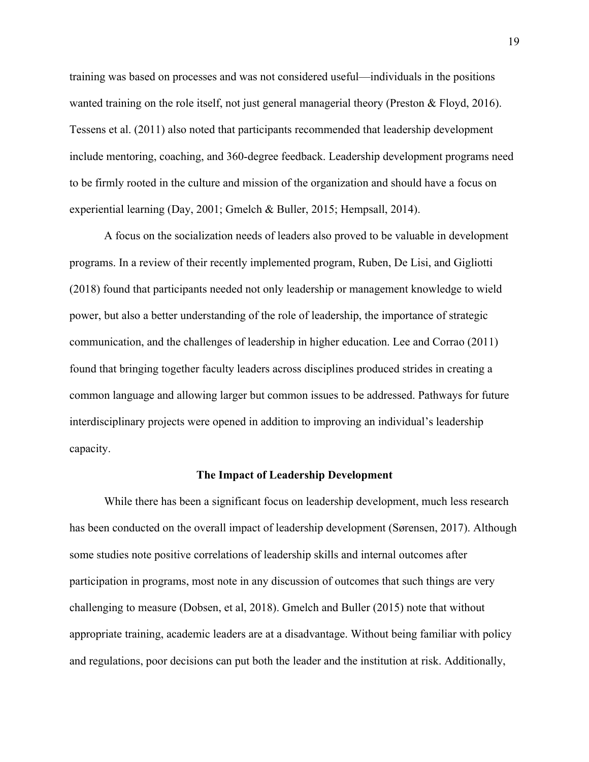training was based on processes and was not considered useful—individuals in the positions wanted training on the role itself, not just general managerial theory (Preston & Floyd, 2016). Tessens et al. (2011) also noted that participants recommended that leadership development include mentoring, coaching, and 360-degree feedback. Leadership development programs need to be firmly rooted in the culture and mission of the organization and should have a focus on experiential learning (Day, 2001; Gmelch & Buller, 2015; Hempsall, 2014).

A focus on the socialization needs of leaders also proved to be valuable in development programs. In a review of their recently implemented program, Ruben, De Lisi, and Gigliotti (2018) found that participants needed not only leadership or management knowledge to wield power, but also a better understanding of the role of leadership, the importance of strategic communication, and the challenges of leadership in higher education. Lee and Corrao (2011) found that bringing together faculty leaders across disciplines produced strides in creating a common language and allowing larger but common issues to be addressed. Pathways for future interdisciplinary projects were opened in addition to improving an individual's leadership capacity.

## The Impact of Leadership Development

While there has been a significant focus on leadership development, much less research has been conducted on the overall impact of leadership development (Sørensen, 2017). Although some studies note positive correlations of leadership skills and internal outcomes after participation in programs, most note in any discussion of outcomes that such things are very challenging to measure (Dobsen, et al, 2018). Gmelch and Buller (2015) note that without appropriate training, academic leaders are at a disadvantage. Without being familiar with policy and regulations, poor decisions can put both the leader and the institution at risk. Additionally,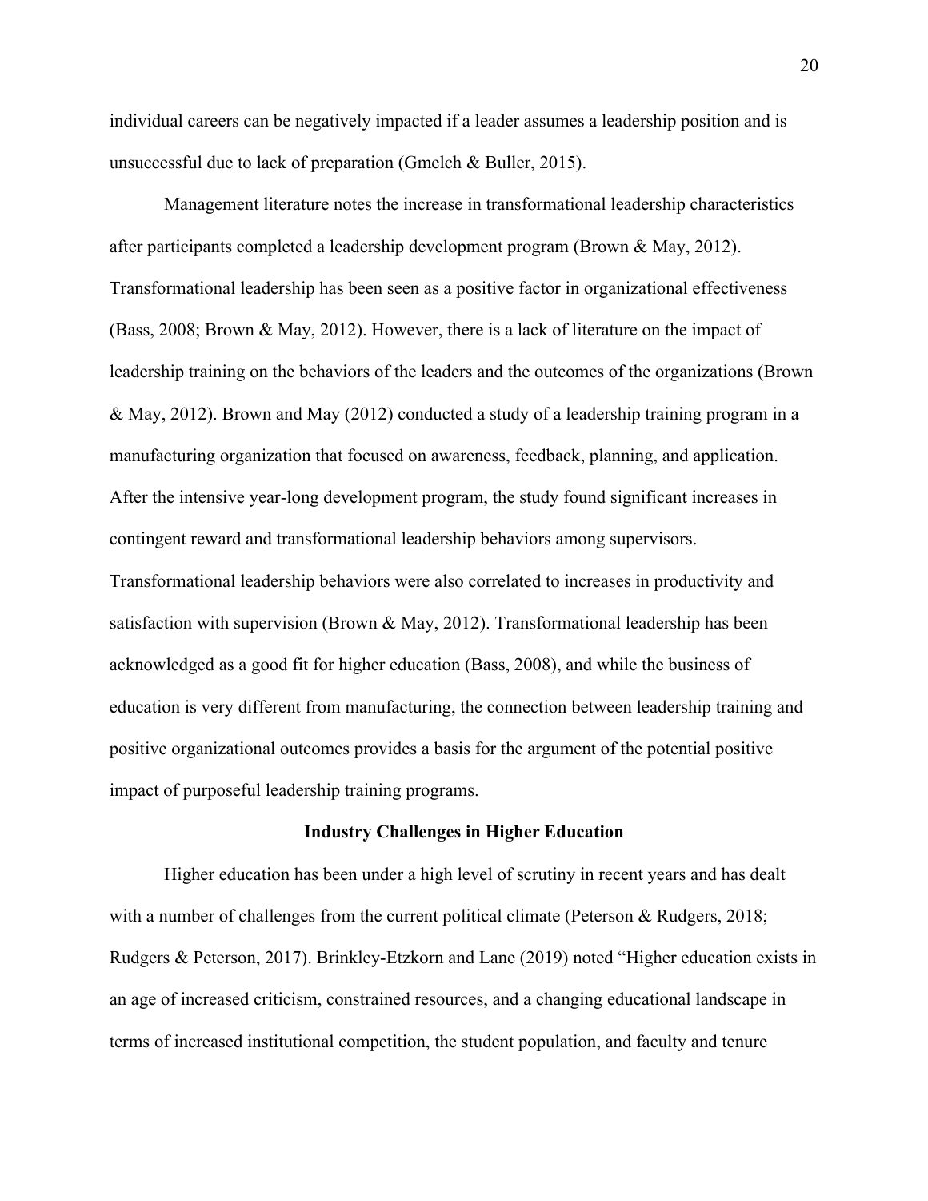individual careers can be negatively impacted if a leader assumes a leadership position and is unsuccessful due to lack of preparation (Gmelch & Buller, 2015).

Management literature notes the increase in transformational leadership characteristics after participants completed a leadership development program (Brown & May, 2012). Transformational leadership has been seen as a positive factor in organizational effectiveness (Bass, 2008; Brown & May, 2012). However, there is a lack of literature on the impact of leadership training on the behaviors of the leaders and the outcomes of the organizations (Brown & May, 2012). Brown and May (2012) conducted a study of a leadership training program in a manufacturing organization that focused on awareness, feedback, planning, and application. After the intensive year-long development program, the study found significant increases in contingent reward and transformational leadership behaviors among supervisors. Transformational leadership behaviors were also correlated to increases in productivity and satisfaction with supervision (Brown & May, 2012). Transformational leadership has been acknowledged as a good fit for higher education (Bass, 2008), and while the business of education is very different from manufacturing, the connection between leadership training and positive organizational outcomes provides a basis for the argument of the potential positive impact of purposeful leadership training programs.

## Industry Challenges in Higher Education

Higher education has been under a high level of scrutiny in recent years and has dealt with a number of challenges from the current political climate (Peterson & Rudgers, 2018; Rudgers & Peterson, 2017). Brinkley-Etzkorn and Lane (2019) noted "Higher education exists in an age of increased criticism, constrained resources, and a changing educational landscape in terms of increased institutional competition, the student population, and faculty and tenure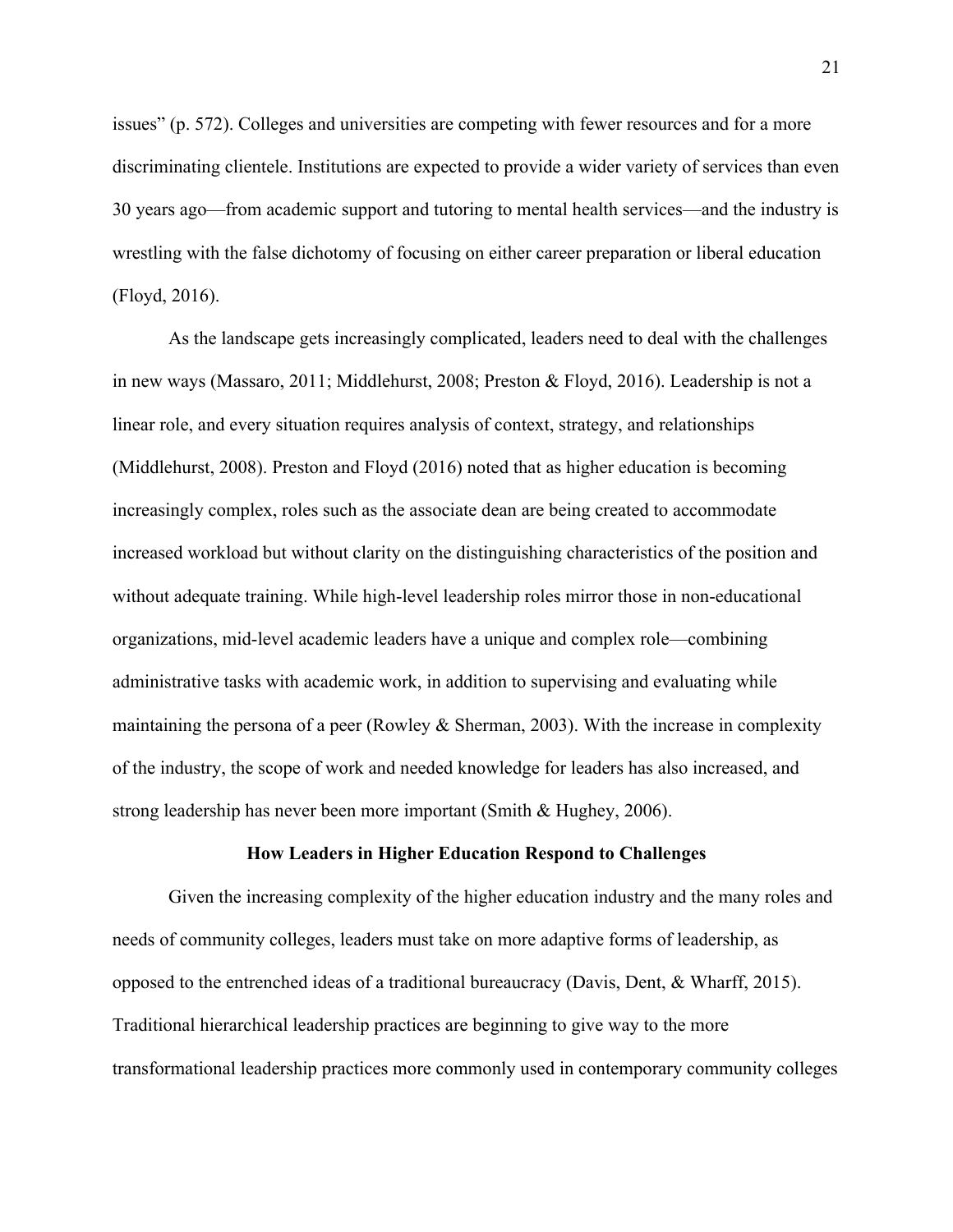issues" (p. 572). Colleges and universities are competing with fewer resources and for a more discriminating clientele. Institutions are expected to provide a wider variety of services than even 30 years ago—from academic support and tutoring to mental health services—and the industry is wrestling with the false dichotomy of focusing on either career preparation or liberal education (Floyd, 2016).

As the landscape gets increasingly complicated, leaders need to deal with the challenges in new ways (Massaro, 2011; Middlehurst, 2008; Preston & Floyd, 2016). Leadership is not a linear role, and every situation requires analysis of context, strategy, and relationships (Middlehurst, 2008). Preston and Floyd (2016) noted that as higher education is becoming increasingly complex, roles such as the associate dean are being created to accommodate increased workload but without clarity on the distinguishing characteristics of the position and without adequate training. While high-level leadership roles mirror those in non-educational organizations, mid-level academic leaders have a unique and complex role—combining administrative tasks with academic work, in addition to supervising and evaluating while maintaining the persona of a peer (Rowley & Sherman, 2003). With the increase in complexity of the industry, the scope of work and needed knowledge for leaders has also increased, and strong leadership has never been more important (Smith & Hughey, 2006).

## How Leaders in Higher Education Respond to Challenges

Given the increasing complexity of the higher education industry and the many roles and needs of community colleges, leaders must take on more adaptive forms of leadership, as opposed to the entrenched ideas of a traditional bureaucracy (Davis, Dent, & Wharff, 2015). Traditional hierarchical leadership practices are beginning to give way to the more transformational leadership practices more commonly used in contemporary community colleges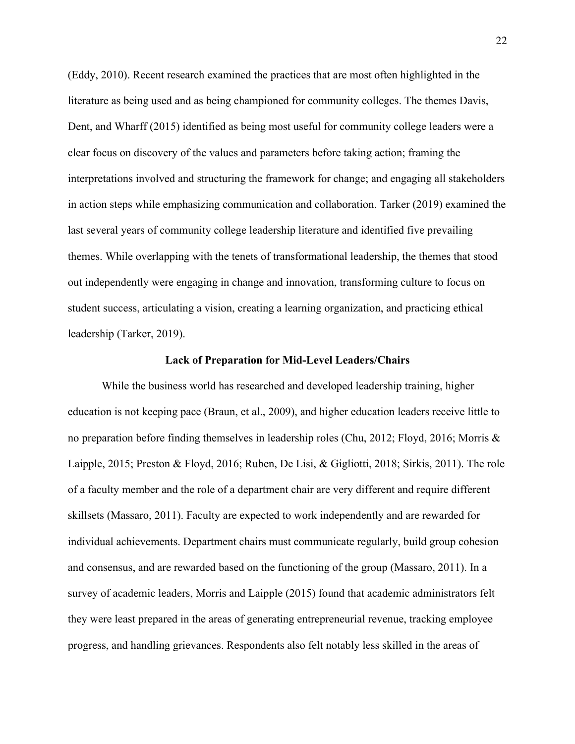(Eddy, 2010). Recent research examined the practices that are most often highlighted in the literature as being used and as being championed for community colleges. The themes Davis, Dent, and Wharff (2015) identified as being most useful for community college leaders were a clear focus on discovery of the values and parameters before taking action; framing the interpretations involved and structuring the framework for change; and engaging all stakeholders in action steps while emphasizing communication and collaboration. Tarker (2019) examined the last several years of community college leadership literature and identified five prevailing themes. While overlapping with the tenets of transformational leadership, the themes that stood out independently were engaging in change and innovation, transforming culture to focus on student success, articulating a vision, creating a learning organization, and practicing ethical leadership (Tarker, 2019).

## Lack of Preparation for Mid-Level Leaders/Chairs

While the business world has researched and developed leadership training, higher education is not keeping pace (Braun, et al., 2009), and higher education leaders receive little to no preparation before finding themselves in leadership roles (Chu, 2012; Floyd, 2016; Morris & Laipple, 2015; Preston & Floyd, 2016; Ruben, De Lisi, & Gigliotti, 2018; Sirkis, 2011). The role of a faculty member and the role of a department chair are very different and require different skillsets (Massaro, 2011). Faculty are expected to work independently and are rewarded for individual achievements. Department chairs must communicate regularly, build group cohesion and consensus, and are rewarded based on the functioning of the group (Massaro, 2011). In a survey of academic leaders, Morris and Laipple (2015) found that academic administrators felt they were least prepared in the areas of generating entrepreneurial revenue, tracking employee progress, and handling grievances. Respondents also felt notably less skilled in the areas of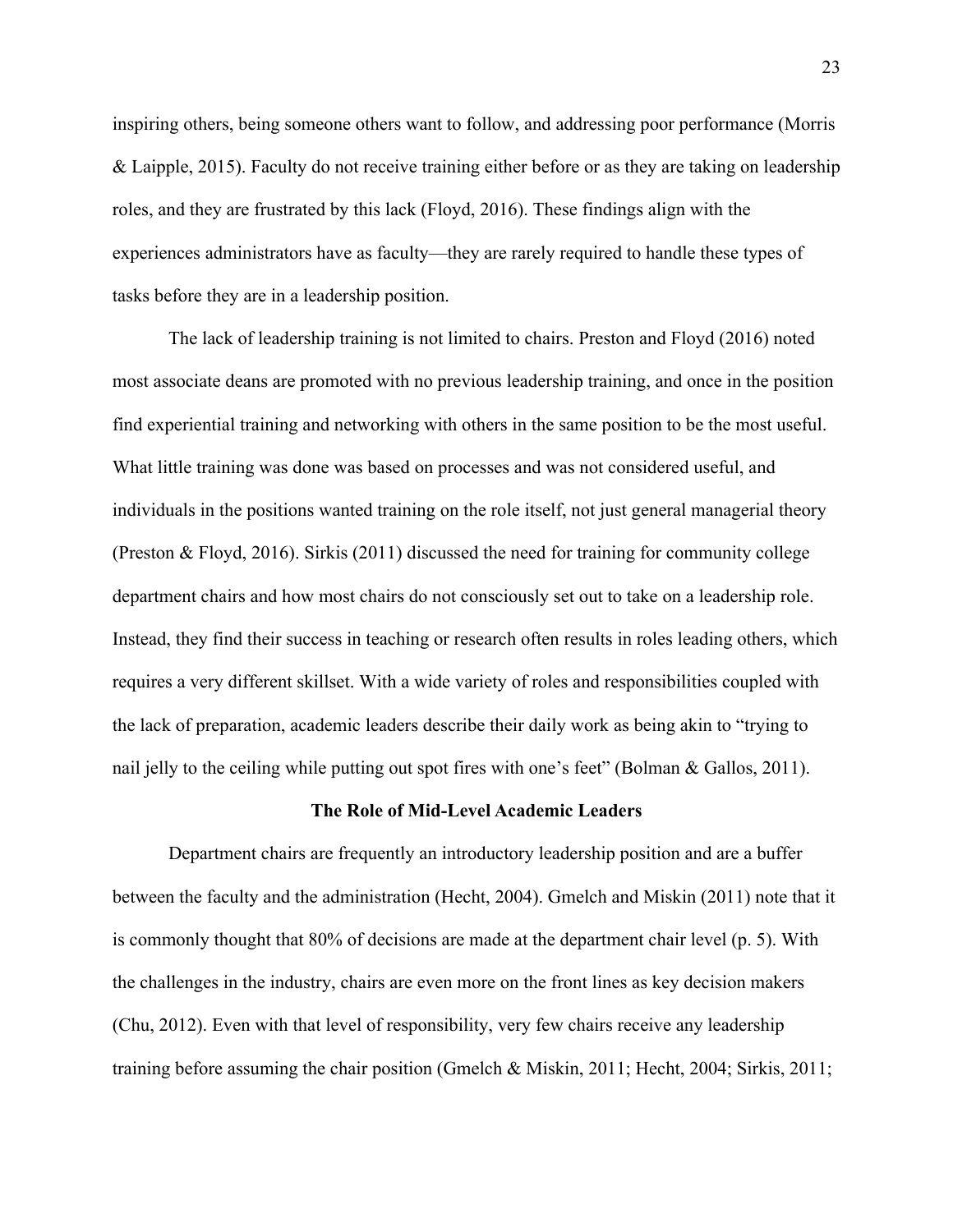inspiring others, being someone others want to follow, and addressing poor performance (Morris & Laipple, 2015). Faculty do not receive training either before or as they are taking on leadership roles, and they are frustrated by this lack (Floyd, 2016). These findings align with the experiences administrators have as faculty—they are rarely required to handle these types of tasks before they are in a leadership position.

The lack of leadership training is not limited to chairs. Preston and Floyd (2016) noted most associate deans are promoted with no previous leadership training, and once in the position find experiential training and networking with others in the same position to be the most useful. What little training was done was based on processes and was not considered useful, and individuals in the positions wanted training on the role itself, not just general managerial theory (Preston & Floyd, 2016). Sirkis (2011) discussed the need for training for community college department chairs and how most chairs do not consciously set out to take on a leadership role. Instead, they find their success in teaching or research often results in roles leading others, which requires a very different skillset. With a wide variety of roles and responsibilities coupled with the lack of preparation, academic leaders describe their daily work as being akin to "trying to nail jelly to the ceiling while putting out spot fires with one's feet" (Bolman & Gallos, 2011).

## The Role of Mid-Level Academic Leaders

Department chairs are frequently an introductory leadership position and are a buffer between the faculty and the administration (Hecht, 2004). Gmelch and Miskin (2011) note that it is commonly thought that 80% of decisions are made at the department chair level (p. 5). With the challenges in the industry, chairs are even more on the front lines as key decision makers (Chu, 2012). Even with that level of responsibility, very few chairs receive any leadership training before assuming the chair position (Gmelch & Miskin, 2011; Hecht, 2004; Sirkis, 2011;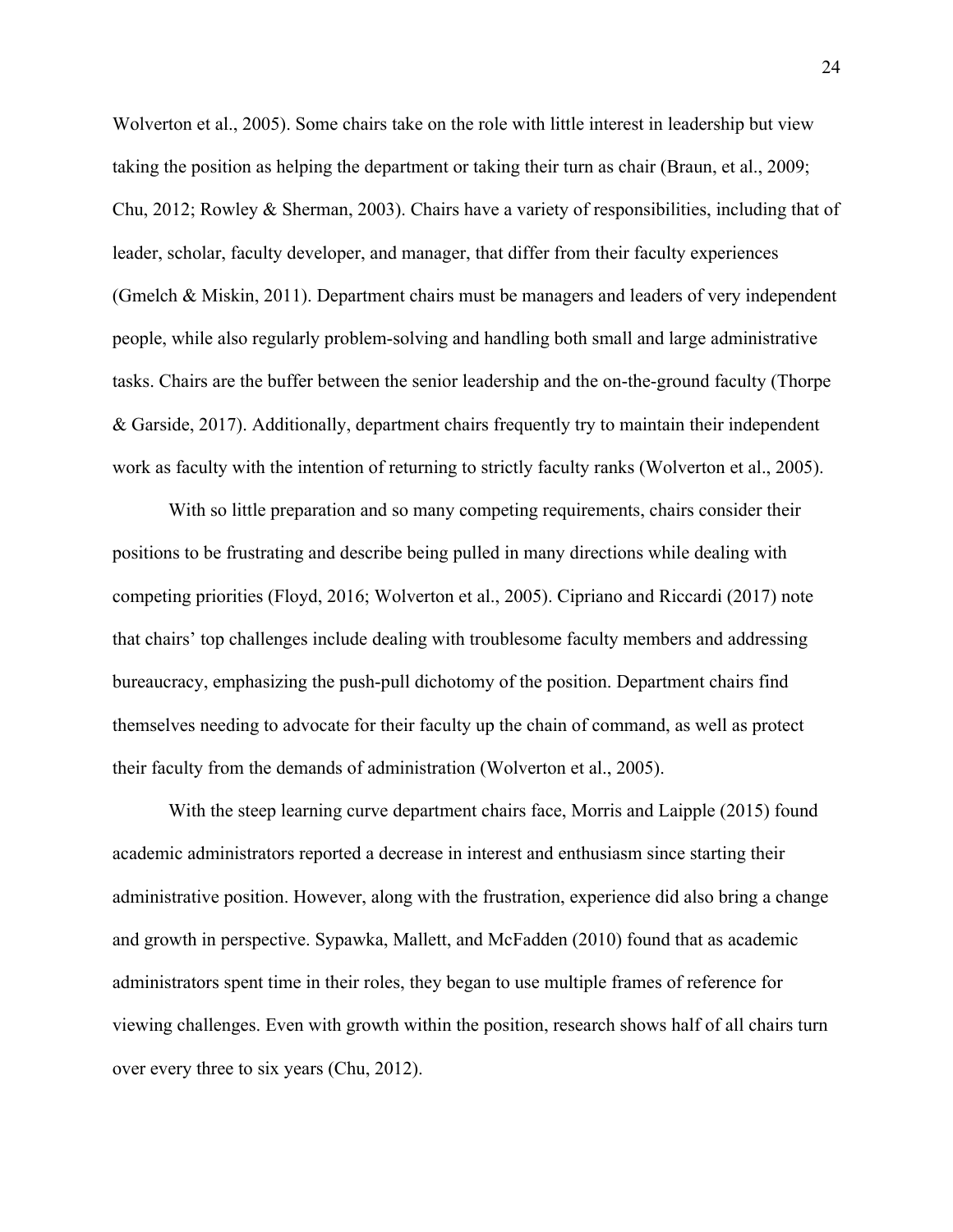Wolverton et al., 2005). Some chairs take on the role with little interest in leadership but view taking the position as helping the department or taking their turn as chair (Braun, et al., 2009; Chu, 2012; Rowley & Sherman, 2003). Chairs have a variety of responsibilities, including that of leader, scholar, faculty developer, and manager, that differ from their faculty experiences (Gmelch & Miskin, 2011). Department chairs must be managers and leaders of very independent people, while also regularly problem-solving and handling both small and large administrative tasks. Chairs are the buffer between the senior leadership and the on-the-ground faculty (Thorpe & Garside, 2017). Additionally, department chairs frequently try to maintain their independent work as faculty with the intention of returning to strictly faculty ranks (Wolverton et al., 2005).

With so little preparation and so many competing requirements, chairs consider their positions to be frustrating and describe being pulled in many directions while dealing with competing priorities (Floyd, 2016; Wolverton et al., 2005). Cipriano and Riccardi (2017) note that chairs' top challenges include dealing with troublesome faculty members and addressing bureaucracy, emphasizing the push-pull dichotomy of the position. Department chairs find themselves needing to advocate for their faculty up the chain of command, as well as protect their faculty from the demands of administration (Wolverton et al., 2005).

With the steep learning curve department chairs face, Morris and Laipple (2015) found academic administrators reported a decrease in interest and enthusiasm since starting their administrative position. However, along with the frustration, experience did also bring a change and growth in perspective. Sypawka, Mallett, and McFadden (2010) found that as academic administrators spent time in their roles, they began to use multiple frames of reference for viewing challenges. Even with growth within the position, research shows half of all chairs turn over every three to six years (Chu, 2012).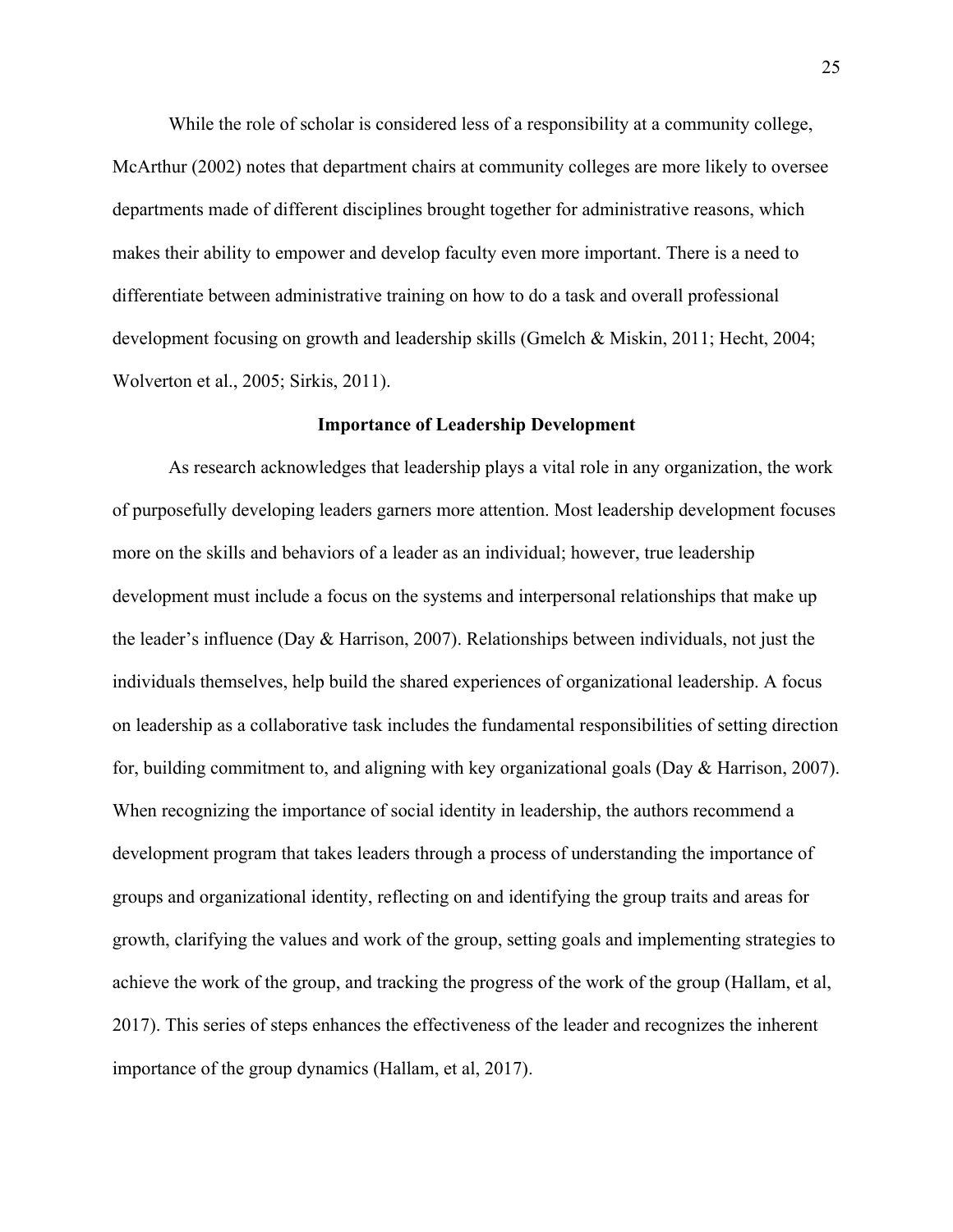While the role of scholar is considered less of a responsibility at a community college, McArthur (2002) notes that department chairs at community colleges are more likely to oversee departments made of different disciplines brought together for administrative reasons, which makes their ability to empower and develop faculty even more important. There is a need to differentiate between administrative training on how to do a task and overall professional development focusing on growth and leadership skills (Gmelch & Miskin, 2011; Hecht, 2004; Wolverton et al., 2005; Sirkis, 2011).

## Importance of Leadership Development

As research acknowledges that leadership plays a vital role in any organization, the work of purposefully developing leaders garners more attention. Most leadership development focuses more on the skills and behaviors of a leader as an individual; however, true leadership development must include a focus on the systems and interpersonal relationships that make up the leader's influence (Day & Harrison, 2007). Relationships between individuals, not just the individuals themselves, help build the shared experiences of organizational leadership. A focus on leadership as a collaborative task includes the fundamental responsibilities of setting direction for, building commitment to, and aligning with key organizational goals (Day & Harrison, 2007). When recognizing the importance of social identity in leadership, the authors recommend a development program that takes leaders through a process of understanding the importance of groups and organizational identity, reflecting on and identifying the group traits and areas for growth, clarifying the values and work of the group, setting goals and implementing strategies to achieve the work of the group, and tracking the progress of the work of the group (Hallam, et al, 2017). This series of steps enhances the effectiveness of the leader and recognizes the inherent importance of the group dynamics (Hallam, et al, 2017).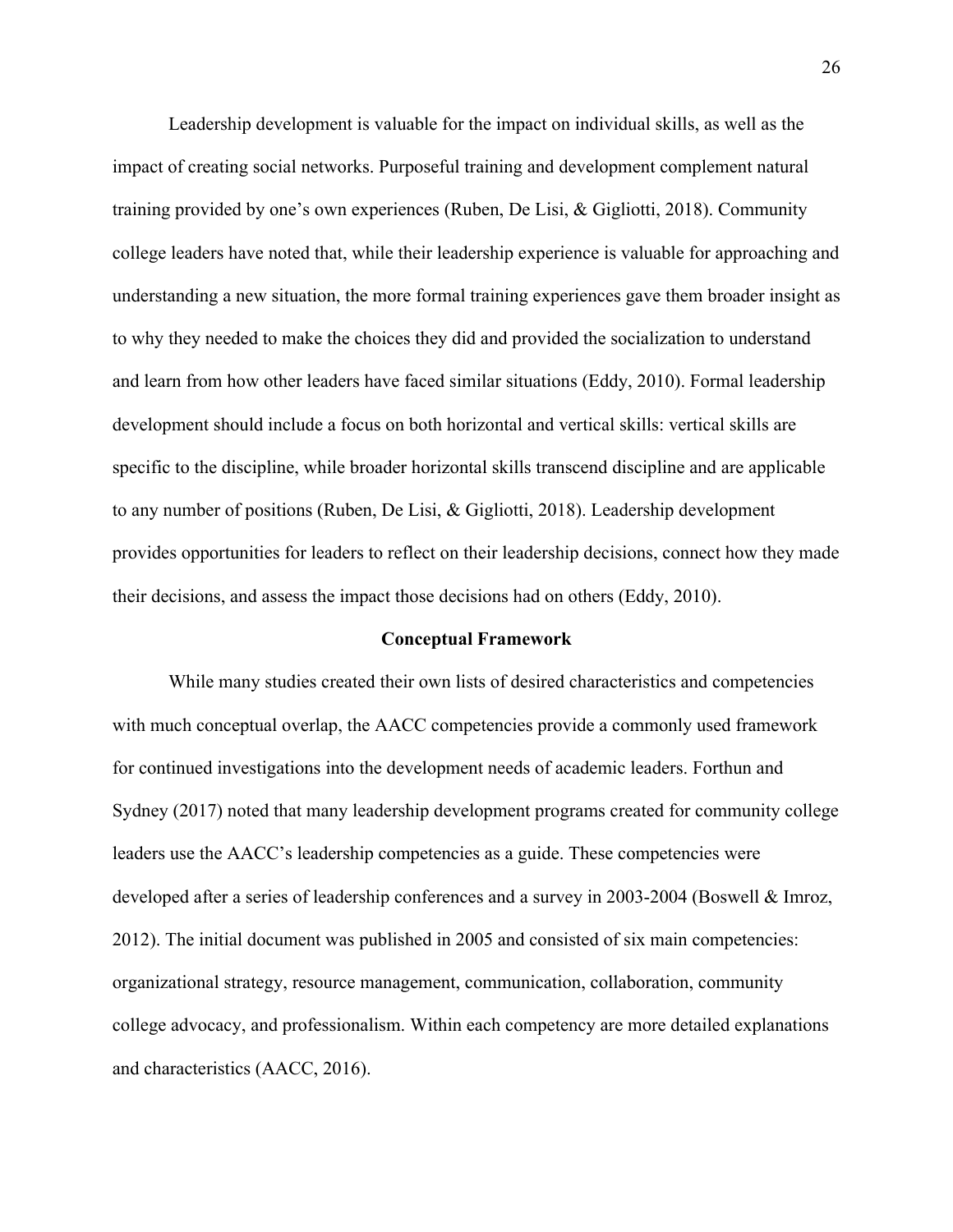Leadership development is valuable for the impact on individual skills, as well as the impact of creating social networks. Purposeful training and development complement natural training provided by one's own experiences (Ruben, De Lisi, & Gigliotti, 2018). Community college leaders have noted that, while their leadership experience is valuable for approaching and understanding a new situation, the more formal training experiences gave them broader insight as to why they needed to make the choices they did and provided the socialization to understand and learn from how other leaders have faced similar situations (Eddy, 2010). Formal leadership development should include a focus on both horizontal and vertical skills: vertical skills are specific to the discipline, while broader horizontal skills transcend discipline and are applicable to any number of positions (Ruben, De Lisi, & Gigliotti, 2018). Leadership development provides opportunities for leaders to reflect on their leadership decisions, connect how they made their decisions, and assess the impact those decisions had on others (Eddy, 2010).

## Conceptual Framework

While many studies created their own lists of desired characteristics and competencies with much conceptual overlap, the AACC competencies provide a commonly used framework for continued investigations into the development needs of academic leaders. Forthun and Sydney (2017) noted that many leadership development programs created for community college leaders use the AACC's leadership competencies as a guide. These competencies were developed after a series of leadership conferences and a survey in 2003-2004 (Boswell & Imroz, 2012). The initial document was published in 2005 and consisted of six main competencies: organizational strategy, resource management, communication, collaboration, community college advocacy, and professionalism. Within each competency are more detailed explanations and characteristics (AACC, 2016).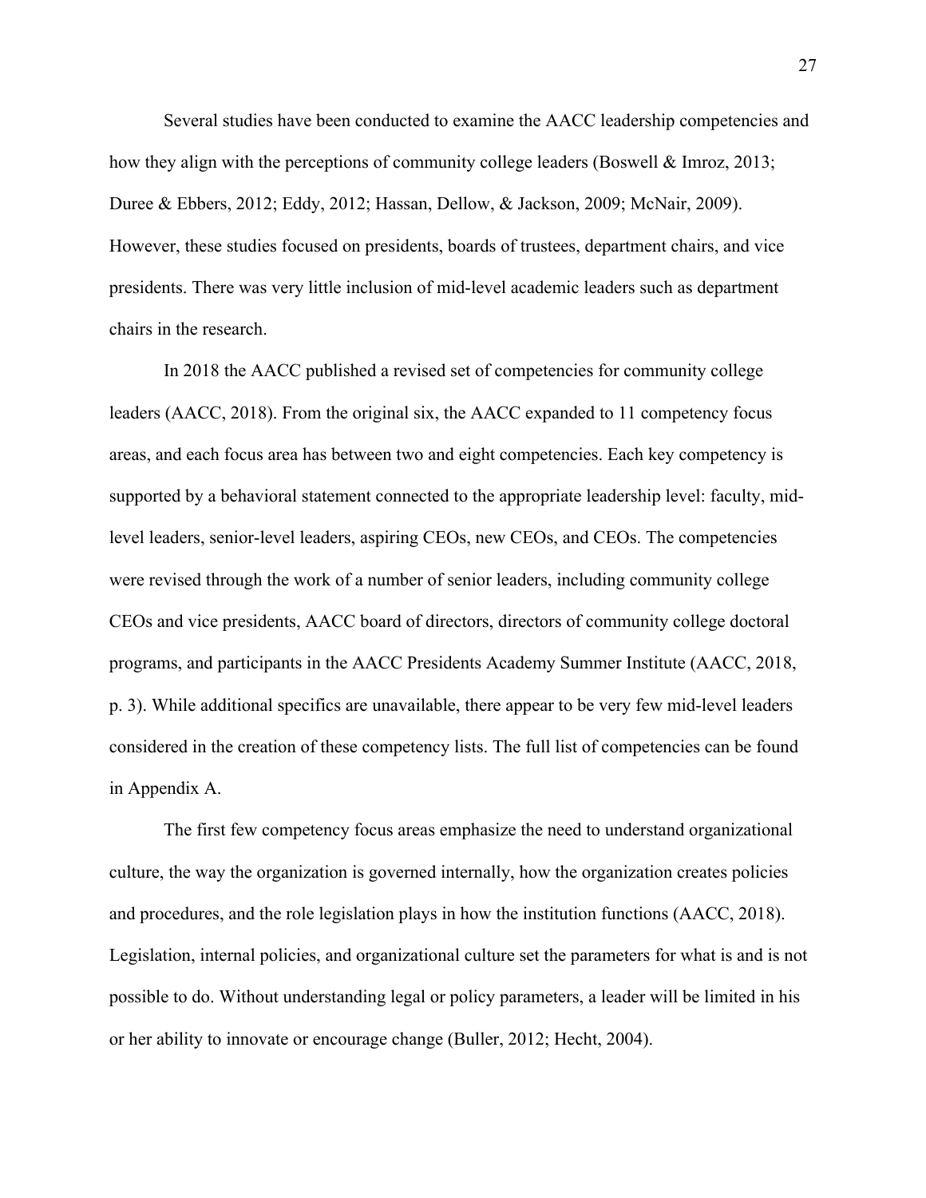Several studies have been conducted to examine the AACC leadership competencies and how they align with the perceptions of community college leaders (Boswell & Imroz, 2013; Duree & Ebbers, 2012; Eddy, 2012; Hassan, Dellow, & Jackson, 2009; McNair, 2009). However, these studies focused on presidents, boards of trustees, department chairs, and vice presidents. There was very little inclusion of mid-level academic leaders such as department chairs in the research.

In 2018 the AACC published a revised set of competencies for community college leaders (AACC, 2018). From the original six, the AACC expanded to 11 competency focus areas, and each focus area has between two and eight competencies. Each key competency is supported by a behavioral statement connected to the appropriate leadership level: faculty, mid-level leaders, senior-level leaders, aspiring CEOs, new CEOs, and CEOs. The competencies were revised through the work of a number of senior leaders, including community college CEOs and vice presidents, AACC board of directors, directors of community college doctoral programs, and participants in the AACC Presidents Academy Summer Institute (AACC, 2018, p. 3). While additional specifics are unavailable, there appear to be very few mid-level leaders considered in the creation of these competency lists. The full list of competencies can be found in Appendix A.

The first few competency focus areas emphasize the need to understand organizational culture, the way the organization is governed internally, how the organization creates policies and procedures, and the role legislation plays in how the institution functions (AACC, 2018). Legislation, internal policies, and organizational culture set the parameters for what is and is not possible to do. Without understanding legal or policy parameters, a leader will be limited in his or her ability to innovate or encourage change (Buller, 2012; Hecht, 2004).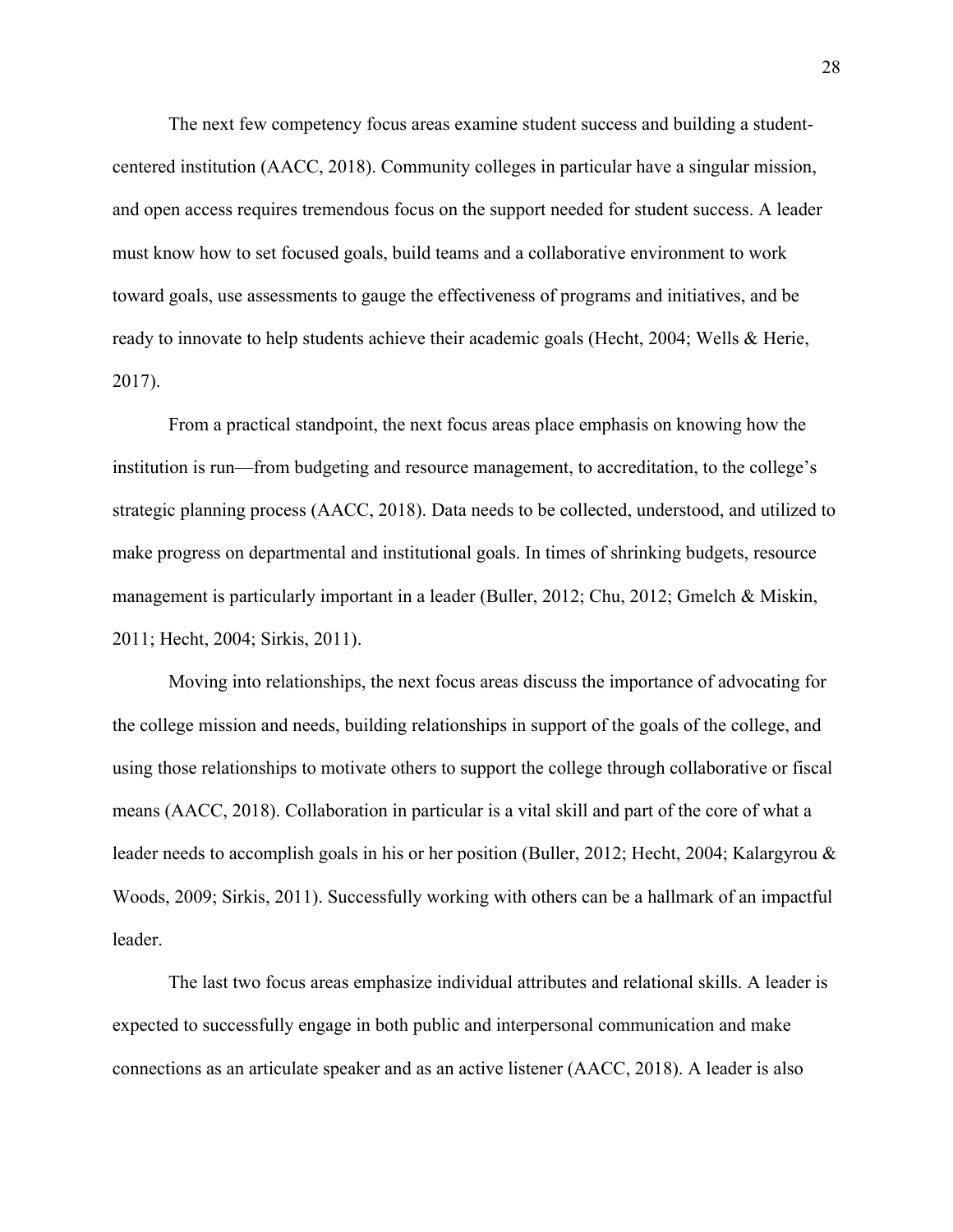The next few competency focus areas examine student success and building a student-centered institution (AACC, 2018). Community colleges in particular have a singular mission, and open access requires tremendous focus on the support needed for student success. A leader must know how to set focused goals, build teams and a collaborative environment to work toward goals, use assessments to gauge the effectiveness of programs and initiatives, and be ready to innovate to help students achieve their academic goals (Hecht, 2004; Wells & Herie, 2017).

From a practical standpoint, the next focus areas place emphasis on knowing how the institution is run—from budgeting and resource management, to accreditation, to the college's strategic planning process (AACC, 2018). Data needs to be collected, understood, and utilized to make progress on departmental and institutional goals. In times of shrinking budgets, resource management is particularly important in a leader (Buller, 2012; Chu, 2012; Gmelch & Miskin, 2011; Hecht, 2004; Sirkis, 2011).

Moving into relationships, the next focus areas discuss the importance of advocating for the college mission and needs, building relationships in support of the goals of the college, and using those relationships to motivate others to support the college through collaborative or fiscal means (AACC, 2018). Collaboration in particular is a vital skill and part of the core of what a leader needs to accomplish goals in his or her position (Buller, 2012; Hecht, 2004; Kalargyrou & Woods, 2009; Sirkis, 2011). Successfully working with others can be a hallmark of an impactful leader.

The last two focus areas emphasize individual attributes and relational skills. A leader is expected to successfully engage in both public and interpersonal communication and make connections as an articulate speaker and as an active listener (AACC, 2018). A leader is also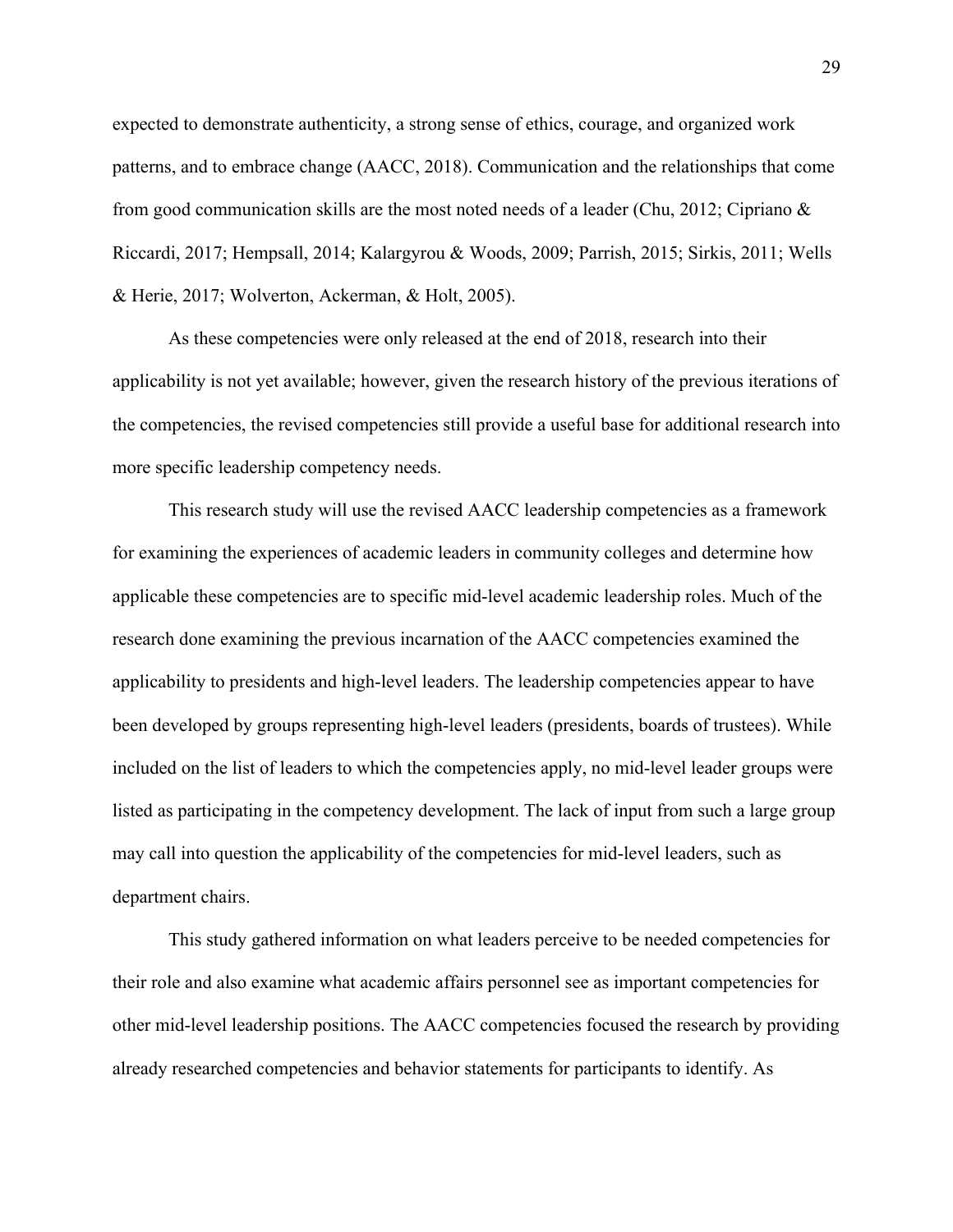expected to demonstrate authenticity, a strong sense of ethics, courage, and organized work patterns, and to embrace change (AACC, 2018). Communication and the relationships that come from good communication skills are the most noted needs of a leader (Chu, 2012; Cipriano & Riccardi, 2017; Hempsall, 2014; Kalargyrou & Woods, 2009; Parrish, 2015; Sirkis, 2011; Wells & Herie, 2017; Wolverton, Ackerman, & Holt, 2005).

As these competencies were only released at the end of 2018, research into their applicability is not yet available; however, given the research history of the previous iterations of the competencies, the revised competencies still provide a useful base for additional research into more specific leadership competency needs.

This research study will use the revised AACC leadership competencies as a framework for examining the experiences of academic leaders in community colleges and determine how applicable these competencies are to specific mid-level academic leadership roles. Much of the research done examining the previous incarnation of the AACC competencies examined the applicability to presidents and high-level leaders. The leadership competencies appear to have been developed by groups representing high-level leaders (presidents, boards of trustees). While included on the list of leaders to which the competencies apply, no mid-level leader groups were listed as participating in the competency development. The lack of input from such a large group may call into question the applicability of the competencies for mid-level leaders, such as department chairs.

This study gathered information on what leaders perceive to be needed competencies for their role and also examine what academic affairs personnel see as important competencies for other mid-level leadership positions. The AACC competencies focused the research by providing already researched competencies and behavior statements for participants to identify. As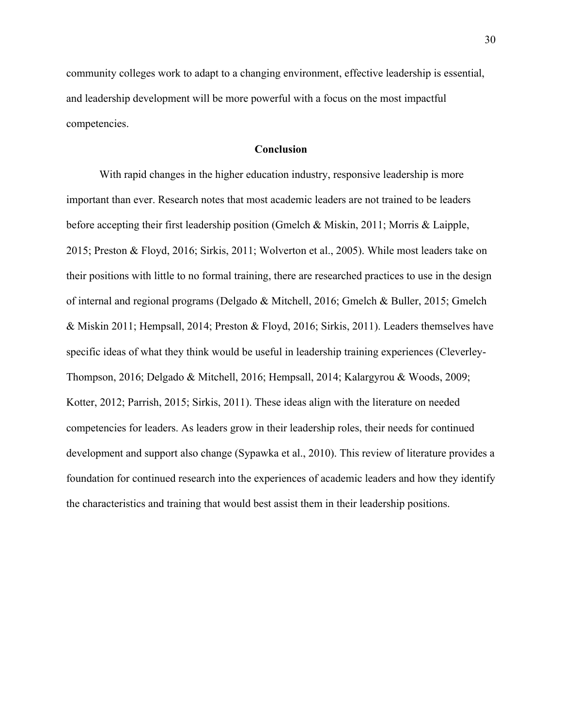community colleges work to adapt to a changing environment, effective leadership is essential, and leadership development will be more powerful with a focus on the most impactful competencies.

## Conclusion

With rapid changes in the higher education industry, responsive leadership is more important than ever. Research notes that most academic leaders are not trained to be leaders before accepting their first leadership position (Gmelch & Miskin, 2011; Morris & Laipple, 2015; Preston & Floyd, 2016; Sirkis, 2011; Wolverton et al., 2005). While most leaders take on their positions with little to no formal training, there are researched practices to use in the design of internal and regional programs (Delgado & Mitchell, 2016; Gmelch & Buller, 2015; Gmelch & Miskin 2011; Hempsall, 2014; Preston & Floyd, 2016; Sirkis, 2011). Leaders themselves have specific ideas of what they think would be useful in leadership training experiences (Cleverley-Thompson, 2016; Delgado & Mitchell, 2016; Hempsall, 2014; Kalargyrou & Woods, 2009; Kotter, 2012; Parrish, 2015; Sirkis, 2011). These ideas align with the literature on needed competencies for leaders. As leaders grow in their leadership roles, their needs for continued development and support also change (Sypawka et al., 2010). This review of literature provides a foundation for continued research into the experiences of academic leaders and how they identify the characteristics and training that would best assist them in their leadership positions.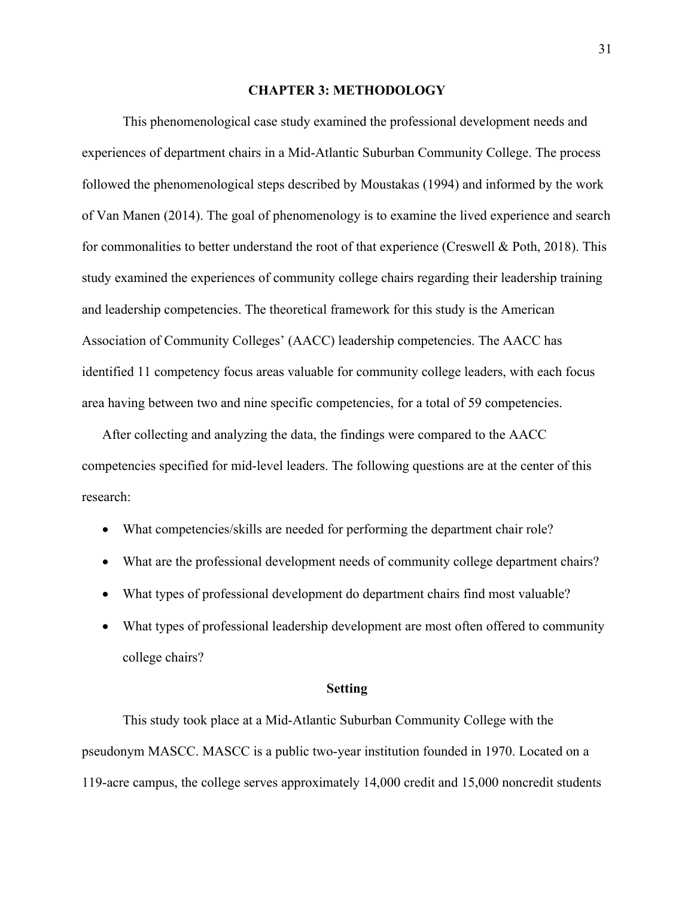# CHAPTER 3: METHODOLOGY

This phenomenological case study examined the professional development needs and experiences of department chairs in a Mid-Atlantic Suburban Community College. The process followed the phenomenological steps described by Moustakas (1994) and informed by the work of Van Manen (2014). The goal of phenomenology is to examine the lived experience and search for commonalities to better understand the root of that experience (Creswell & Poth, 2018). This study examined the experiences of community college chairs regarding their leadership training and leadership competencies. The theoretical framework for this study is the American Association of Community Colleges' (AACC) leadership competencies. The AACC has identified 11 competency focus areas valuable for community college leaders, with each focus area having between two and nine specific competencies, for a total of 59 competencies.

After collecting and analyzing the data, the findings were compared to the AACC competencies specified for mid-level leaders. The following questions are at the center of this research:

- What competencies/skills are needed for performing the department chair role?
- What are the professional development needs of community college department chairs?
- What types of professional development do department chairs find most valuable?
- What types of professional leadership development are most often offered to community college chairs?

## Setting

This study took place at a Mid-Atlantic Suburban Community College with the pseudonym MASCC. MASCC is a public two-year institution founded in 1970. Located on a 119-acre campus, the college serves approximately 14,000 credit and 15,000 noncredit students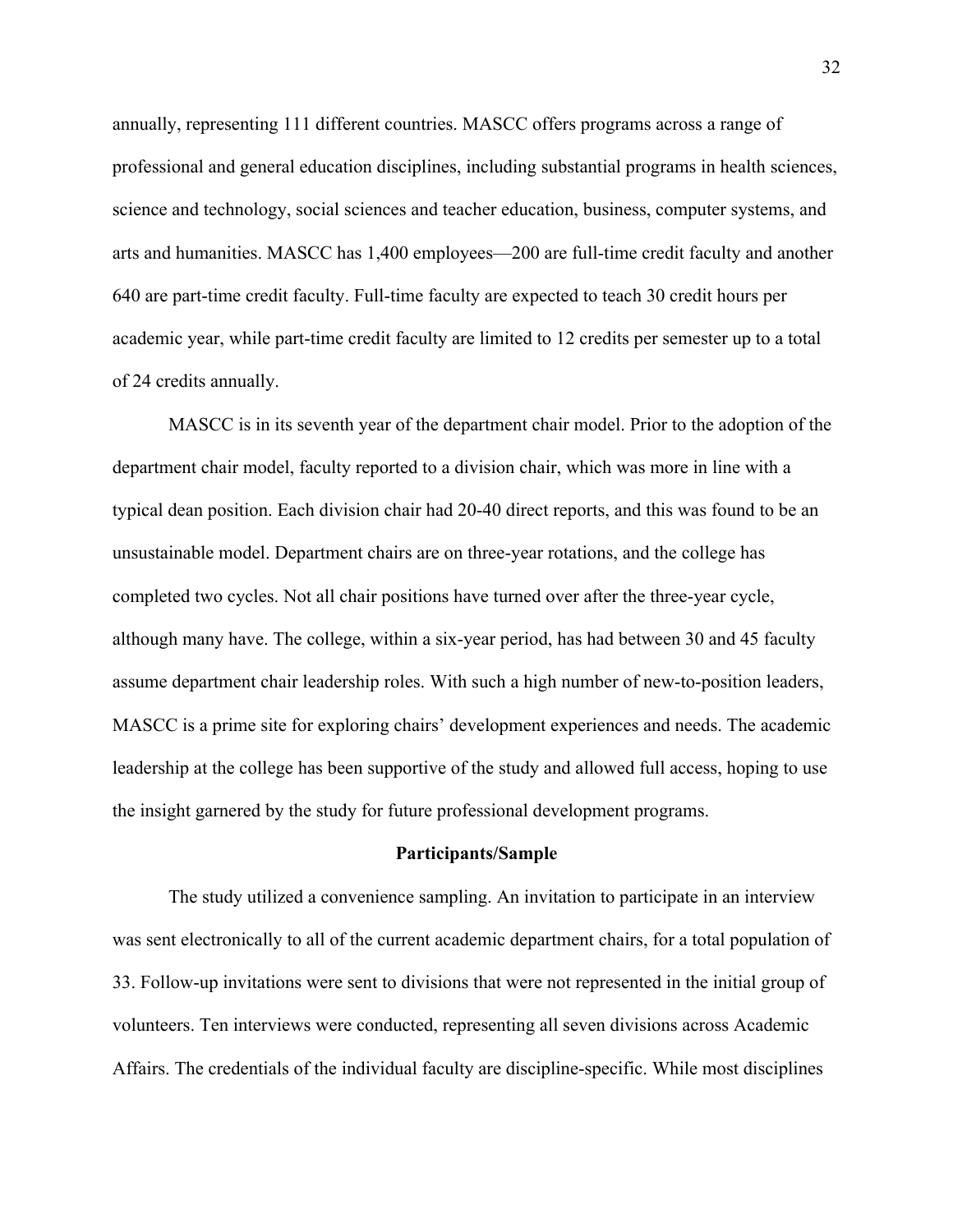annually, representing 111 different countries. MASCC offers programs across a range of professional and general education disciplines, including substantial programs in health sciences, science and technology, social sciences and teacher education, business, computer systems, and arts and humanities. MASCC has 1,400 employees—200 are full-time credit faculty and another 640 are part-time credit faculty. Full-time faculty are expected to teach 30 credit hours per academic year, while part-time credit faculty are limited to 12 credits per semester up to a total of 24 credits annually.

MASCC is in its seventh year of the department chair model. Prior to the adoption of the department chair model, faculty reported to a division chair, which was more in line with a typical dean position. Each division chair had 20-40 direct reports, and this was found to be an unsustainable model. Department chairs are on three-year rotations, and the college has completed two cycles. Not all chair positions have turned over after the three-year cycle, although many have. The college, within a six-year period, has had between 30 and 45 faculty assume department chair leadership roles. With such a high number of new-to-position leaders, MASCC is a prime site for exploring chairs' development experiences and needs. The academic leadership at the college has been supportive of the study and allowed full access, hoping to use the insight garnered by the study for future professional development programs.

## Participants/Sample

The study utilized a convenience sampling. An invitation to participate in an interview was sent electronically to all of the current academic department chairs, for a total population of 33. Follow-up invitations were sent to divisions that were not represented in the initial group of volunteers. Ten interviews were conducted, representing all seven divisions across Academic Affairs. The credentials of the individual faculty are discipline-specific. While most disciplines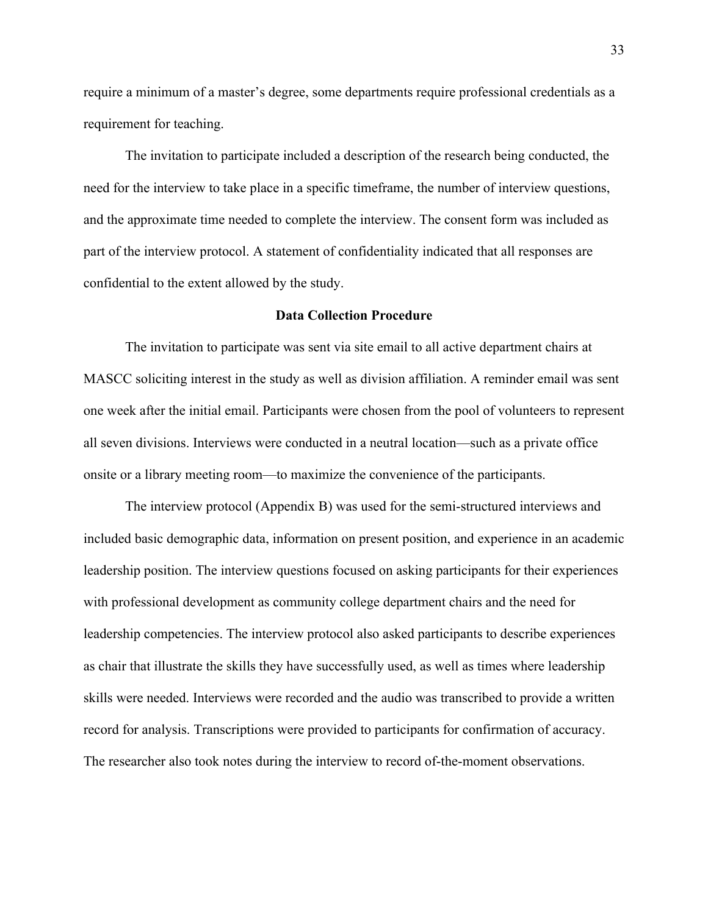require a minimum of a master's degree, some departments require professional credentials as a requirement for teaching.

The invitation to participate included a description of the research being conducted, the need for the interview to take place in a specific timeframe, the number of interview questions, and the approximate time needed to complete the interview. The consent form was included as part of the interview protocol. A statement of confidentiality indicated that all responses are confidential to the extent allowed by the study.

## Data Collection Procedure

The invitation to participate was sent via site email to all active department chairs at MASCC soliciting interest in the study as well as division affiliation. A reminder email was sent one week after the initial email. Participants were chosen from the pool of volunteers to represent all seven divisions. Interviews were conducted in a neutral location—such as a private office onsite or a library meeting room—to maximize the convenience of the participants.

The interview protocol (Appendix B) was used for the semi-structured interviews and included basic demographic data, information on present position, and experience in an academic leadership position. The interview questions focused on asking participants for their experiences with professional development as community college department chairs and the need for leadership competencies. The interview protocol also asked participants to describe experiences as chair that illustrate the skills they have successfully used, as well as times where leadership skills were needed. Interviews were recorded and the audio was transcribed to provide a written record for analysis. Transcriptions were provided to participants for confirmation of accuracy. The researcher also took notes during the interview to record of-the-moment observations.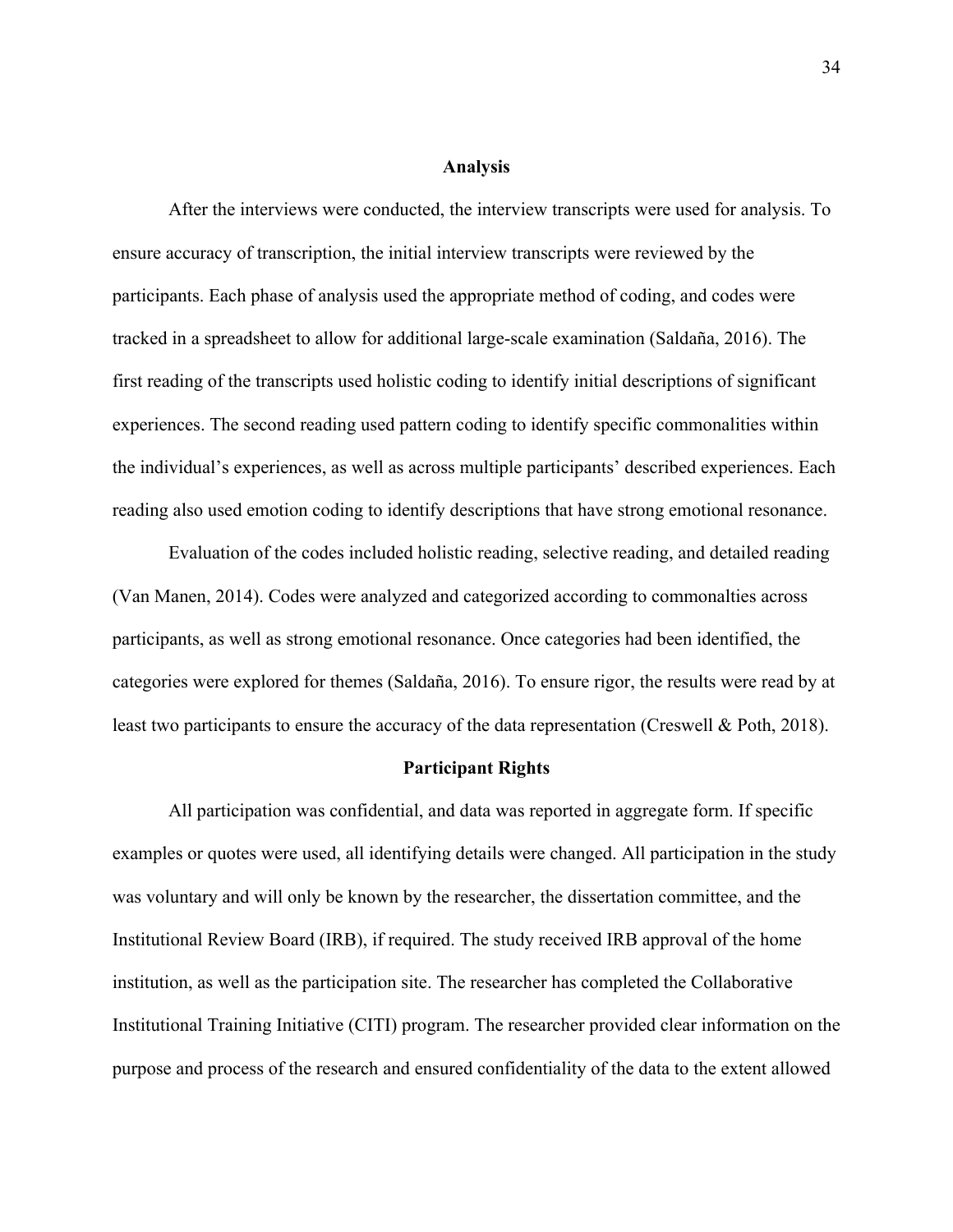## Analysis

After the interviews were conducted, the interview transcripts were used for analysis. To ensure accuracy of transcription, the initial interview transcripts were reviewed by the participants. Each phase of analysis used the appropriate method of coding, and codes were tracked in a spreadsheet to allow for additional large-scale examination (Saldaña, 2016). The first reading of the transcripts used holistic coding to identify initial descriptions of significant experiences. The second reading used pattern coding to identify specific commonalities within the individual's experiences, as well as across multiple participants' described experiences. Each reading also used emotion coding to identify descriptions that have strong emotional resonance.

Evaluation of the codes included holistic reading, selective reading, and detailed reading (Van Manen, 2014). Codes were analyzed and categorized according to commonalties across participants, as well as strong emotional resonance. Once categories had been identified, the categories were explored for themes (Saldaña, 2016). To ensure rigor, the results were read by at least two participants to ensure the accuracy of the data representation (Creswell & Poth, 2018).

## Participant Rights

All participation was confidential, and data was reported in aggregate form. If specific examples or quotes were used, all identifying details were changed. All participation in the study was voluntary and will only be known by the researcher, the dissertation committee, and the Institutional Review Board (IRB), if required. The study received IRB approval of the home institution, as well as the participation site. The researcher has completed the Collaborative Institutional Training Initiative (CITI) program. The researcher provided clear information on the purpose and process of the research and ensured confidentiality of the data to the extent allowed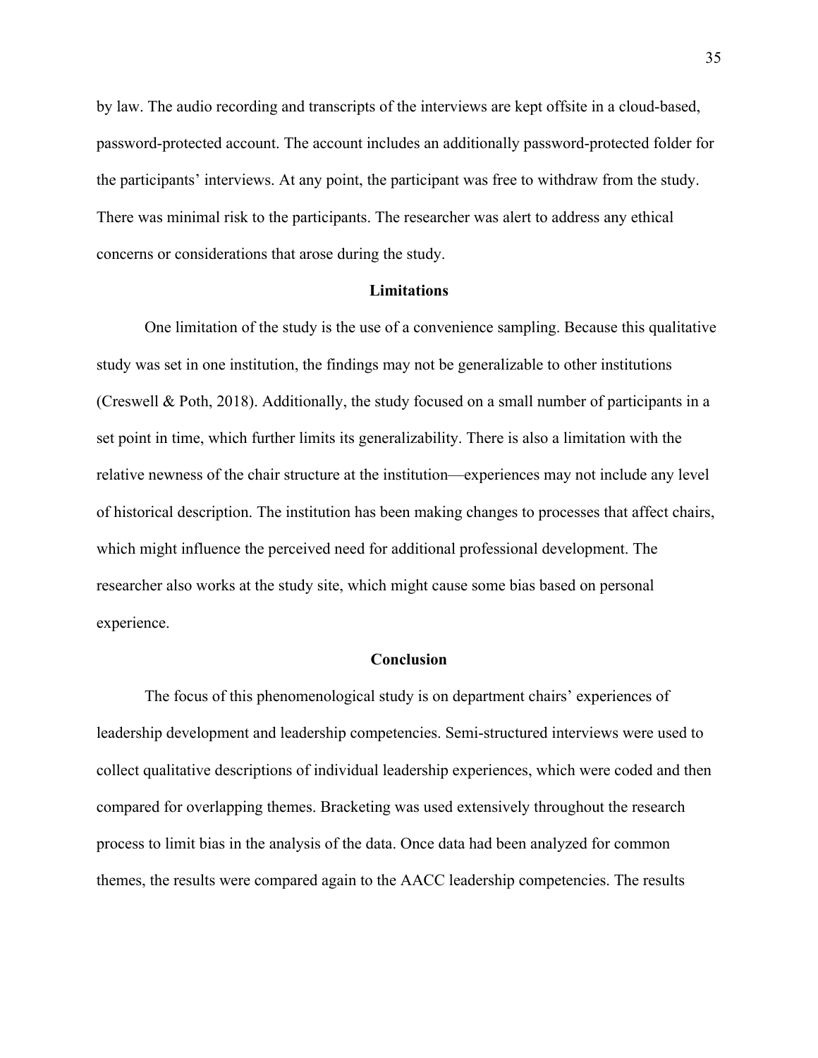by law. The audio recording and transcripts of the interviews are kept offsite in a cloud-based, password-protected account. The account includes an additionally password-protected folder for the participants' interviews. At any point, the participant was free to withdraw from the study. There was minimal risk to the participants. The researcher was alert to address any ethical concerns or considerations that arose during the study.

## Limitations

One limitation of the study is the use of a convenience sampling. Because this qualitative study was set in one institution, the findings may not be generalizable to other institutions (Creswell & Poth, 2018). Additionally, the study focused on a small number of participants in a set point in time, which further limits its generalizability. There is also a limitation with the relative newness of the chair structure at the institution—experiences may not include any level of historical description. The institution has been making changes to processes that affect chairs, which might influence the perceived need for additional professional development. The researcher also works at the study site, which might cause some bias based on personal experience.

## Conclusion

The focus of this phenomenological study is on department chairs' experiences of leadership development and leadership competencies. Semi-structured interviews were used to collect qualitative descriptions of individual leadership experiences, which were coded and then compared for overlapping themes. Bracketing was used extensively throughout the research process to limit bias in the analysis of the data. Once data had been analyzed for common themes, the results were compared again to the AACC leadership competencies. The results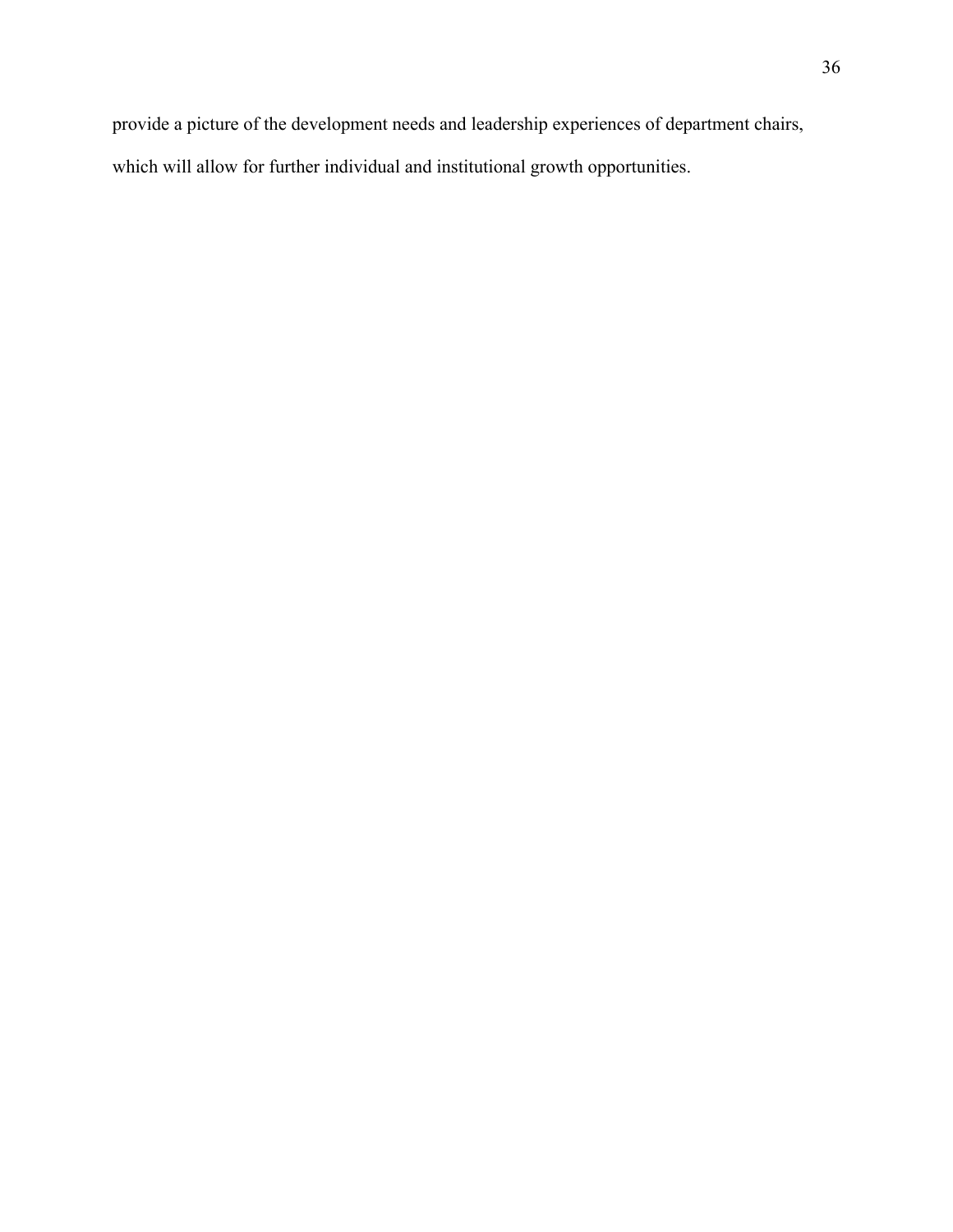provide a picture of the development needs and leadership experiences of department chairs, which will allow for further individual and institutional growth opportunities.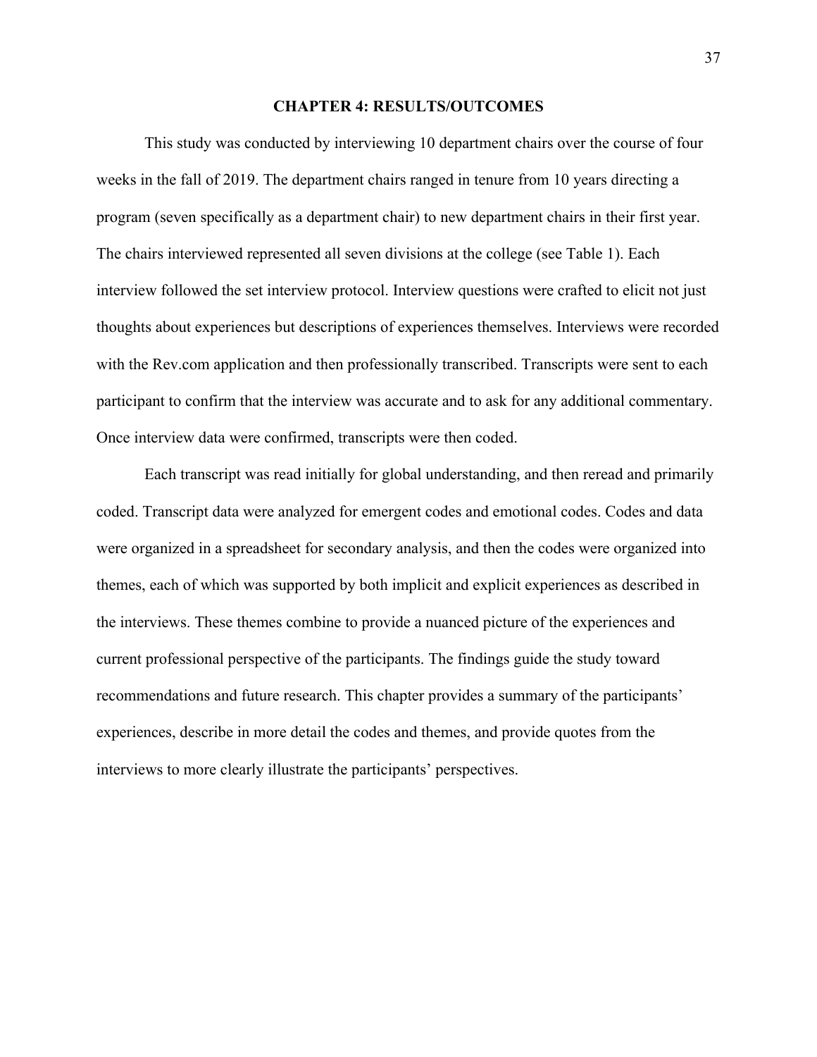# CHAPTER 4: RESULTS/OUTCOMES

This study was conducted by interviewing 10 department chairs over the course of four weeks in the fall of 2019. The department chairs ranged in tenure from 10 years directing a program (seven specifically as a department chair) to new department chairs in their first year. The chairs interviewed represented all seven divisions at the college (see Table 1). Each interview followed the set interview protocol. Interview questions were crafted to elicit not just thoughts about experiences but descriptions of experiences themselves. Interviews were recorded with the Rev.com application and then professionally transcribed. Transcripts were sent to each participant to confirm that the interview was accurate and to ask for any additional commentary. Once interview data were confirmed, transcripts were then coded.

Each transcript was read initially for global understanding, and then reread and primarily coded. Transcript data were analyzed for emergent codes and emotional codes. Codes and data were organized in a spreadsheet for secondary analysis, and then the codes were organized into themes, each of which was supported by both implicit and explicit experiences as described in the interviews. These themes combine to provide a nuanced picture of the experiences and current professional perspective of the participants. The findings guide the study toward recommendations and future research. This chapter provides a summary of the participants' experiences, describe in more detail the codes and themes, and provide quotes from the interviews to more clearly illustrate the participants' perspectives.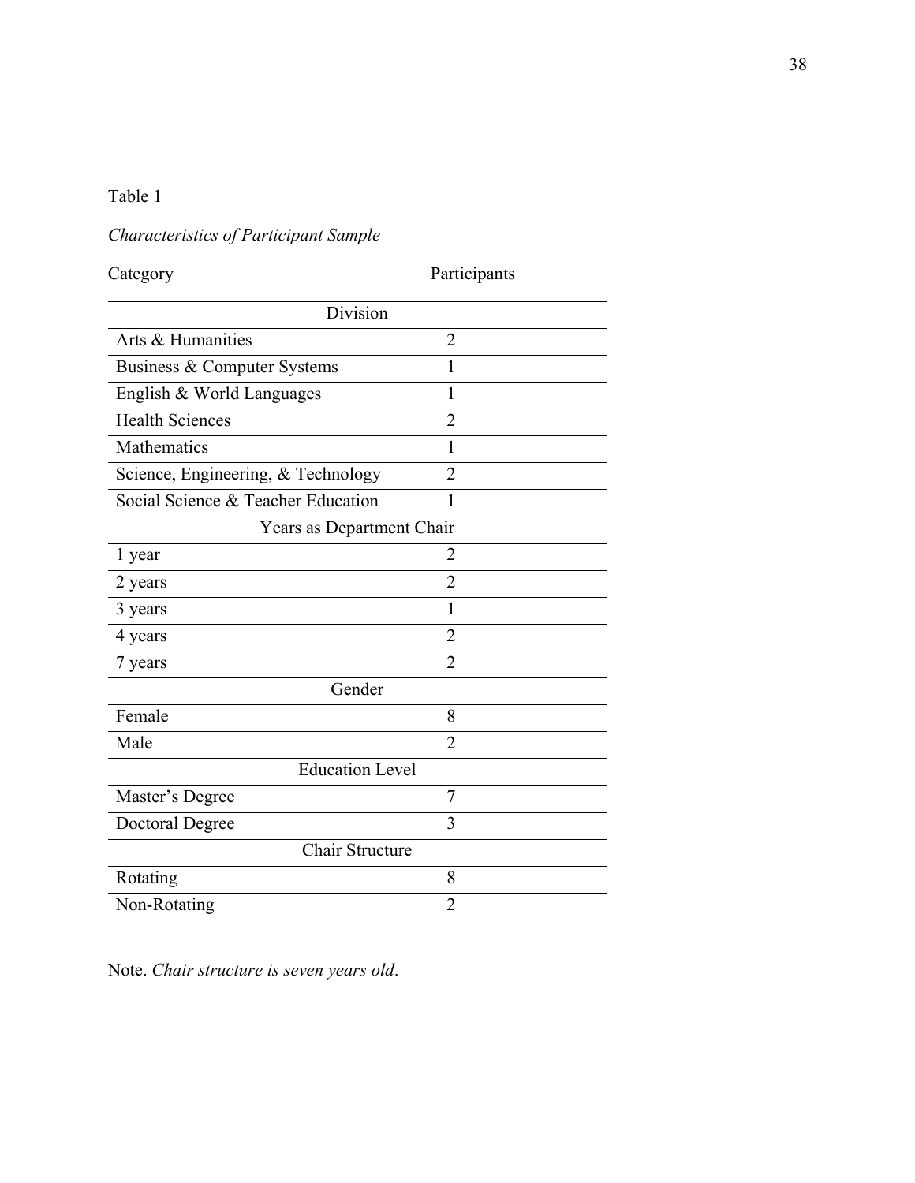Table 1

*Characteristics of Participant Sample*

| Category | Participants |
| --- | --- |
| Division | |
| Arts & Humanities | 2 |
| Business & Computer Systems | 1 |
| English & World Languages | 1 |
| Health Sciences | 2 |
| Mathematics | 1 |
| Science, Engineering, & Technology | 2 |
| Social Science & Teacher Education | 1 |
| Years as Department Chair | |
| 1 year | 2 |
| 2 years | 2 |
| 3 years | 1 |
| 4 years | 2 |
| 7 years | 2 |
| Gender | |
| Female | 8 |
| Male | 2 |
| Education Level | |
| Master's Degree | 7 |
| Doctoral Degree | 3 |
| Chair Structure | |
| Rotating | 8 |
| Non-Rotating | 2 |

Note. *Chair structure is seven years old*.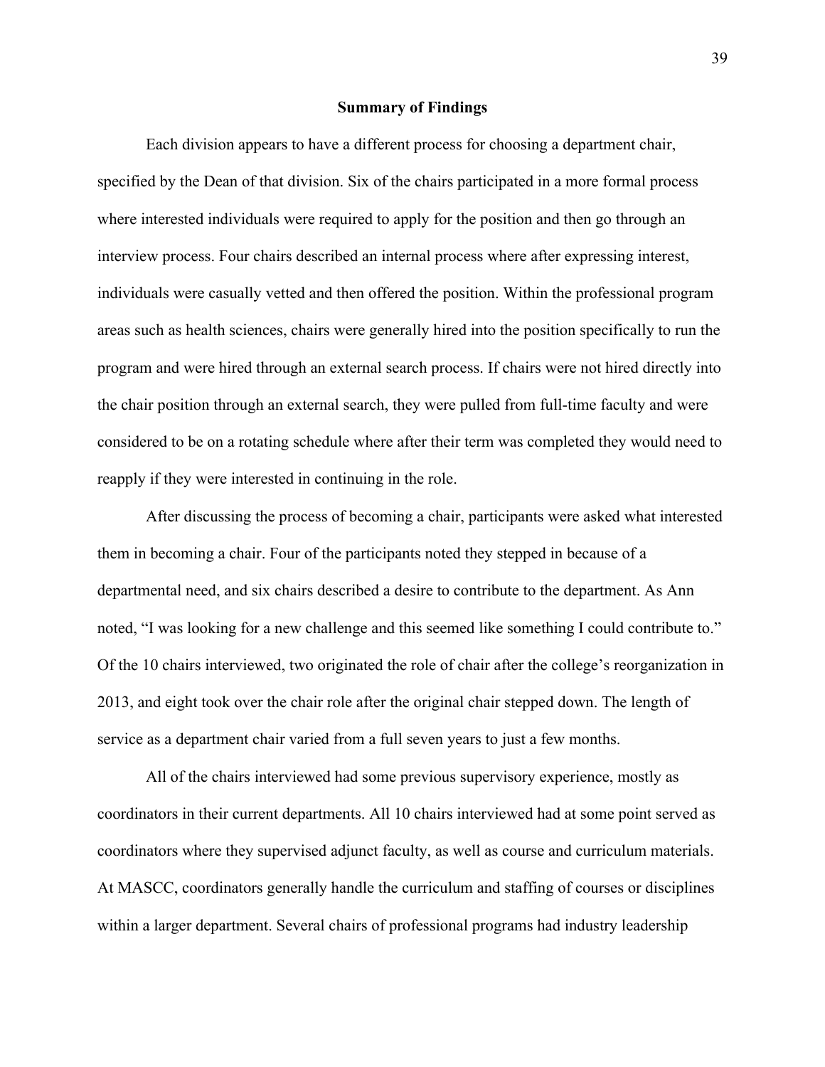## Summary of Findings

Each division appears to have a different process for choosing a department chair, specified by the Dean of that division. Six of the chairs participated in a more formal process where interested individuals were required to apply for the position and then go through an interview process. Four chairs described an internal process where after expressing interest, individuals were casually vetted and then offered the position. Within the professional program areas such as health sciences, chairs were generally hired into the position specifically to run the program and were hired through an external search process. If chairs were not hired directly into the chair position through an external search, they were pulled from full-time faculty and were considered to be on a rotating schedule where after their term was completed they would need to reapply if they were interested in continuing in the role.

After discussing the process of becoming a chair, participants were asked what interested them in becoming a chair. Four of the participants noted they stepped in because of a departmental need, and six chairs described a desire to contribute to the department. As Ann noted, "I was looking for a new challenge and this seemed like something I could contribute to." Of the 10 chairs interviewed, two originated the role of chair after the college's reorganization in 2013, and eight took over the chair role after the original chair stepped down. The length of service as a department chair varied from a full seven years to just a few months.

All of the chairs interviewed had some previous supervisory experience, mostly as coordinators in their current departments. All 10 chairs interviewed had at some point served as coordinators where they supervised adjunct faculty, as well as course and curriculum materials. At MASCC, coordinators generally handle the curriculum and staffing of courses or disciplines within a larger department. Several chairs of professional programs had industry leadership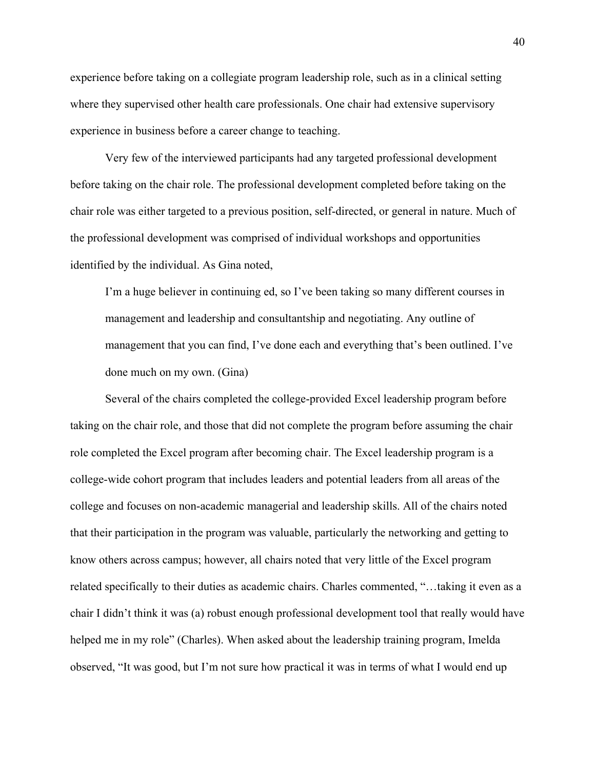experience before taking on a collegiate program leadership role, such as in a clinical setting where they supervised other health care professionals. One chair had extensive supervisory experience in business before a career change to teaching.

Very few of the interviewed participants had any targeted professional development before taking on the chair role. The professional development completed before taking on the chair role was either targeted to a previous position, self-directed, or general in nature. Much of the professional development was comprised of individual workshops and opportunities identified by the individual. As Gina noted,

> I'm a huge believer in continuing ed, so I've been taking so many different courses in management and leadership and consultantship and negotiating. Any outline of management that you can find, I've done each and everything that's been outlined. I've done much on my own. (Gina)

Several of the chairs completed the college-provided Excel leadership program before taking on the chair role, and those that did not complete the program before assuming the chair role completed the Excel program after becoming chair. The Excel leadership program is a college-wide cohort program that includes leaders and potential leaders from all areas of the college and focuses on non-academic managerial and leadership skills. All of the chairs noted that their participation in the program was valuable, particularly the networking and getting to know others across campus; however, all chairs noted that very little of the Excel program related specifically to their duties as academic chairs. Charles commented, "…taking it even as a chair I didn't think it was (a) robust enough professional development tool that really would have helped me in my role" (Charles). When asked about the leadership training program, Imelda observed, "It was good, but I'm not sure how practical it was in terms of what I would end up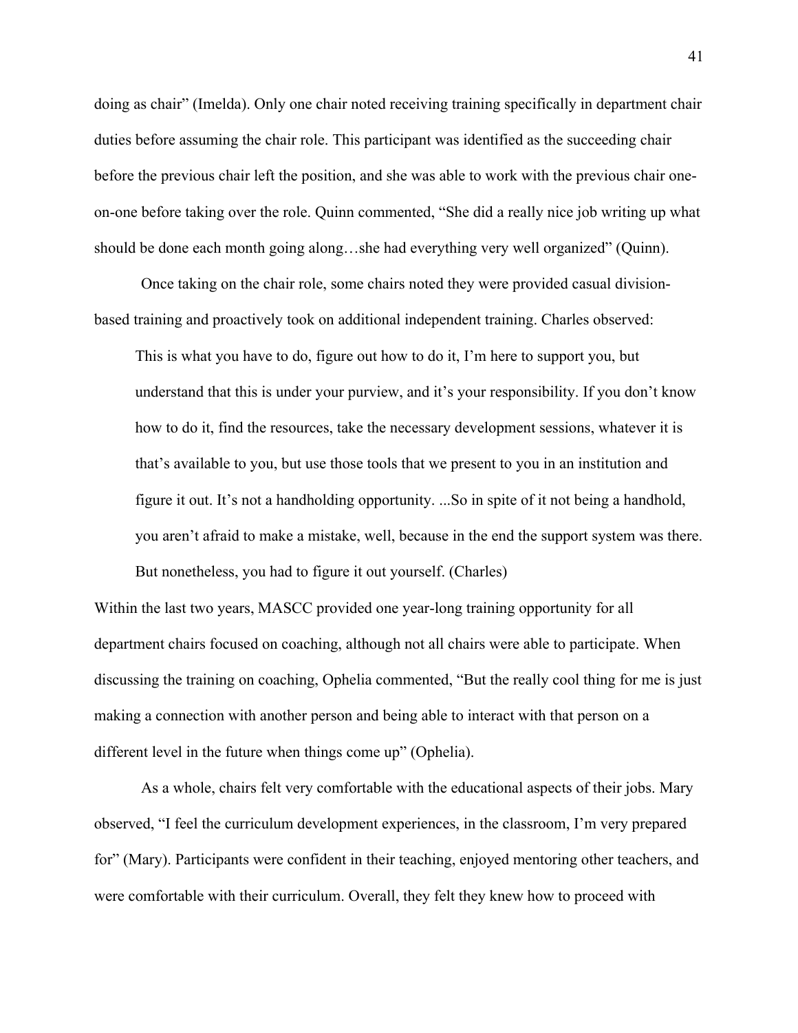doing as chair" (Imelda). Only one chair noted receiving training specifically in department chair duties before assuming the chair role. This participant was identified as the succeeding chair before the previous chair left the position, and she was able to work with the previous chair one-on-one before taking over the role. Quinn commented, "She did a really nice job writing up what should be done each month going along…she had everything very well organized" (Quinn).

Once taking on the chair role, some chairs noted they were provided casual division-based training and proactively took on additional independent training. Charles observed:

> This is what you have to do, figure out how to do it, I'm here to support you, but understand that this is under your purview, and it's your responsibility. If you don't know how to do it, find the resources, take the necessary development sessions, whatever it is that's available to you, but use those tools that we present to you in an institution and figure it out. It's not a handholding opportunity. ...So in spite of it not being a handhold, you aren't afraid to make a mistake, well, because in the end the support system was there. But nonetheless, you had to figure it out yourself. (Charles)

Within the last two years, MASCC provided one year-long training opportunity for all department chairs focused on coaching, although not all chairs were able to participate. When discussing the training on coaching, Ophelia commented, "But the really cool thing for me is just making a connection with another person and being able to interact with that person on a different level in the future when things come up" (Ophelia).

As a whole, chairs felt very comfortable with the educational aspects of their jobs. Mary observed, "I feel the curriculum development experiences, in the classroom, I'm very prepared for" (Mary). Participants were confident in their teaching, enjoyed mentoring other teachers, and were comfortable with their curriculum. Overall, they felt they knew how to proceed with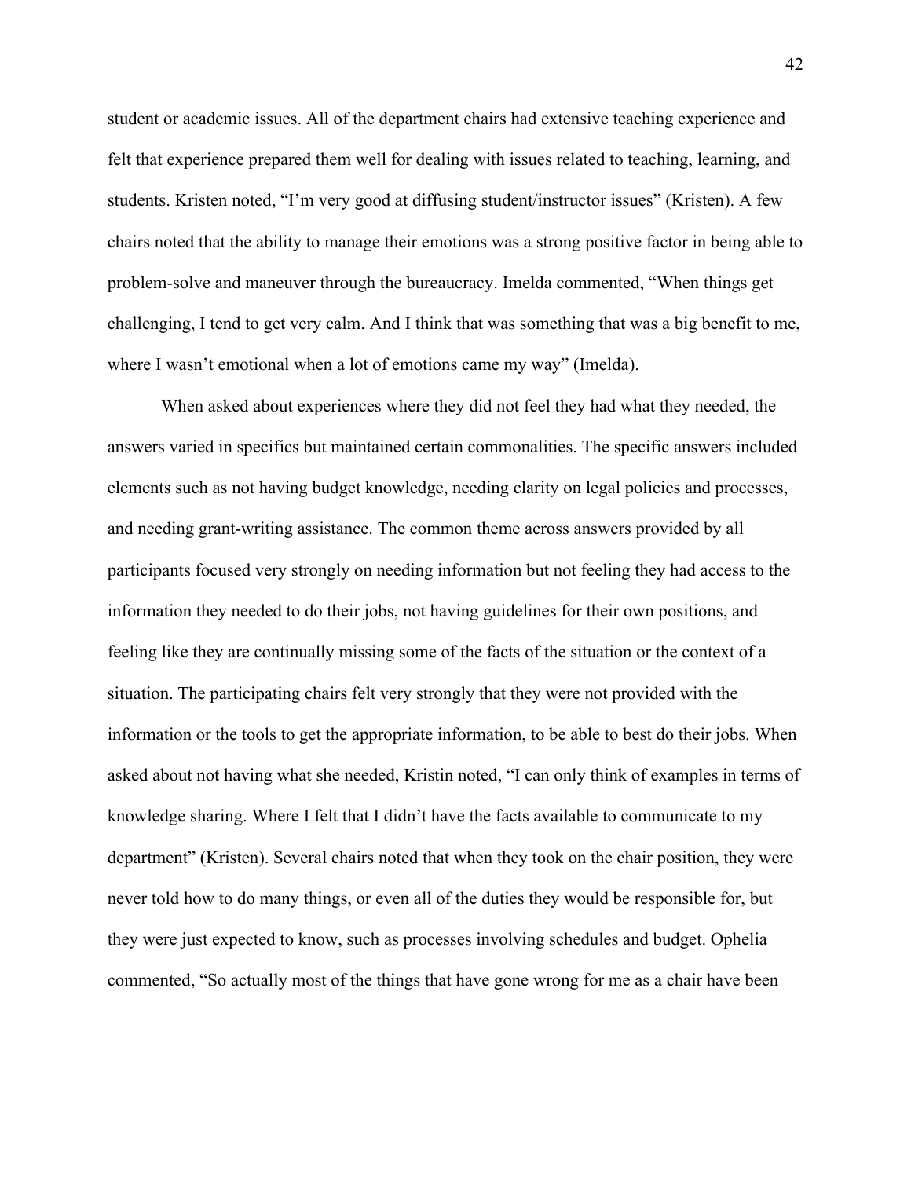student or academic issues. All of the department chairs had extensive teaching experience and felt that experience prepared them well for dealing with issues related to teaching, learning, and students. Kristen noted, “I’m very good at diffusing student/instructor issues” (Kristen). A few chairs noted that the ability to manage their emotions was a strong positive factor in being able to problem-solve and maneuver through the bureaucracy. Imelda commented, “When things get challenging, I tend to get very calm. And I think that was something that was a big benefit to me, where I wasn’t emotional when a lot of emotions came my way” (Imelda).

When asked about experiences where they did not feel they had what they needed, the answers varied in specifics but maintained certain commonalities. The specific answers included elements such as not having budget knowledge, needing clarity on legal policies and processes, and needing grant-writing assistance. The common theme across answers provided by all participants focused very strongly on needing information but not feeling they had access to the information they needed to do their jobs, not having guidelines for their own positions, and feeling like they are continually missing some of the facts of the situation or the context of a situation. The participating chairs felt very strongly that they were not provided with the information or the tools to get the appropriate information, to be able to best do their jobs. When asked about not having what she needed, Kristin noted, “I can only think of examples in terms of knowledge sharing. Where I felt that I didn’t have the facts available to communicate to my department” (Kristen). Several chairs noted that when they took on the chair position, they were never told how to do many things, or even all of the duties they would be responsible for, but they were just expected to know, such as processes involving schedules and budget. Ophelia commented, “So actually most of the things that have gone wrong for me as a chair have been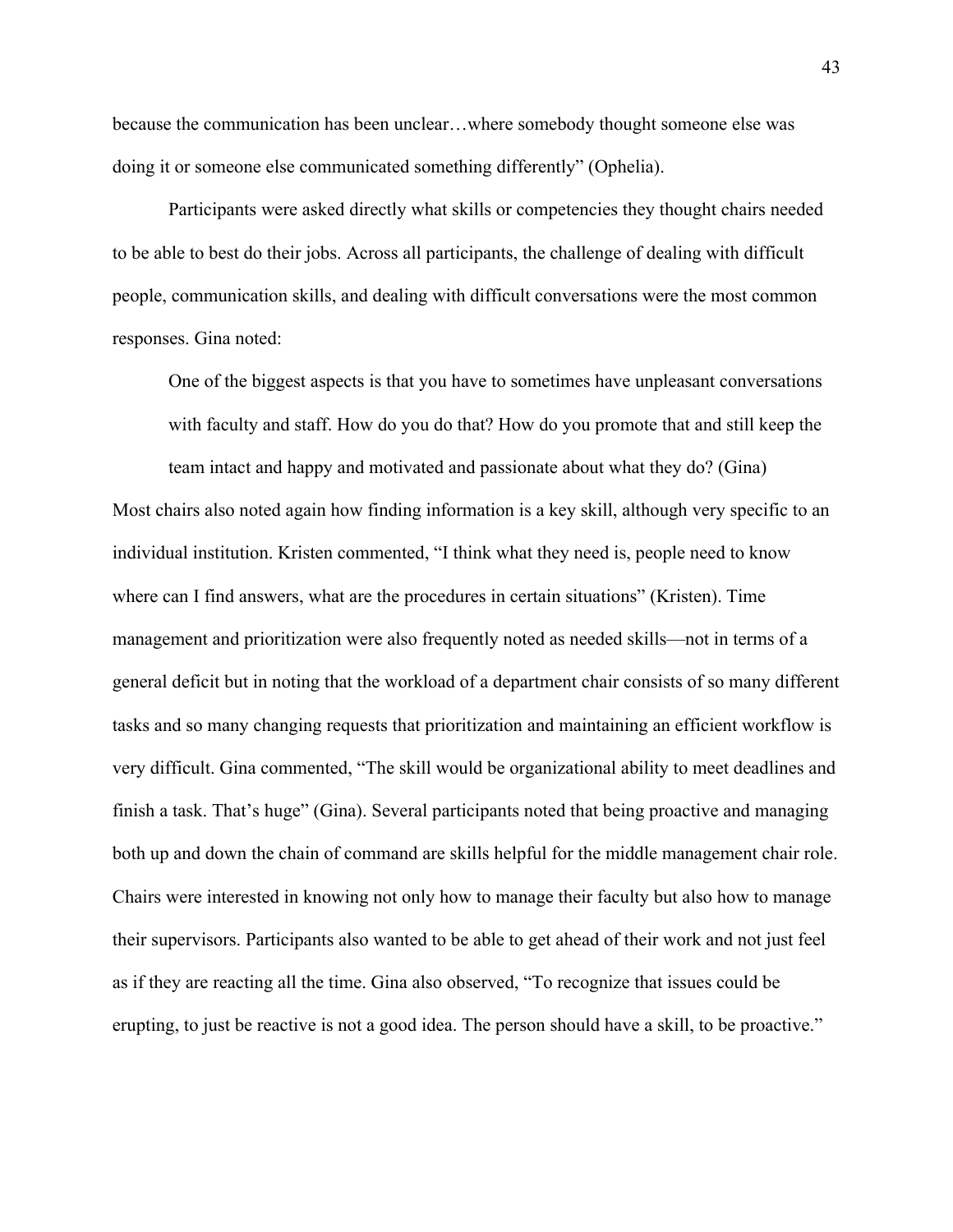because the communication has been unclear…where somebody thought someone else was doing it or someone else communicated something differently" (Ophelia).

Participants were asked directly what skills or competencies they thought chairs needed to be able to best do their jobs. Across all participants, the challenge of dealing with difficult people, communication skills, and dealing with difficult conversations were the most common responses. Gina noted:

> One of the biggest aspects is that you have to sometimes have unpleasant conversations with faculty and staff. How do you do that? How do you promote that and still keep the team intact and happy and motivated and passionate about what they do? (Gina)

Most chairs also noted again how finding information is a key skill, although very specific to an individual institution. Kristen commented, "I think what they need is, people need to know where can I find answers, what are the procedures in certain situations" (Kristen). Time management and prioritization were also frequently noted as needed skills—not in terms of a general deficit but in noting that the workload of a department chair consists of so many different tasks and so many changing requests that prioritization and maintaining an efficient workflow is very difficult. Gina commented, "The skill would be organizational ability to meet deadlines and finish a task. That's huge" (Gina). Several participants noted that being proactive and managing both up and down the chain of command are skills helpful for the middle management chair role. Chairs were interested in knowing not only how to manage their faculty but also how to manage their supervisors. Participants also wanted to be able to get ahead of their work and not just feel as if they are reacting all the time. Gina also observed, "To recognize that issues could be erupting, to just be reactive is not a good idea. The person should have a skill, to be proactive."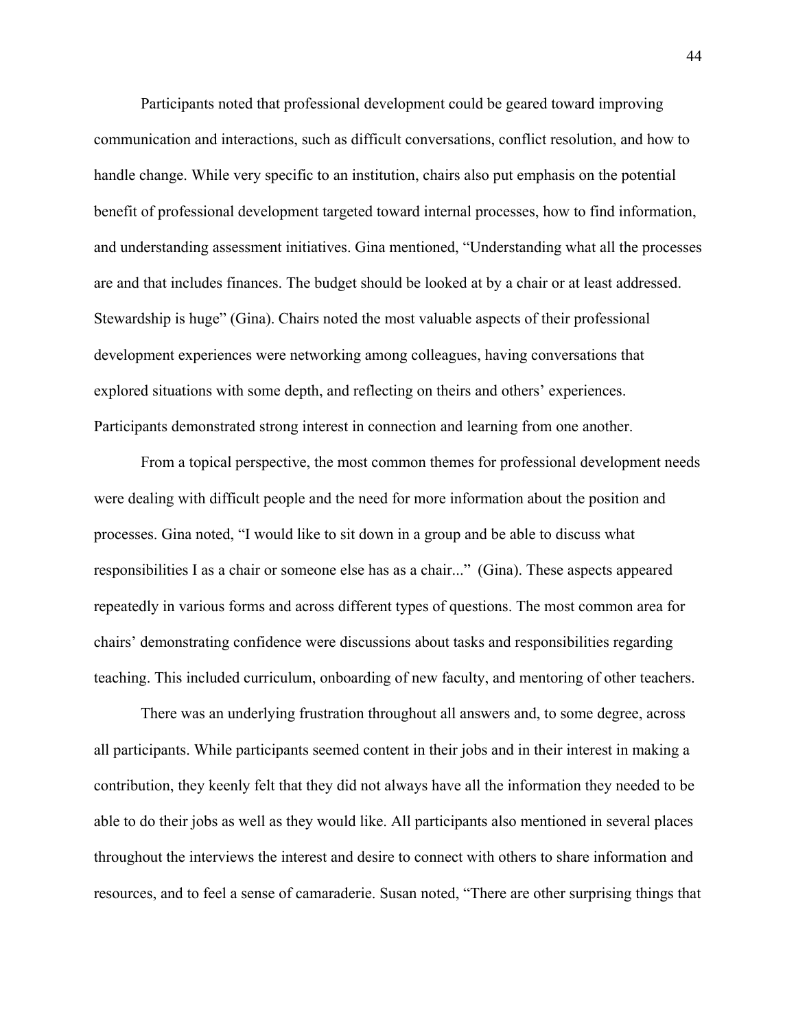Participants noted that professional development could be geared toward improving communication and interactions, such as difficult conversations, conflict resolution, and how to handle change. While very specific to an institution, chairs also put emphasis on the potential benefit of professional development targeted toward internal processes, how to find information, and understanding assessment initiatives. Gina mentioned, "Understanding what all the processes are and that includes finances. The budget should be looked at by a chair or at least addressed. Stewardship is huge" (Gina). Chairs noted the most valuable aspects of their professional development experiences were networking among colleagues, having conversations that explored situations with some depth, and reflecting on theirs and others' experiences. Participants demonstrated strong interest in connection and learning from one another.

From a topical perspective, the most common themes for professional development needs were dealing with difficult people and the need for more information about the position and processes. Gina noted, "I would like to sit down in a group and be able to discuss what responsibilities I as a chair or someone else has as a chair..." (Gina). These aspects appeared repeatedly in various forms and across different types of questions. The most common area for chairs' demonstrating confidence were discussions about tasks and responsibilities regarding teaching. This included curriculum, onboarding of new faculty, and mentoring of other teachers.

There was an underlying frustration throughout all answers and, to some degree, across all participants. While participants seemed content in their jobs and in their interest in making a contribution, they keenly felt that they did not always have all the information they needed to be able to do their jobs as well as they would like. All participants also mentioned in several places throughout the interviews the interest and desire to connect with others to share information and resources, and to feel a sense of camaraderie. Susan noted, "There are other surprising things that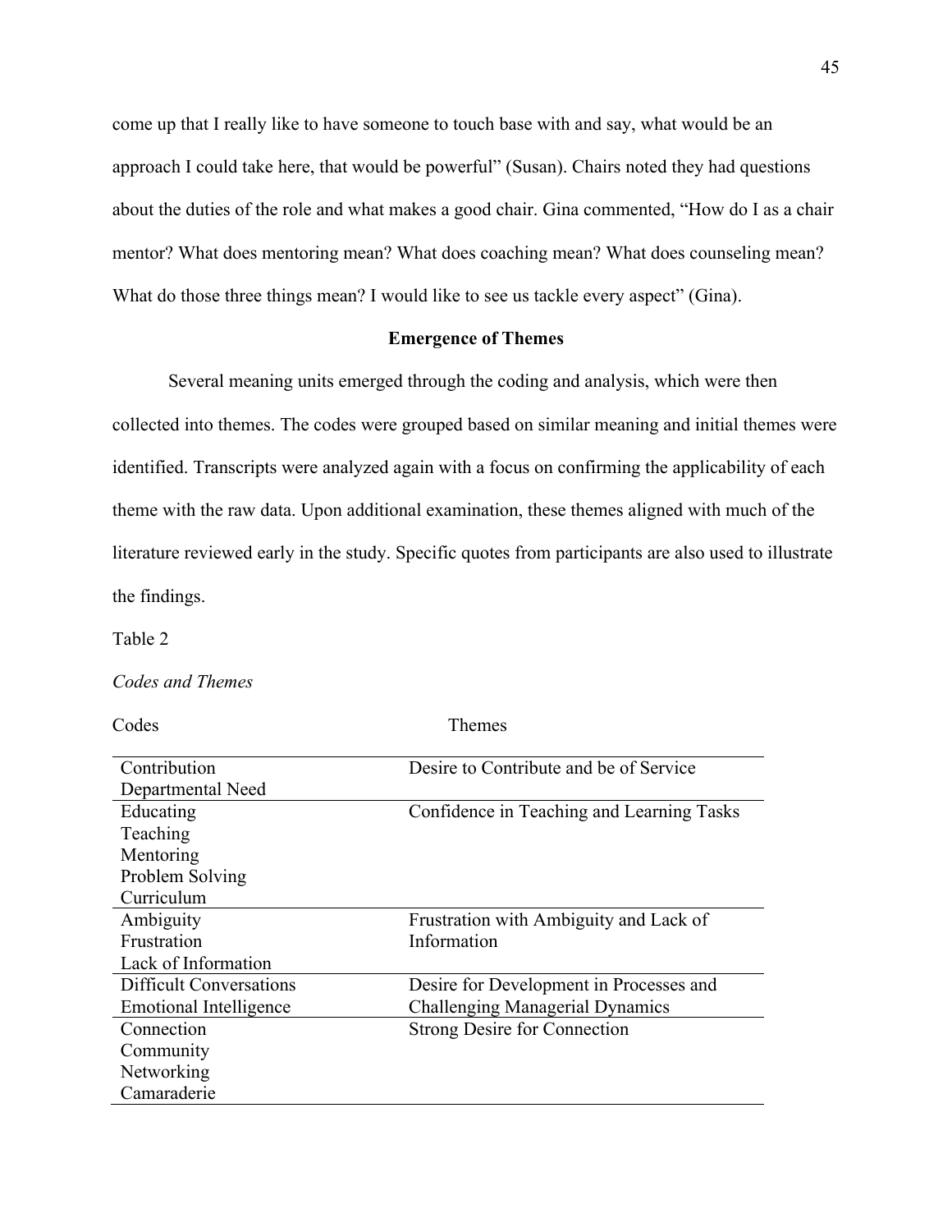come up that I really like to have someone to touch base with and say, what would be an approach I could take here, that would be powerful" (Susan). Chairs noted they had questions about the duties of the role and what makes a good chair. Gina commented, "How do I as a chair mentor? What does mentoring mean? What does coaching mean? What does counseling mean? What do those three things mean? I would like to see us tackle every aspect" (Gina).

## Emergence of Themes

Several meaning units emerged through the coding and analysis, which were then collected into themes. The codes were grouped based on similar meaning and initial themes were identified. Transcripts were analyzed again with a focus on confirming the applicability of each theme with the raw data. Upon additional examination, these themes aligned with much of the literature reviewed early in the study. Specific quotes from participants are also used to illustrate the findings.

Table 2

*Codes and Themes*

| Codes | Themes |
|---|---|
| Contribution<br>Departmental Need | Desire to Contribute and be of Service |
| Educating<br>Teaching<br>Mentoring<br>Problem Solving<br>Curriculum | Confidence in Teaching and Learning Tasks |
| Ambiguity<br>Frustration<br>Lack of Information | Frustration with Ambiguity and Lack of Information |
| Difficult Conversations<br>Emotional Intelligence | Desire for Development in Processes and Challenging Managerial Dynamics |
| Connection<br>Community<br>Networking<br>Camaraderie | Strong Desire for Connection |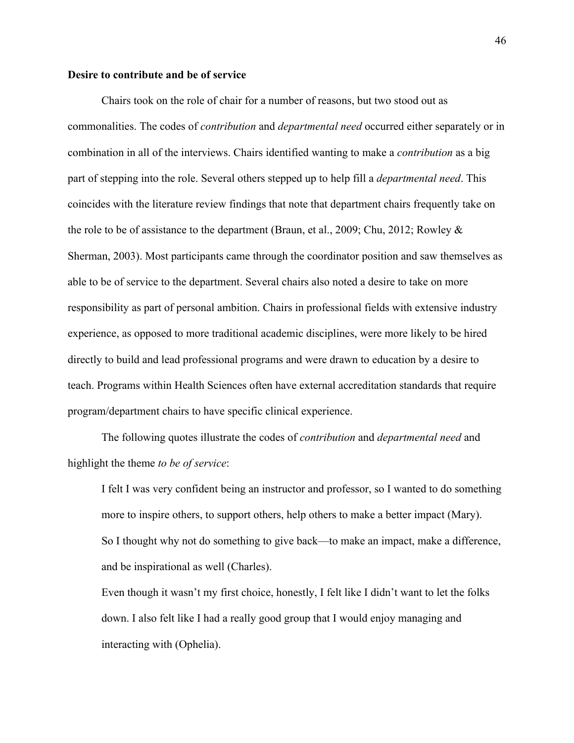**Desire to contribute and be of service**

Chairs took on the role of chair for a number of reasons, but two stood out as commonalities. The codes of *contribution* and *departmental need* occurred either separately or in combination in all of the interviews. Chairs identified wanting to make a *contribution* as a big part of stepping into the role. Several others stepped up to help fill a *departmental need*. This coincides with the literature review findings that note that department chairs frequently take on the role to be of assistance to the department (Braun, et al., 2009; Chu, 2012; Rowley & Sherman, 2003). Most participants came through the coordinator position and saw themselves as able to be of service to the department. Several chairs also noted a desire to take on more responsibility as part of personal ambition. Chairs in professional fields with extensive industry experience, as opposed to more traditional academic disciplines, were more likely to be hired directly to build and lead professional programs and were drawn to education by a desire to teach. Programs within Health Sciences often have external accreditation standards that require program/department chairs to have specific clinical experience.

The following quotes illustrate the codes of *contribution* and *departmental need* and highlight the theme *to be of service*:

> I felt I was very confident being an instructor and professor, so I wanted to do something more to inspire others, to support others, help others to make a better impact (Mary).
>
> So I thought why not do something to give back—to make an impact, make a difference, and be inspirational as well (Charles).
>
> Even though it wasn't my first choice, honestly, I felt like I didn't want to let the folks down. I also felt like I had a really good group that I would enjoy managing and interacting with (Ophelia).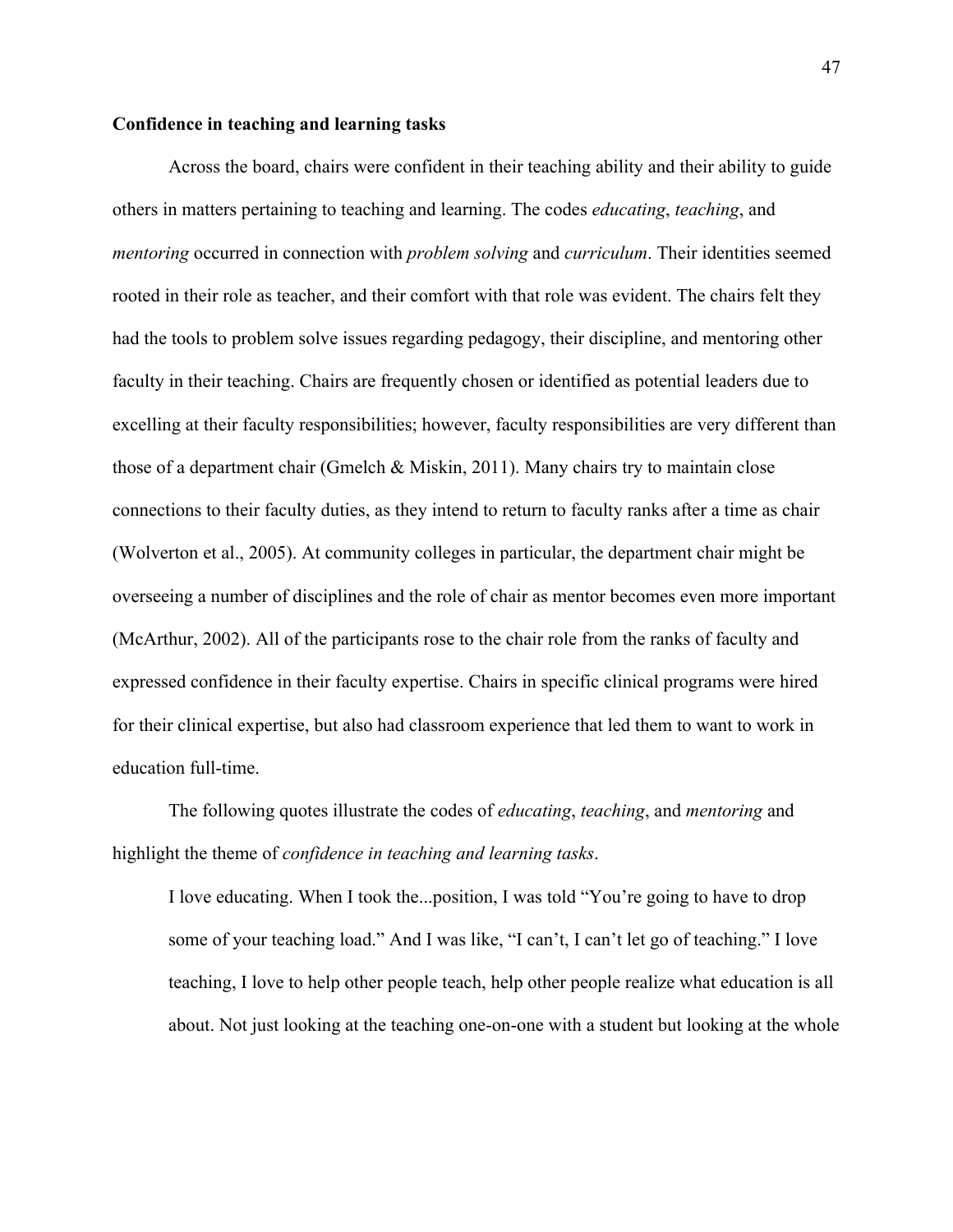**Confidence in teaching and learning tasks**

Across the board, chairs were confident in their teaching ability and their ability to guide others in matters pertaining to teaching and learning. The codes *educating*, *teaching*, and *mentoring* occurred in connection with *problem solving* and *curriculum*. Their identities seemed rooted in their role as teacher, and their comfort with that role was evident. The chairs felt they had the tools to problem solve issues regarding pedagogy, their discipline, and mentoring other faculty in their teaching. Chairs are frequently chosen or identified as potential leaders due to excelling at their faculty responsibilities; however, faculty responsibilities are very different than those of a department chair (Gmelch & Miskin, 2011). Many chairs try to maintain close connections to their faculty duties, as they intend to return to faculty ranks after a time as chair (Wolverton et al., 2005). At community colleges in particular, the department chair might be overseeing a number of disciplines and the role of chair as mentor becomes even more important (McArthur, 2002). All of the participants rose to the chair role from the ranks of faculty and expressed confidence in their faculty expertise. Chairs in specific clinical programs were hired for their clinical expertise, but also had classroom experience that led them to want to work in education full-time.

The following quotes illustrate the codes of *educating*, *teaching*, and *mentoring* and highlight the theme of *confidence in teaching and learning tasks*.

> I love educating. When I took the...position, I was told "You're going to have to drop some of your teaching load." And I was like, "I can't, I can't let go of teaching." I love teaching, I love to help other people teach, help other people realize what education is all about. Not just looking at the teaching one-on-one with a student but looking at the whole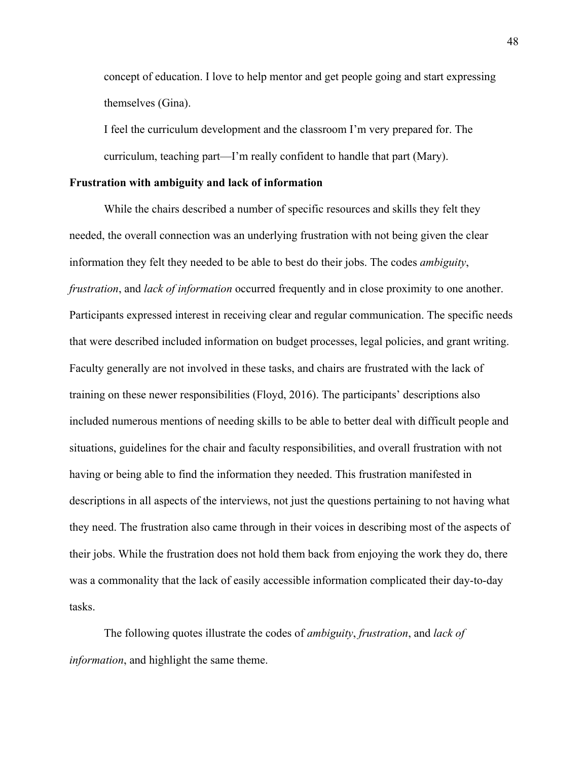concept of education. I love to help mentor and get people going and start expressing themselves (Gina).

I feel the curriculum development and the classroom I'm very prepared for. The curriculum, teaching part—I'm really confident to handle that part (Mary).

**Frustration with ambiguity and lack of information**

While the chairs described a number of specific resources and skills they felt they needed, the overall connection was an underlying frustration with not being given the clear information they felt they needed to be able to best do their jobs. The codes *ambiguity*, *frustration*, and *lack of information* occurred frequently and in close proximity to one another. Participants expressed interest in receiving clear and regular communication. The specific needs that were described included information on budget processes, legal policies, and grant writing. Faculty generally are not involved in these tasks, and chairs are frustrated with the lack of training on these newer responsibilities (Floyd, 2016). The participants' descriptions also included numerous mentions of needing skills to be able to better deal with difficult people and situations, guidelines for the chair and faculty responsibilities, and overall frustration with not having or being able to find the information they needed. This frustration manifested in descriptions in all aspects of the interviews, not just the questions pertaining to not having what they need. The frustration also came through in their voices in describing most of the aspects of their jobs. While the frustration does not hold them back from enjoying the work they do, there was a commonality that the lack of easily accessible information complicated their day-to-day tasks.

The following quotes illustrate the codes of *ambiguity*, *frustration*, and *lack of information*, and highlight the same theme.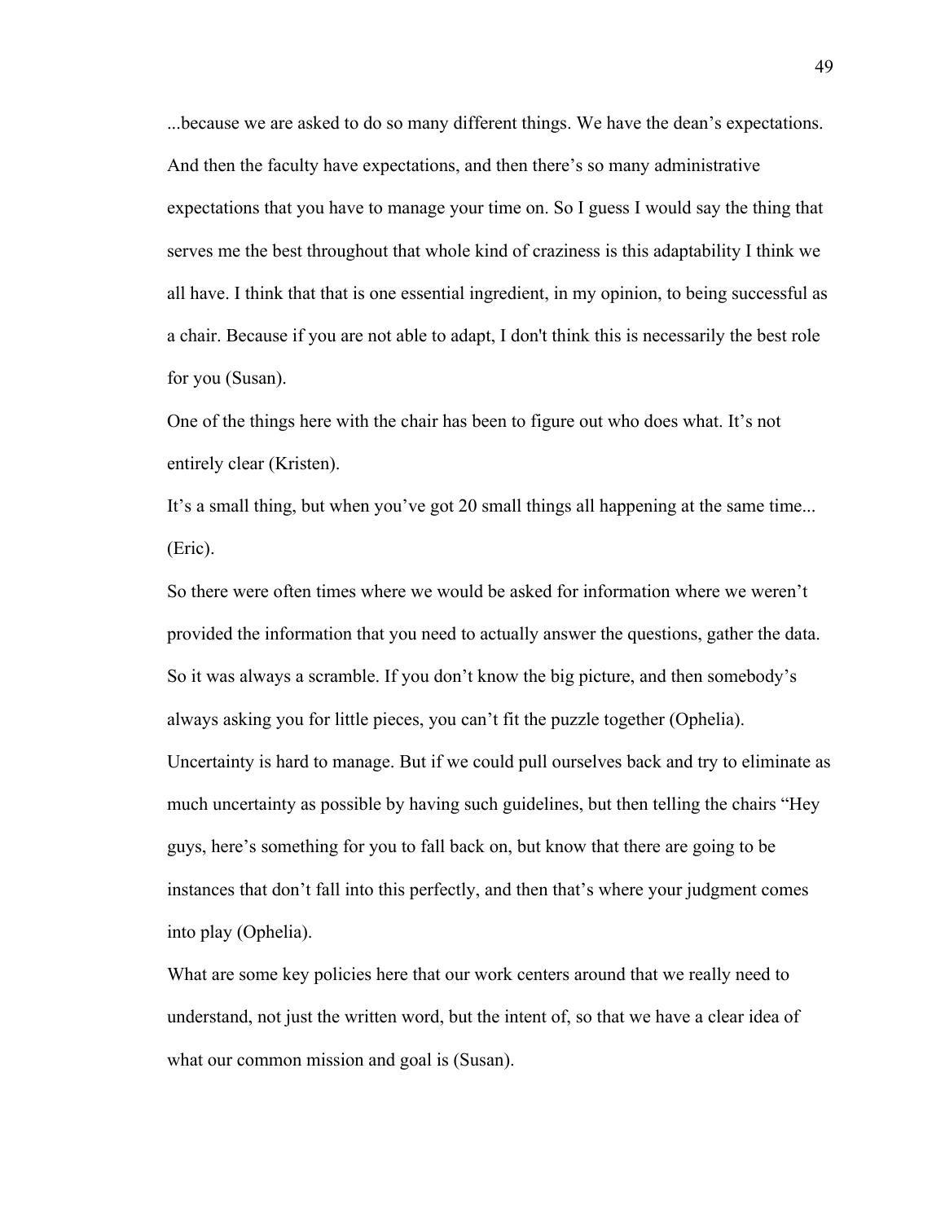...because we are asked to do so many different things. We have the dean's expectations. And then the faculty have expectations, and then there's so many administrative expectations that you have to manage your time on. So I guess I would say the thing that serves me the best throughout that whole kind of craziness is this adaptability I think we all have. I think that that is one essential ingredient, in my opinion, to being successful as a chair. Because if you are not able to adapt, I don't think this is necessarily the best role for you (Susan).

One of the things here with the chair has been to figure out who does what. It's not entirely clear (Kristen).

It's a small thing, but when you've got 20 small things all happening at the same time... (Eric).

So there were often times where we would be asked for information where we weren't provided the information that you need to actually answer the questions, gather the data. So it was always a scramble. If you don't know the big picture, and then somebody's always asking you for little pieces, you can't fit the puzzle together (Ophelia).

Uncertainty is hard to manage. But if we could pull ourselves back and try to eliminate as much uncertainty as possible by having such guidelines, but then telling the chairs "Hey guys, here's something for you to fall back on, but know that there are going to be instances that don't fall into this perfectly, and then that's where your judgment comes into play (Ophelia).

What are some key policies here that our work centers around that we really need to understand, not just the written word, but the intent of, so that we have a clear idea of what our common mission and goal is (Susan).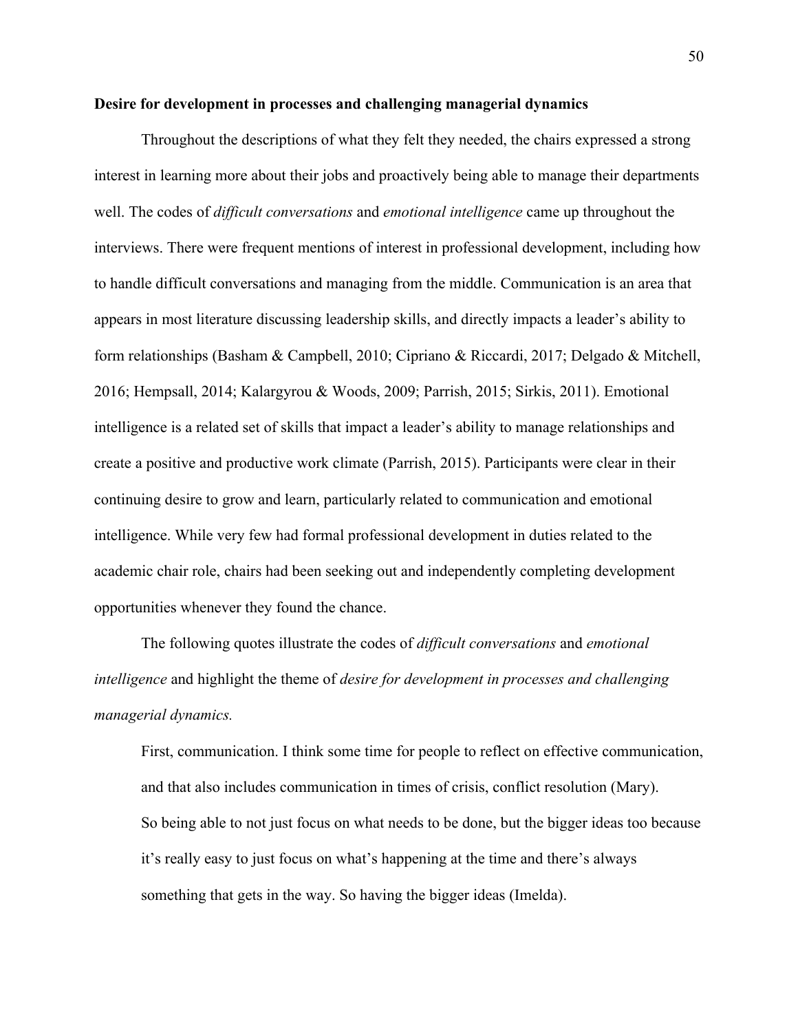**Desire for development in processes and challenging managerial dynamics**

Throughout the descriptions of what they felt they needed, the chairs expressed a strong interest in learning more about their jobs and proactively being able to manage their departments well. The codes of *difficult conversations* and *emotional intelligence* came up throughout the interviews. There were frequent mentions of interest in professional development, including how to handle difficult conversations and managing from the middle. Communication is an area that appears in most literature discussing leadership skills, and directly impacts a leader's ability to form relationships (Basham & Campbell, 2010; Cipriano & Riccardi, 2017; Delgado & Mitchell, 2016; Hempsall, 2014; Kalargyrou & Woods, 2009; Parrish, 2015; Sirkis, 2011). Emotional intelligence is a related set of skills that impact a leader's ability to manage relationships and create a positive and productive work climate (Parrish, 2015). Participants were clear in their continuing desire to grow and learn, particularly related to communication and emotional intelligence. While very few had formal professional development in duties related to the academic chair role, chairs had been seeking out and independently completing development opportunities whenever they found the chance.

The following quotes illustrate the codes of *difficult conversations* and *emotional intelligence* and highlight the theme of *desire for development in processes and challenging managerial dynamics.*

> First, communication. I think some time for people to reflect on effective communication, and that also includes communication in times of crisis, conflict resolution (Mary).
>
> So being able to not just focus on what needs to be done, but the bigger ideas too because it's really easy to just focus on what's happening at the time and there's always something that gets in the way. So having the bigger ideas (Imelda).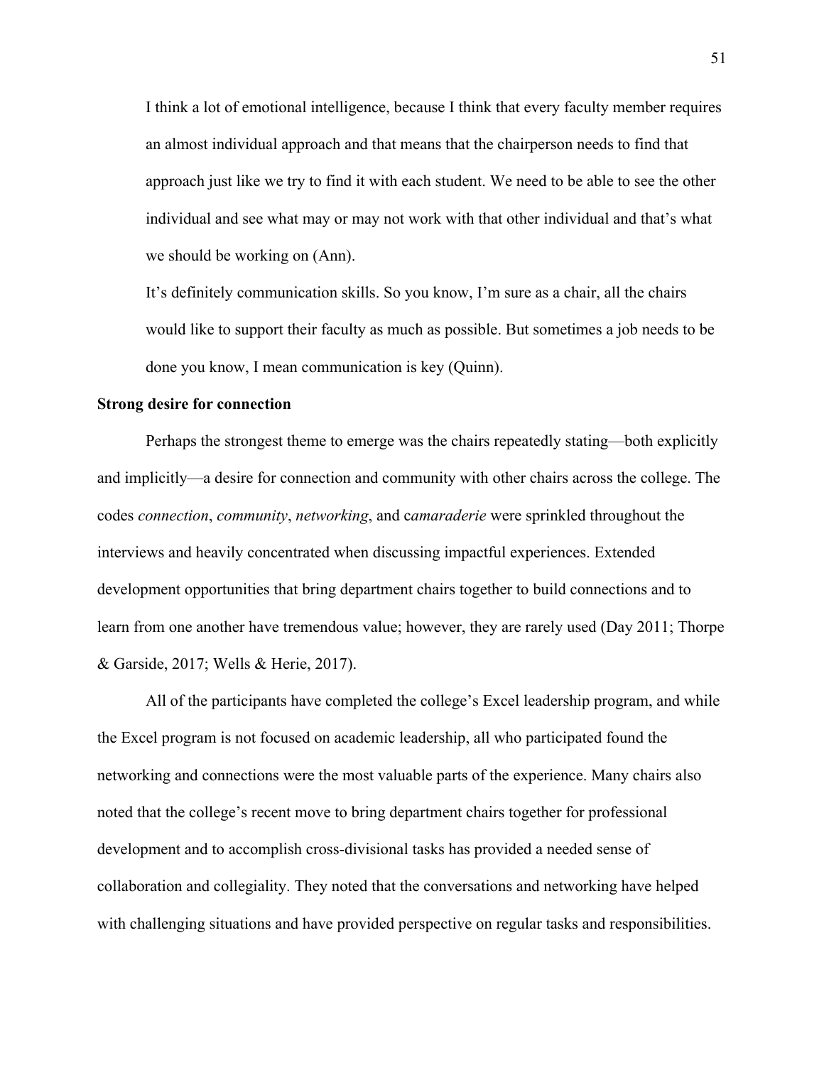> I think a lot of emotional intelligence, because I think that every faculty member requires an almost individual approach and that means that the chairperson needs to find that approach just like we try to find it with each student. We need to be able to see the other individual and see what may or may not work with that other individual and that's what we should be working on (Ann).
>
> It's definitely communication skills. So you know, I'm sure as a chair, all the chairs would like to support their faculty as much as possible. But sometimes a job needs to be done you know, I mean communication is key (Quinn).

**Strong desire for connection**

Perhaps the strongest theme to emerge was the chairs repeatedly stating—both explicitly and implicitly—a desire for connection and community with other chairs across the college. The codes *connection*, *community*, *networking*, and c*amaraderie* were sprinkled throughout the interviews and heavily concentrated when discussing impactful experiences. Extended development opportunities that bring department chairs together to build connections and to learn from one another have tremendous value; however, they are rarely used (Day 2011; Thorpe & Garside, 2017; Wells & Herie, 2017).

All of the participants have completed the college's Excel leadership program, and while the Excel program is not focused on academic leadership, all who participated found the networking and connections were the most valuable parts of the experience. Many chairs also noted that the college's recent move to bring department chairs together for professional development and to accomplish cross-divisional tasks has provided a needed sense of collaboration and collegiality. They noted that the conversations and networking have helped with challenging situations and have provided perspective on regular tasks and responsibilities.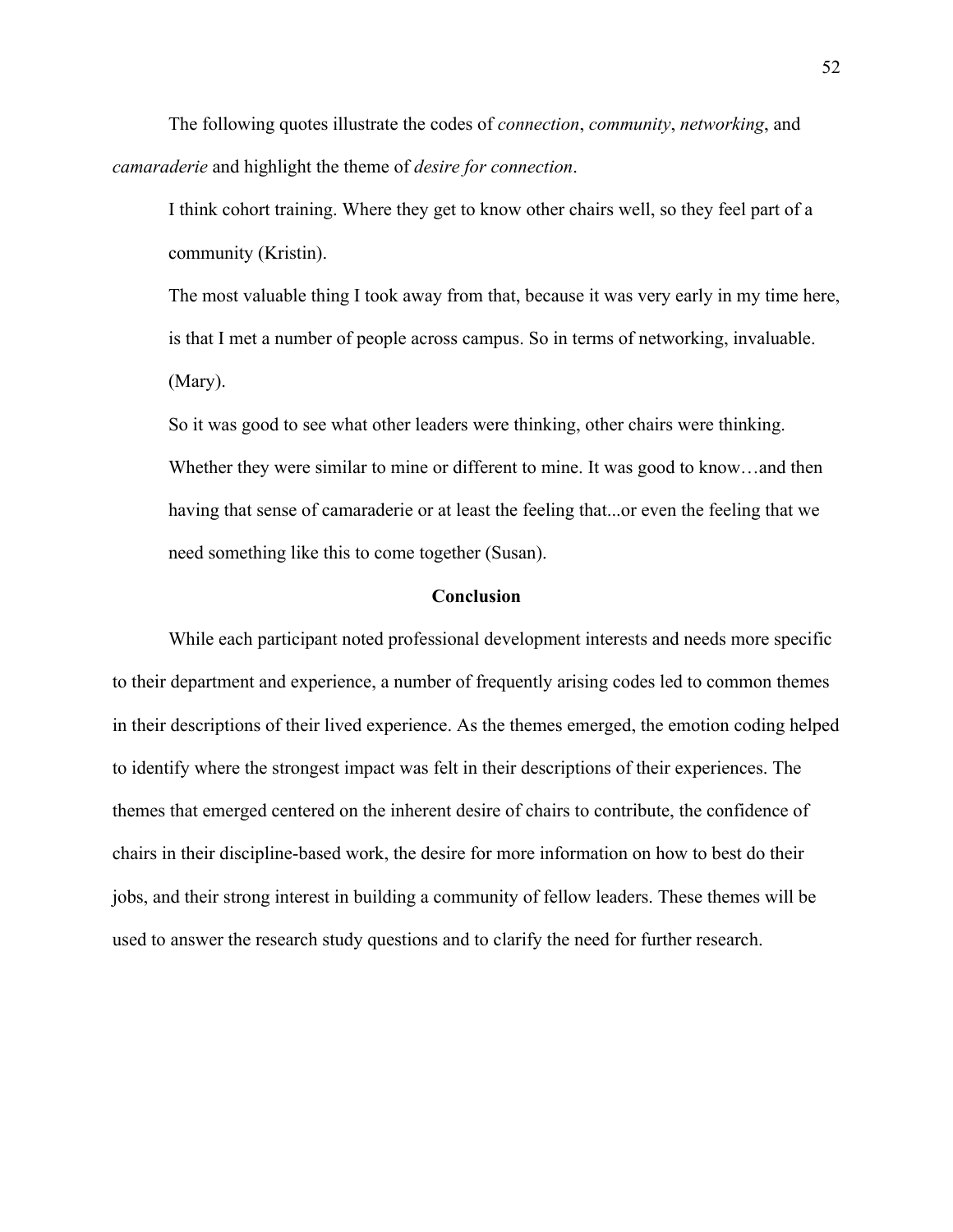The following quotes illustrate the codes of *connection*, *community*, *networking*, and *camaraderie* and highlight the theme of *desire for connection*.

> I think cohort training. Where they get to know other chairs well, so they feel part of a community (Kristin).
>
> The most valuable thing I took away from that, because it was very early in my time here, is that I met a number of people across campus. So in terms of networking, invaluable. (Mary).
>
> So it was good to see what other leaders were thinking, other chairs were thinking. Whether they were similar to mine or different to mine. It was good to know…and then having that sense of camaraderie or at least the feeling that...or even the feeling that we need something like this to come together (Susan).

## Conclusion

While each participant noted professional development interests and needs more specific to their department and experience, a number of frequently arising codes led to common themes in their descriptions of their lived experience. As the themes emerged, the emotion coding helped to identify where the strongest impact was felt in their descriptions of their experiences. The themes that emerged centered on the inherent desire of chairs to contribute, the confidence of chairs in their discipline-based work, the desire for more information on how to best do their jobs, and their strong interest in building a community of fellow leaders. These themes will be used to answer the research study questions and to clarify the need for further research.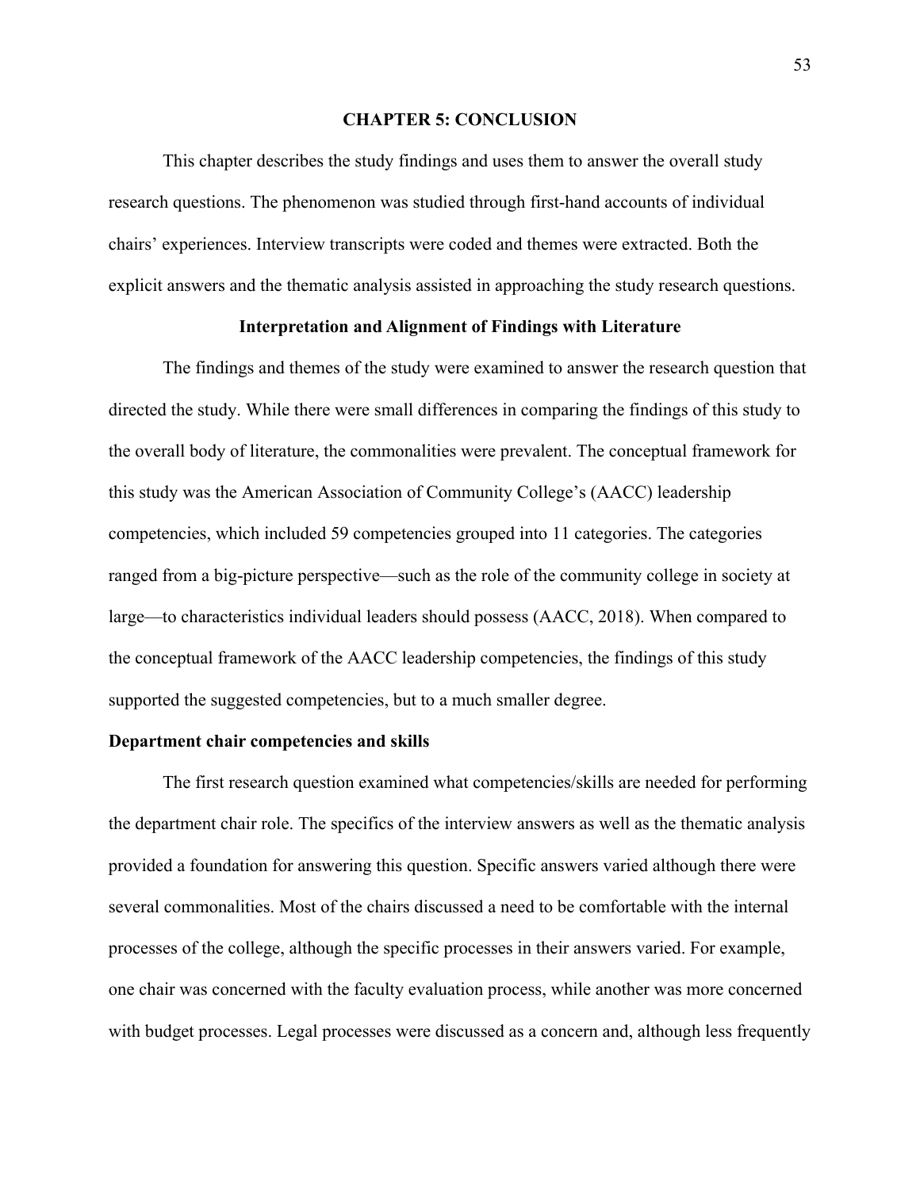# CHAPTER 5: CONCLUSION

This chapter describes the study findings and uses them to answer the overall study research questions. The phenomenon was studied through first-hand accounts of individual chairs' experiences. Interview transcripts were coded and themes were extracted. Both the explicit answers and the thematic analysis assisted in approaching the study research questions.

## Interpretation and Alignment of Findings with Literature

The findings and themes of the study were examined to answer the research question that directed the study. While there were small differences in comparing the findings of this study to the overall body of literature, the commonalities were prevalent. The conceptual framework for this study was the American Association of Community College's (AACC) leadership competencies, which included 59 competencies grouped into 11 categories. The categories ranged from a big-picture perspective—such as the role of the community college in society at large—to characteristics individual leaders should possess (AACC, 2018). When compared to the conceptual framework of the AACC leadership competencies, the findings of this study supported the suggested competencies, but to a much smaller degree.

### Department chair competencies and skills

The first research question examined what competencies/skills are needed for performing the department chair role. The specifics of the interview answers as well as the thematic analysis provided a foundation for answering this question. Specific answers varied although there were several commonalities. Most of the chairs discussed a need to be comfortable with the internal processes of the college, although the specific processes in their answers varied. For example, one chair was concerned with the faculty evaluation process, while another was more concerned with budget processes. Legal processes were discussed as a concern and, although less frequently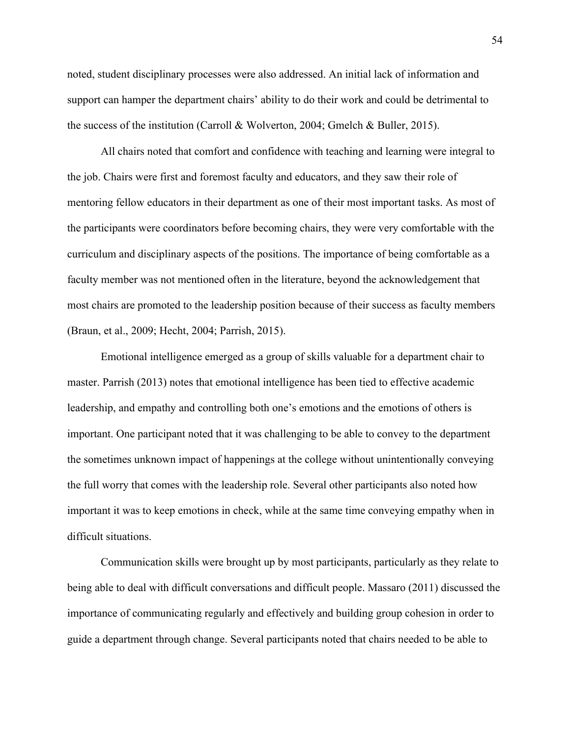noted, student disciplinary processes were also addressed. An initial lack of information and support can hamper the department chairs' ability to do their work and could be detrimental to the success of the institution (Carroll & Wolverton, 2004; Gmelch & Buller, 2015).

All chairs noted that comfort and confidence with teaching and learning were integral to the job. Chairs were first and foremost faculty and educators, and they saw their role of mentoring fellow educators in their department as one of their most important tasks. As most of the participants were coordinators before becoming chairs, they were very comfortable with the curriculum and disciplinary aspects of the positions. The importance of being comfortable as a faculty member was not mentioned often in the literature, beyond the acknowledgement that most chairs are promoted to the leadership position because of their success as faculty members (Braun, et al., 2009; Hecht, 2004; Parrish, 2015).

Emotional intelligence emerged as a group of skills valuable for a department chair to master. Parrish (2013) notes that emotional intelligence has been tied to effective academic leadership, and empathy and controlling both one's emotions and the emotions of others is important. One participant noted that it was challenging to be able to convey to the department the sometimes unknown impact of happenings at the college without unintentionally conveying the full worry that comes with the leadership role. Several other participants also noted how important it was to keep emotions in check, while at the same time conveying empathy when in difficult situations.

Communication skills were brought up by most participants, particularly as they relate to being able to deal with difficult conversations and difficult people. Massaro (2011) discussed the importance of communicating regularly and effectively and building group cohesion in order to guide a department through change. Several participants noted that chairs needed to be able to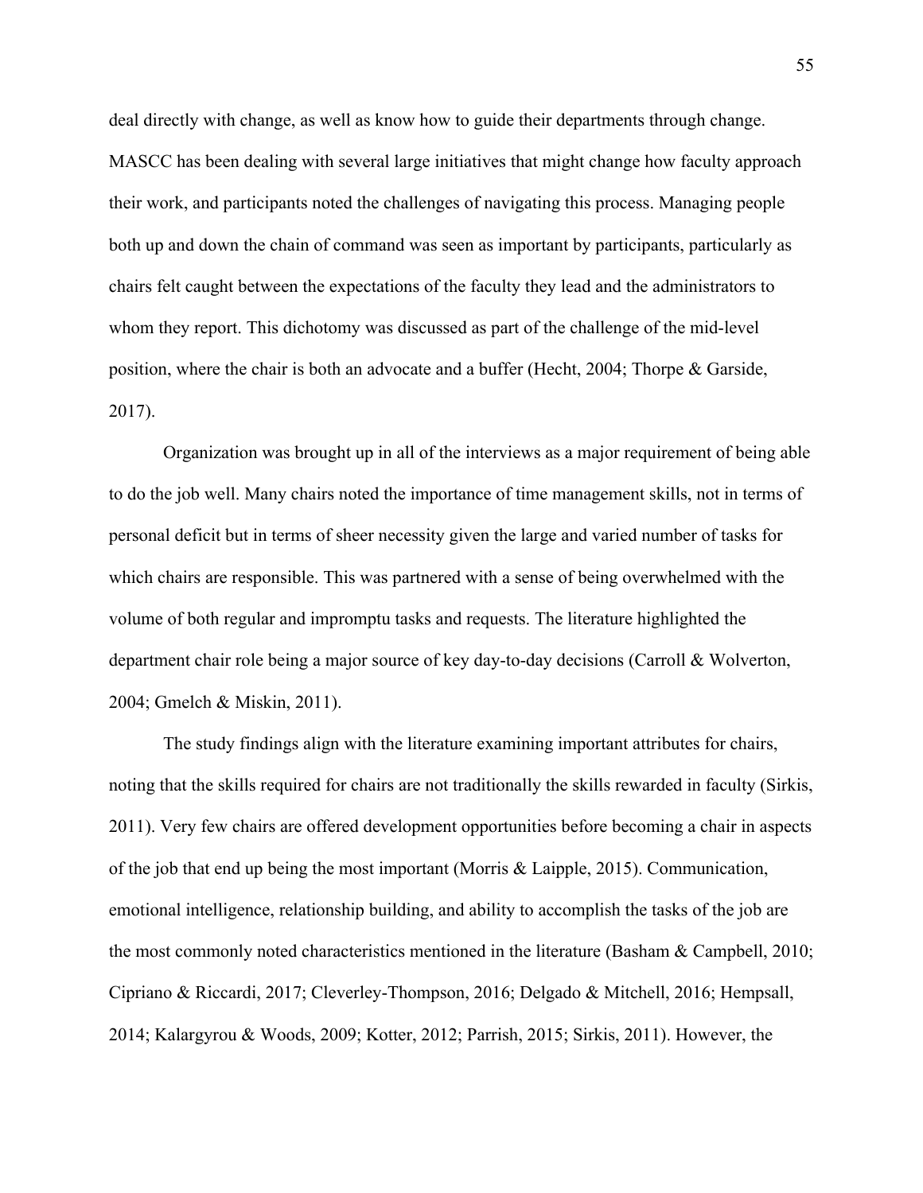deal directly with change, as well as know how to guide their departments through change. MASCC has been dealing with several large initiatives that might change how faculty approach their work, and participants noted the challenges of navigating this process. Managing people both up and down the chain of command was seen as important by participants, particularly as chairs felt caught between the expectations of the faculty they lead and the administrators to whom they report. This dichotomy was discussed as part of the challenge of the mid-level position, where the chair is both an advocate and a buffer (Hecht, 2004; Thorpe & Garside, 2017).

Organization was brought up in all of the interviews as a major requirement of being able to do the job well. Many chairs noted the importance of time management skills, not in terms of personal deficit but in terms of sheer necessity given the large and varied number of tasks for which chairs are responsible. This was partnered with a sense of being overwhelmed with the volume of both regular and impromptu tasks and requests. The literature highlighted the department chair role being a major source of key day-to-day decisions (Carroll & Wolverton, 2004; Gmelch & Miskin, 2011).

The study findings align with the literature examining important attributes for chairs, noting that the skills required for chairs are not traditionally the skills rewarded in faculty (Sirkis, 2011). Very few chairs are offered development opportunities before becoming a chair in aspects of the job that end up being the most important (Morris & Laipple, 2015). Communication, emotional intelligence, relationship building, and ability to accomplish the tasks of the job are the most commonly noted characteristics mentioned in the literature (Basham & Campbell, 2010; Cipriano & Riccardi, 2017; Cleverley-Thompson, 2016; Delgado & Mitchell, 2016; Hempsall, 2014; Kalargyrou & Woods, 2009; Kotter, 2012; Parrish, 2015; Sirkis, 2011). However, the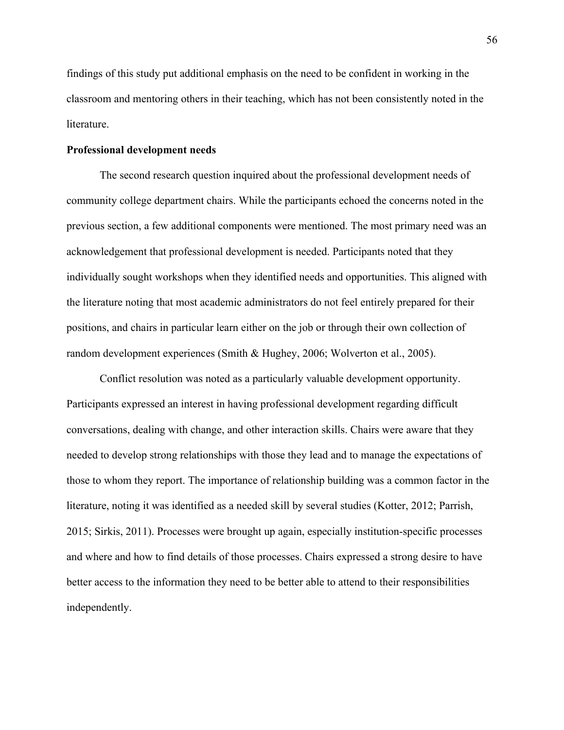findings of this study put additional emphasis on the need to be confident in working in the classroom and mentoring others in their teaching, which has not been consistently noted in the literature.

### Professional development needs

The second research question inquired about the professional development needs of community college department chairs. While the participants echoed the concerns noted in the previous section, a few additional components were mentioned. The most primary need was an acknowledgement that professional development is needed. Participants noted that they individually sought workshops when they identified needs and opportunities. This aligned with the literature noting that most academic administrators do not feel entirely prepared for their positions, and chairs in particular learn either on the job or through their own collection of random development experiences (Smith & Hughey, 2006; Wolverton et al., 2005).

Conflict resolution was noted as a particularly valuable development opportunity. Participants expressed an interest in having professional development regarding difficult conversations, dealing with change, and other interaction skills. Chairs were aware that they needed to develop strong relationships with those they lead and to manage the expectations of those to whom they report. The importance of relationship building was a common factor in the literature, noting it was identified as a needed skill by several studies (Kotter, 2012; Parrish, 2015; Sirkis, 2011). Processes were brought up again, especially institution-specific processes and where and how to find details of those processes. Chairs expressed a strong desire to have better access to the information they need to be better able to attend to their responsibilities independently.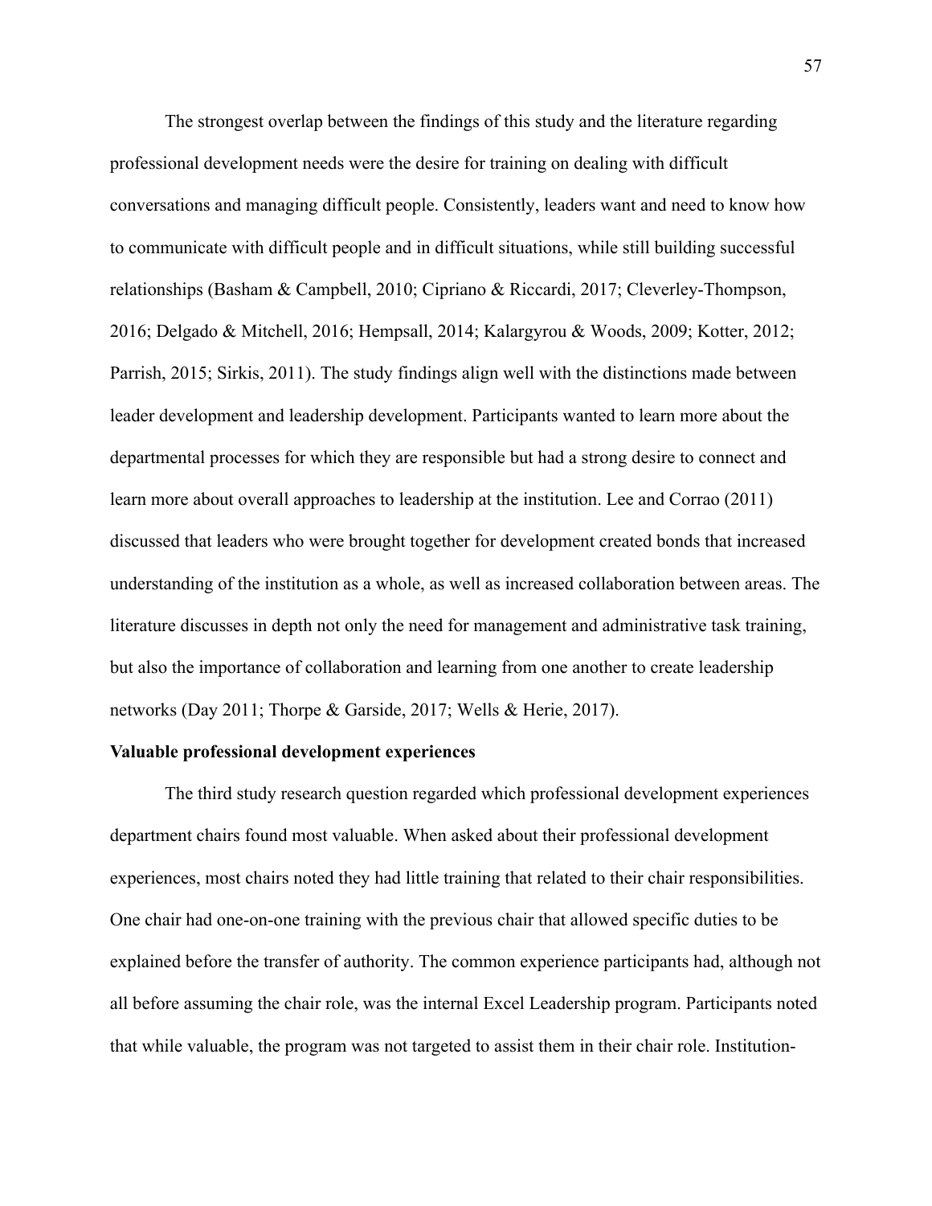The strongest overlap between the findings of this study and the literature regarding professional development needs were the desire for training on dealing with difficult conversations and managing difficult people. Consistently, leaders want and need to know how to communicate with difficult people and in difficult situations, while still building successful relationships (Basham & Campbell, 2010; Cipriano & Riccardi, 2017; Cleverley-Thompson, 2016; Delgado & Mitchell, 2016; Hempsall, 2014; Kalargyrou & Woods, 2009; Kotter, 2012; Parrish, 2015; Sirkis, 2011). The study findings align well with the distinctions made between leader development and leadership development. Participants wanted to learn more about the departmental processes for which they are responsible but had a strong desire to connect and learn more about overall approaches to leadership at the institution. Lee and Corrao (2011) discussed that leaders who were brought together for development created bonds that increased understanding of the institution as a whole, as well as increased collaboration between areas. The literature discusses in depth not only the need for management and administrative task training, but also the importance of collaboration and learning from one another to create leadership networks (Day 2011; Thorpe & Garside, 2017; Wells & Herie, 2017).

**Valuable professional development experiences**

The third study research question regarded which professional development experiences department chairs found most valuable. When asked about their professional development experiences, most chairs noted they had little training that related to their chair responsibilities. One chair had one-on-one training with the previous chair that allowed specific duties to be explained before the transfer of authority. The common experience participants had, although not all before assuming the chair role, was the internal Excel Leadership program. Participants noted that while valuable, the program was not targeted to assist them in their chair role. Institution-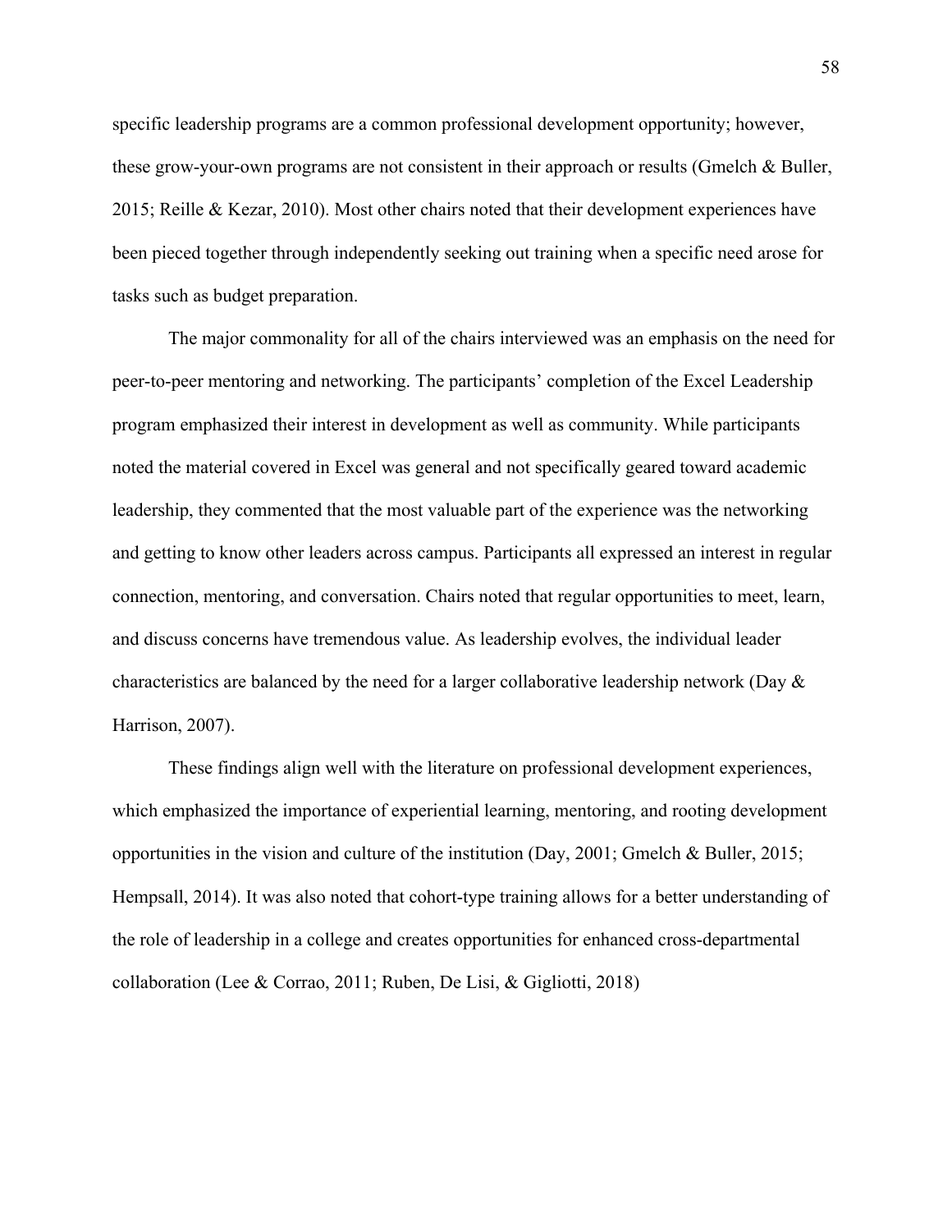specific leadership programs are a common professional development opportunity; however, these grow-your-own programs are not consistent in their approach or results (Gmelch & Buller, 2015; Reille & Kezar, 2010). Most other chairs noted that their development experiences have been pieced together through independently seeking out training when a specific need arose for tasks such as budget preparation.

The major commonality for all of the chairs interviewed was an emphasis on the need for peer-to-peer mentoring and networking. The participants' completion of the Excel Leadership program emphasized their interest in development as well as community. While participants noted the material covered in Excel was general and not specifically geared toward academic leadership, they commented that the most valuable part of the experience was the networking and getting to know other leaders across campus. Participants all expressed an interest in regular connection, mentoring, and conversation. Chairs noted that regular opportunities to meet, learn, and discuss concerns have tremendous value. As leadership evolves, the individual leader characteristics are balanced by the need for a larger collaborative leadership network (Day & Harrison, 2007).

These findings align well with the literature on professional development experiences, which emphasized the importance of experiential learning, mentoring, and rooting development opportunities in the vision and culture of the institution (Day, 2001; Gmelch & Buller, 2015; Hempsall, 2014). It was also noted that cohort-type training allows for a better understanding of the role of leadership in a college and creates opportunities for enhanced cross-departmental collaboration (Lee & Corrao, 2011; Ruben, De Lisi, & Gigliotti, 2018)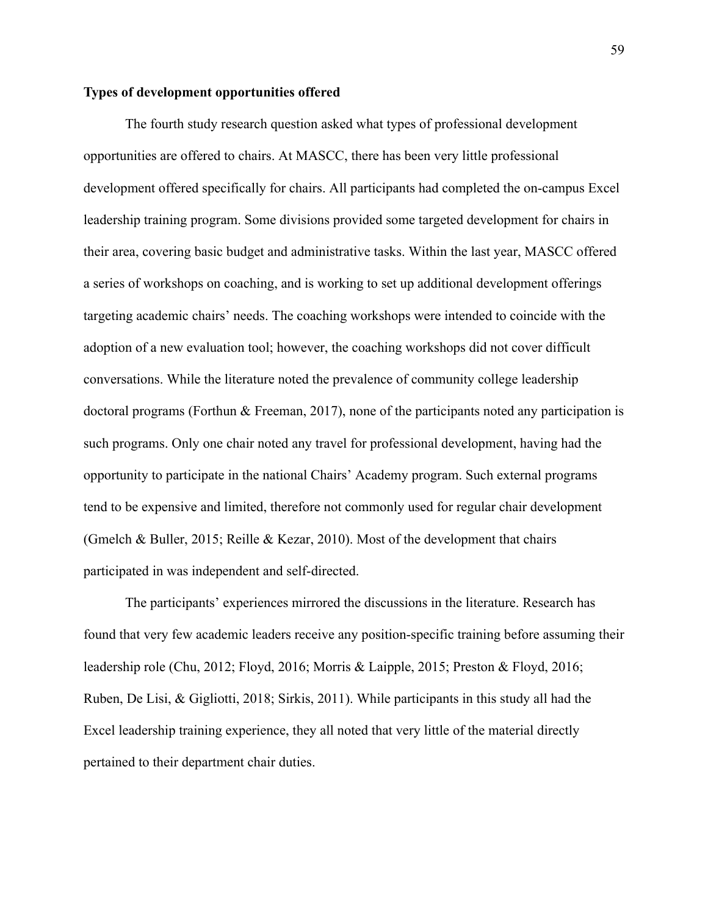### Types of development opportunities offered

The fourth study research question asked what types of professional development opportunities are offered to chairs. At MASCC, there has been very little professional development offered specifically for chairs. All participants had completed the on-campus Excel leadership training program. Some divisions provided some targeted development for chairs in their area, covering basic budget and administrative tasks. Within the last year, MASCC offered a series of workshops on coaching, and is working to set up additional development offerings targeting academic chairs' needs. The coaching workshops were intended to coincide with the adoption of a new evaluation tool; however, the coaching workshops did not cover difficult conversations. While the literature noted the prevalence of community college leadership doctoral programs (Forthun & Freeman, 2017), none of the participants noted any participation is such programs. Only one chair noted any travel for professional development, having had the opportunity to participate in the national Chairs' Academy program. Such external programs tend to be expensive and limited, therefore not commonly used for regular chair development (Gmelch & Buller, 2015; Reille & Kezar, 2010). Most of the development that chairs participated in was independent and self-directed.

The participants' experiences mirrored the discussions in the literature. Research has found that very few academic leaders receive any position-specific training before assuming their leadership role (Chu, 2012; Floyd, 2016; Morris & Laipple, 2015; Preston & Floyd, 2016; Ruben, De Lisi, & Gigliotti, 2018; Sirkis, 2011). While participants in this study all had the Excel leadership training experience, they all noted that very little of the material directly pertained to their department chair duties.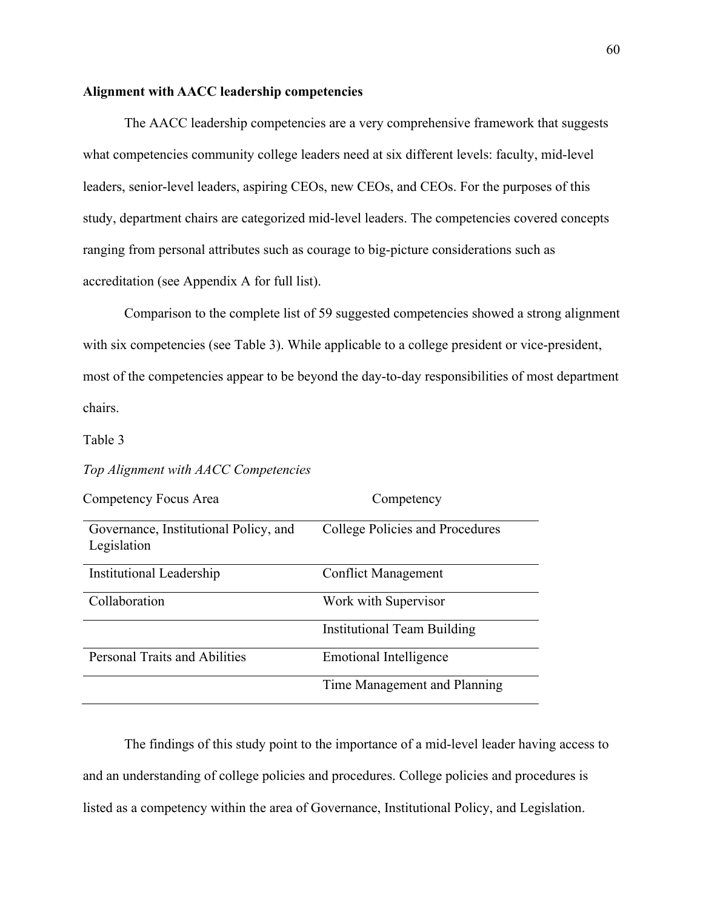**Alignment with AACC leadership competencies**

The AACC leadership competencies are a very comprehensive framework that suggests what competencies community college leaders need at six different levels: faculty, mid-level leaders, senior-level leaders, aspiring CEOs, new CEOs, and CEOs. For the purposes of this study, department chairs are categorized mid-level leaders. The competencies covered concepts ranging from personal attributes such as courage to big-picture considerations such as accreditation (see Appendix A for full list).

Comparison to the complete list of 59 suggested competencies showed a strong alignment with six competencies (see Table 3). While applicable to a college president or vice-president, most of the competencies appear to be beyond the day-to-day responsibilities of most department chairs.

Table 3

*Top Alignment with AACC Competencies*

| Competency Focus Area | Competency |
|---|---|
| Governance, Institutional Policy, and Legislation | College Policies and Procedures |
| Institutional Leadership | Conflict Management |
| Collaboration | Work with Supervisor |
| | Institutional Team Building |
| Personal Traits and Abilities | Emotional Intelligence |
| | Time Management and Planning |

The findings of this study point to the importance of a mid-level leader having access to and an understanding of college policies and procedures. College policies and procedures is listed as a competency within the area of Governance, Institutional Policy, and Legislation.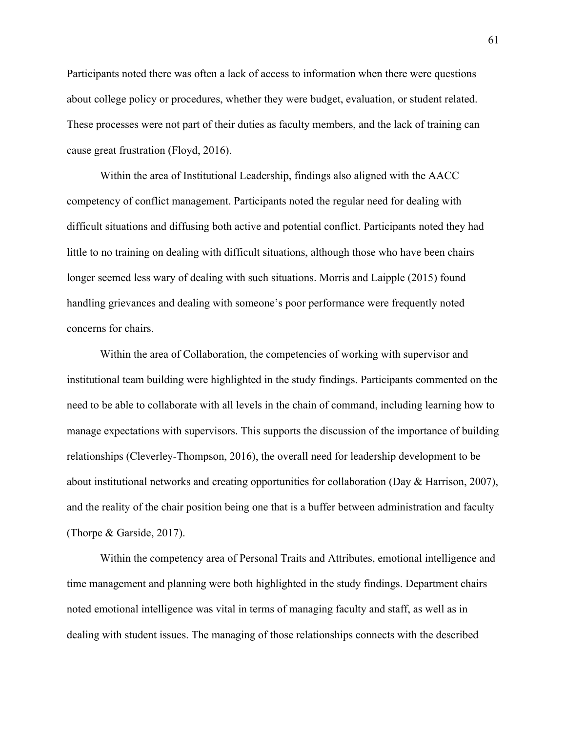Participants noted there was often a lack of access to information when there were questions about college policy or procedures, whether they were budget, evaluation, or student related. These processes were not part of their duties as faculty members, and the lack of training can cause great frustration (Floyd, 2016).

Within the area of Institutional Leadership, findings also aligned with the AACC competency of conflict management. Participants noted the regular need for dealing with difficult situations and diffusing both active and potential conflict. Participants noted they had little to no training on dealing with difficult situations, although those who have been chairs longer seemed less wary of dealing with such situations. Morris and Laipple (2015) found handling grievances and dealing with someone's poor performance were frequently noted concerns for chairs.

Within the area of Collaboration, the competencies of working with supervisor and institutional team building were highlighted in the study findings. Participants commented on the need to be able to collaborate with all levels in the chain of command, including learning how to manage expectations with supervisors. This supports the discussion of the importance of building relationships (Cleverley-Thompson, 2016), the overall need for leadership development to be about institutional networks and creating opportunities for collaboration (Day & Harrison, 2007), and the reality of the chair position being one that is a buffer between administration and faculty (Thorpe & Garside, 2017).

Within the competency area of Personal Traits and Attributes, emotional intelligence and time management and planning were both highlighted in the study findings. Department chairs noted emotional intelligence was vital in terms of managing faculty and staff, as well as in dealing with student issues. The managing of those relationships connects with the described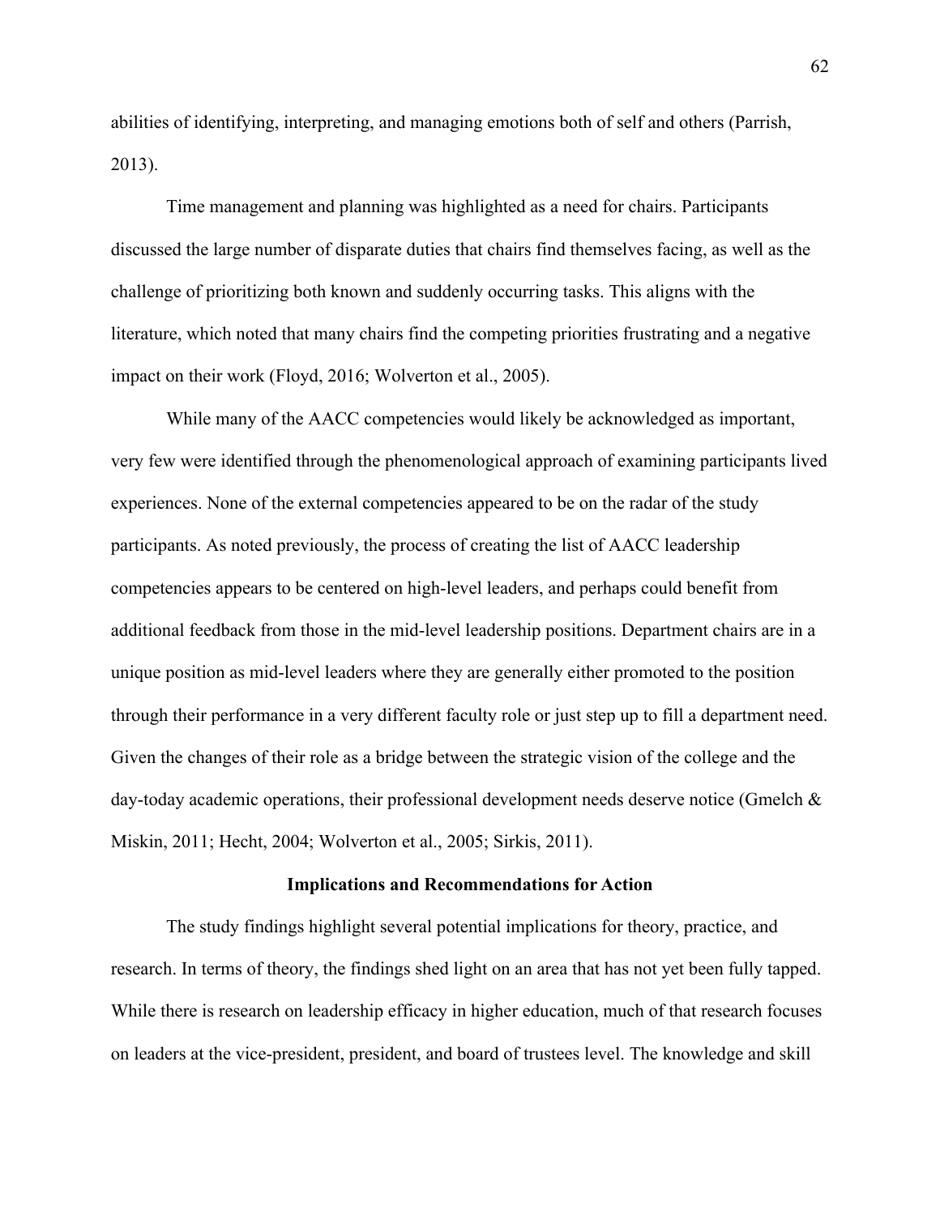abilities of identifying, interpreting, and managing emotions both of self and others (Parrish, 2013).

Time management and planning was highlighted as a need for chairs. Participants discussed the large number of disparate duties that chairs find themselves facing, as well as the challenge of prioritizing both known and suddenly occurring tasks. This aligns with the literature, which noted that many chairs find the competing priorities frustrating and a negative impact on their work (Floyd, 2016; Wolverton et al., 2005).

While many of the AACC competencies would likely be acknowledged as important, very few were identified through the phenomenological approach of examining participants lived experiences. None of the external competencies appeared to be on the radar of the study participants. As noted previously, the process of creating the list of AACC leadership competencies appears to be centered on high-level leaders, and perhaps could benefit from additional feedback from those in the mid-level leadership positions. Department chairs are in a unique position as mid-level leaders where they are generally either promoted to the position through their performance in a very different faculty role or just step up to fill a department need. Given the changes of their role as a bridge between the strategic vision of the college and the day-today academic operations, their professional development needs deserve notice (Gmelch & Miskin, 2011; Hecht, 2004; Wolverton et al., 2005; Sirkis, 2011).

## Implications and Recommendations for Action

The study findings highlight several potential implications for theory, practice, and research. In terms of theory, the findings shed light on an area that has not yet been fully tapped. While there is research on leadership efficacy in higher education, much of that research focuses on leaders at the vice-president, president, and board of trustees level. The knowledge and skill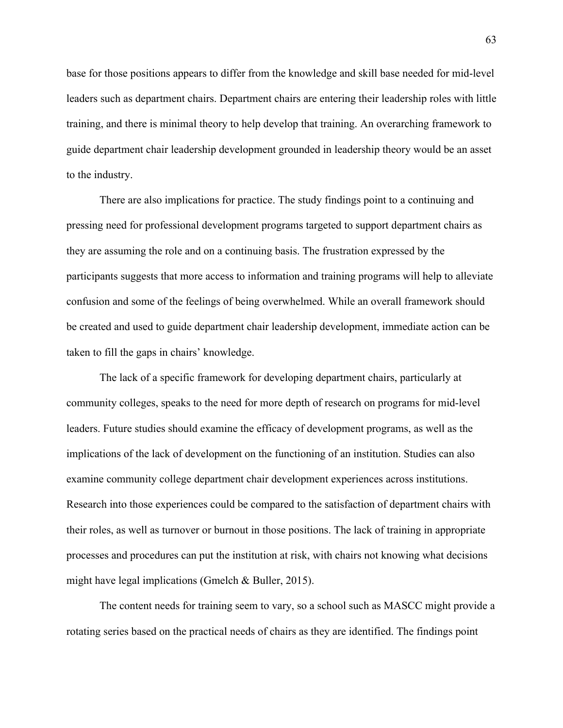base for those positions appears to differ from the knowledge and skill base needed for mid-level leaders such as department chairs. Department chairs are entering their leadership roles with little training, and there is minimal theory to help develop that training. An overarching framework to guide department chair leadership development grounded in leadership theory would be an asset to the industry.

There are also implications for practice. The study findings point to a continuing and pressing need for professional development programs targeted to support department chairs as they are assuming the role and on a continuing basis. The frustration expressed by the participants suggests that more access to information and training programs will help to alleviate confusion and some of the feelings of being overwhelmed. While an overall framework should be created and used to guide department chair leadership development, immediate action can be taken to fill the gaps in chairs' knowledge.

The lack of a specific framework for developing department chairs, particularly at community colleges, speaks to the need for more depth of research on programs for mid-level leaders. Future studies should examine the efficacy of development programs, as well as the implications of the lack of development on the functioning of an institution. Studies can also examine community college department chair development experiences across institutions. Research into those experiences could be compared to the satisfaction of department chairs with their roles, as well as turnover or burnout in those positions. The lack of training in appropriate processes and procedures can put the institution at risk, with chairs not knowing what decisions might have legal implications (Gmelch & Buller, 2015).

The content needs for training seem to vary, so a school such as MASCC might provide a rotating series based on the practical needs of chairs as they are identified. The findings point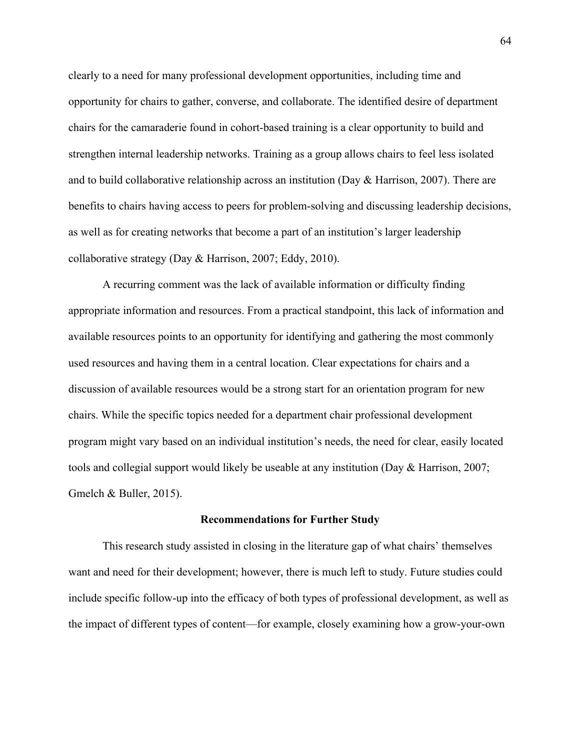clearly to a need for many professional development opportunities, including time and opportunity for chairs to gather, converse, and collaborate. The identified desire of department chairs for the camaraderie found in cohort-based training is a clear opportunity to build and strengthen internal leadership networks. Training as a group allows chairs to feel less isolated and to build collaborative relationship across an institution (Day & Harrison, 2007). There are benefits to chairs having access to peers for problem-solving and discussing leadership decisions, as well as for creating networks that become a part of an institution's larger leadership collaborative strategy (Day & Harrison, 2007; Eddy, 2010).

A recurring comment was the lack of available information or difficulty finding appropriate information and resources. From a practical standpoint, this lack of information and available resources points to an opportunity for identifying and gathering the most commonly used resources and having them in a central location. Clear expectations for chairs and a discussion of available resources would be a strong start for an orientation program for new chairs. While the specific topics needed for a department chair professional development program might vary based on an individual institution's needs, the need for clear, easily located tools and collegial support would likely be useable at any institution (Day & Harrison, 2007; Gmelch & Buller, 2015).

## Recommendations for Further Study

This research study assisted in closing in the literature gap of what chairs' themselves want and need for their development; however, there is much left to study. Future studies could include specific follow-up into the efficacy of both types of professional development, as well as the impact of different types of content—for example, closely examining how a grow-your-own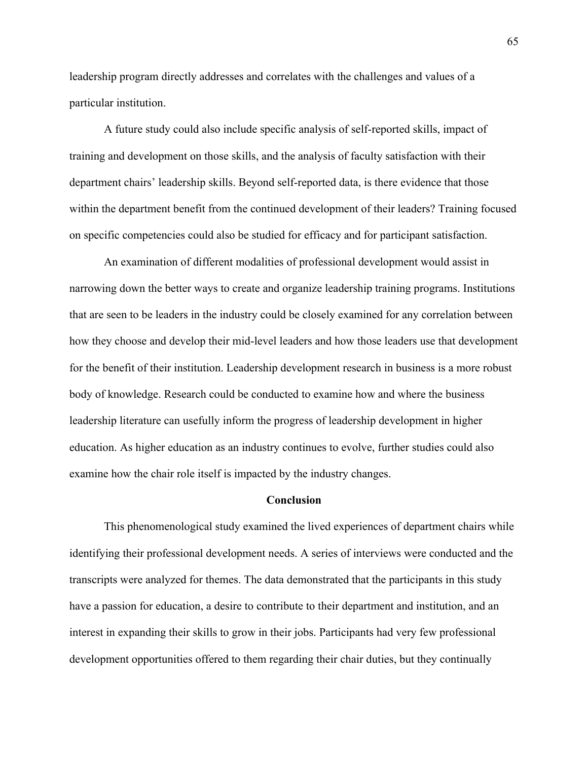leadership program directly addresses and correlates with the challenges and values of a particular institution.

A future study could also include specific analysis of self-reported skills, impact of training and development on those skills, and the analysis of faculty satisfaction with their department chairs' leadership skills. Beyond self-reported data, is there evidence that those within the department benefit from the continued development of their leaders? Training focused on specific competencies could also be studied for efficacy and for participant satisfaction.

An examination of different modalities of professional development would assist in narrowing down the better ways to create and organize leadership training programs. Institutions that are seen to be leaders in the industry could be closely examined for any correlation between how they choose and develop their mid-level leaders and how those leaders use that development for the benefit of their institution. Leadership development research in business is a more robust body of knowledge. Research could be conducted to examine how and where the business leadership literature can usefully inform the progress of leadership development in higher education. As higher education as an industry continues to evolve, further studies could also examine how the chair role itself is impacted by the industry changes.

## Conclusion

This phenomenological study examined the lived experiences of department chairs while identifying their professional development needs. A series of interviews were conducted and the transcripts were analyzed for themes. The data demonstrated that the participants in this study have a passion for education, a desire to contribute to their department and institution, and an interest in expanding their skills to grow in their jobs. Participants had very few professional development opportunities offered to them regarding their chair duties, but they continually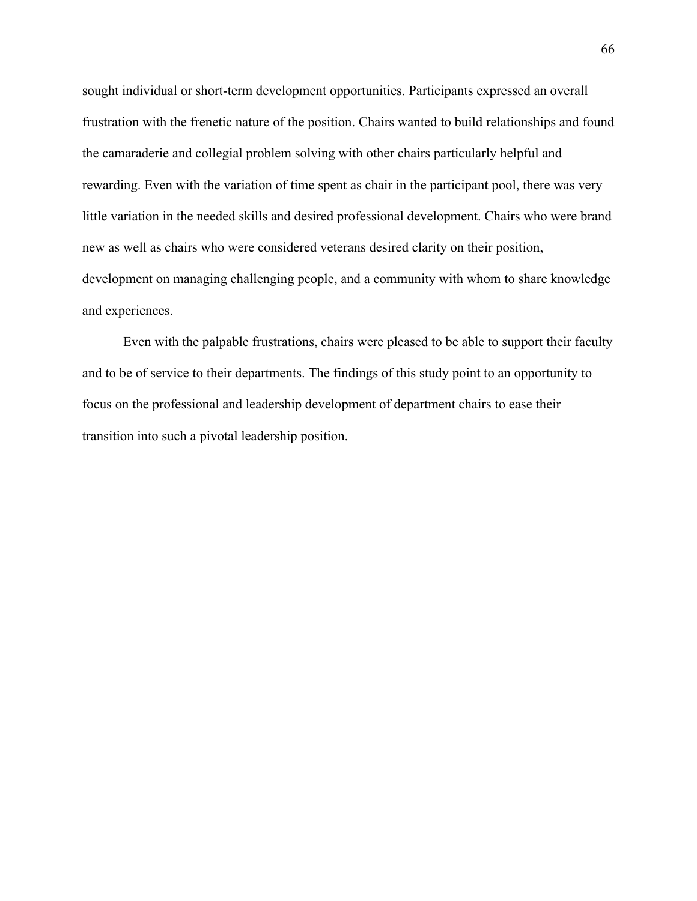sought individual or short-term development opportunities. Participants expressed an overall frustration with the frenetic nature of the position. Chairs wanted to build relationships and found the camaraderie and collegial problem solving with other chairs particularly helpful and rewarding. Even with the variation of time spent as chair in the participant pool, there was very little variation in the needed skills and desired professional development. Chairs who were brand new as well as chairs who were considered veterans desired clarity on their position, development on managing challenging people, and a community with whom to share knowledge and experiences.

Even with the palpable frustrations, chairs were pleased to be able to support their faculty and to be of service to their departments. The findings of this study point to an opportunity to focus on the professional and leadership development of department chairs to ease their transition into such a pivotal leadership position.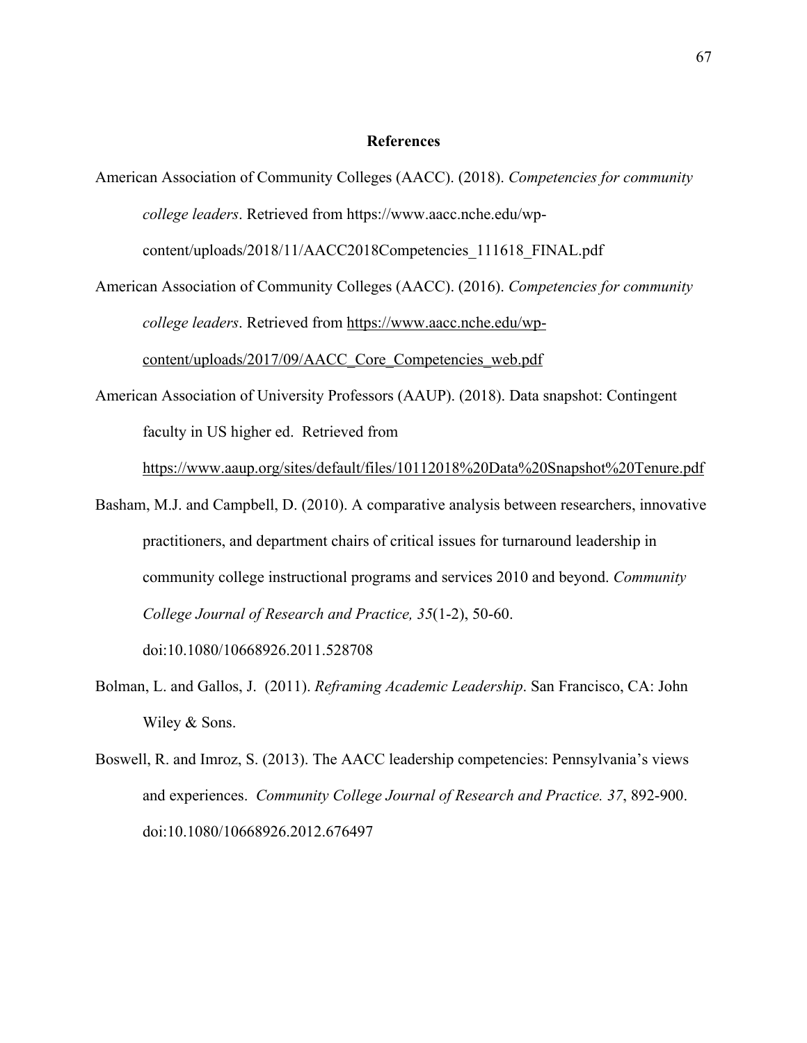# References

American Association of Community Colleges (AACC). (2018). *Competencies for community college leaders*. Retrieved from https://www.aacc.nche.edu/wp-content/uploads/2018/11/AACC2018Competencies_111618_FINAL.pdf

American Association of Community Colleges (AACC). (2016). *Competencies for community college leaders*. Retrieved from https://www.aacc.nche.edu/wp-content/uploads/2017/09/AACC_Core_Competencies_web.pdf

American Association of University Professors (AAUP). (2018). Data snapshot: Contingent faculty in US higher ed. Retrieved from https://www.aaup.org/sites/default/files/10112018%20Data%20Snapshot%20Tenure.pdf

Basham, M.J. and Campbell, D. (2010). A comparative analysis between researchers, innovative practitioners, and department chairs of critical issues for turnaround leadership in community college instructional programs and services 2010 and beyond. *Community College Journal of Research and Practice, 35*(1-2), 50-60. doi:10.1080/10668926.2011.528708

Bolman, L. and Gallos, J. (2011). *Reframing Academic Leadership*. San Francisco, CA: John Wiley & Sons.

Boswell, R. and Imroz, S. (2013). The AACC leadership competencies: Pennsylvania's views and experiences. *Community College Journal of Research and Practice. 37*, 892-900. doi:10.1080/10668926.2012.676497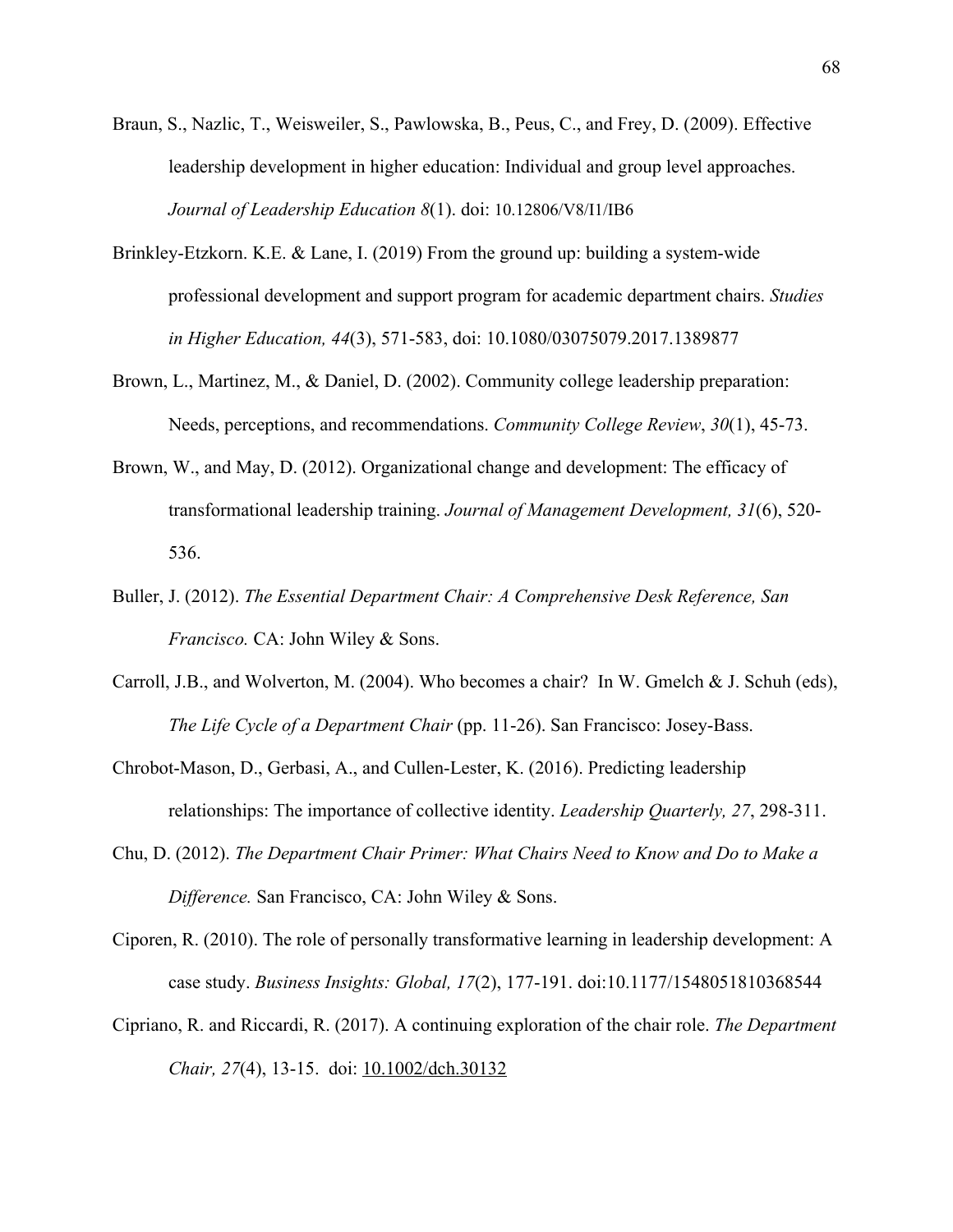Braun, S., Nazlic, T., Weisweiler, S., Pawlowska, B., Peus, C., and Frey, D. (2009). Effective leadership development in higher education: Individual and group level approaches. *Journal of Leadership Education 8*(1). doi: 10.12806/V8/I1/IB6

Brinkley-Etzkorn. K.E. & Lane, I. (2019) From the ground up: building a system-wide professional development and support program for academic department chairs. *Studies in Higher Education, 44*(3), 571-583, doi: 10.1080/03075079.2017.1389877

Brown, L., Martinez, M., & Daniel, D. (2002). Community college leadership preparation: Needs, perceptions, and recommendations. *Community College Review*, *30*(1), 45-73.

Brown, W., and May, D. (2012). Organizational change and development: The efficacy of transformational leadership training. *Journal of Management Development, 31*(6), 520-536.

Buller, J. (2012). *The Essential Department Chair: A Comprehensive Desk Reference, San Francisco.* CA: John Wiley & Sons.

Carroll, J.B., and Wolverton, M. (2004). Who becomes a chair? In W. Gmelch & J. Schuh (eds), *The Life Cycle of a Department Chair* (pp. 11-26). San Francisco: Josey-Bass.

Chrobot-Mason, D., Gerbasi, A., and Cullen-Lester, K. (2016). Predicting leadership relationships: The importance of collective identity. *Leadership Quarterly, 27*, 298-311.

Chu, D. (2012). *The Department Chair Primer: What Chairs Need to Know and Do to Make a Difference.* San Francisco, CA: John Wiley & Sons.

Ciporen, R. (2010). The role of personally transformative learning in leadership development: A case study. *Business Insights: Global, 17*(2), 177-191. doi:10.1177/1548051810368544

Cipriano, R. and Riccardi, R. (2017). A continuing exploration of the chair role. *The Department Chair, 27*(4), 13-15. doi: 10.1002/dch.30132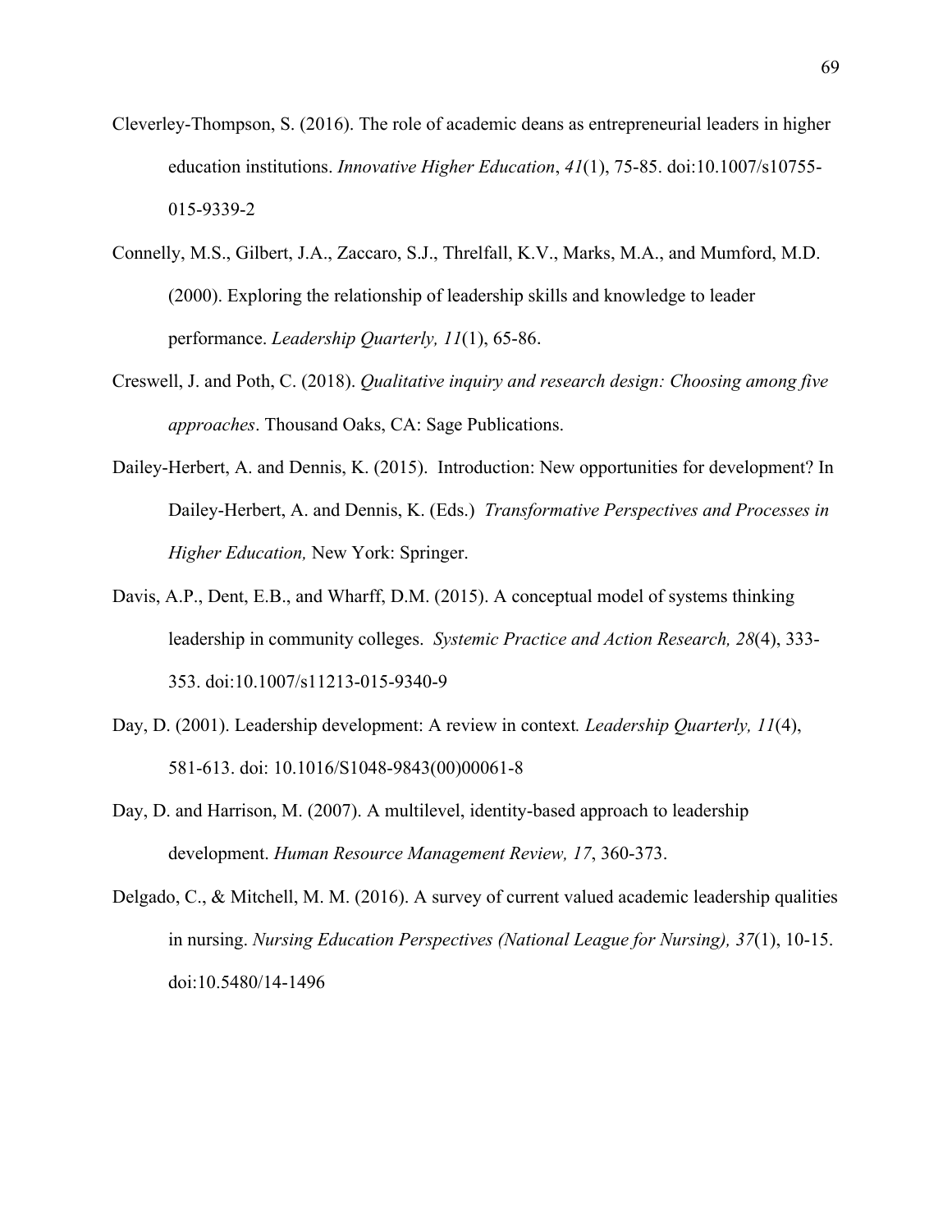Cleverley-Thompson, S. (2016). The role of academic deans as entrepreneurial leaders in higher education institutions. *Innovative Higher Education*, *41*(1), 75-85. doi:10.1007/s10755-015-9339-2

Connelly, M.S., Gilbert, J.A., Zaccaro, S.J., Threlfall, K.V., Marks, M.A., and Mumford, M.D. (2000). Exploring the relationship of leadership skills and knowledge to leader performance. *Leadership Quarterly, 11*(1), 65-86.

Creswell, J. and Poth, C. (2018). *Qualitative inquiry and research design: Choosing among five approaches*. Thousand Oaks, CA: Sage Publications.

Dailey-Herbert, A. and Dennis, K. (2015). Introduction: New opportunities for development? In Dailey-Herbert, A. and Dennis, K. (Eds.) *Transformative Perspectives and Processes in Higher Education,* New York: Springer.

Davis, A.P., Dent, E.B., and Wharff, D.M. (2015). A conceptual model of systems thinking leadership in community colleges. *Systemic Practice and Action Research, 28*(4), 333-353. doi:10.1007/s11213-015-9340-9

Day, D. (2001). Leadership development: A review in context*. Leadership Quarterly, 11*(4), 581-613. doi: 10.1016/S1048-9843(00)00061-8

Day, D. and Harrison, M. (2007). A multilevel, identity-based approach to leadership development. *Human Resource Management Review, 17*, 360-373.

Delgado, C., & Mitchell, M. M. (2016). A survey of current valued academic leadership qualities in nursing. *Nursing Education Perspectives (National League for Nursing), 37*(1), 10-15. doi:10.5480/14-1496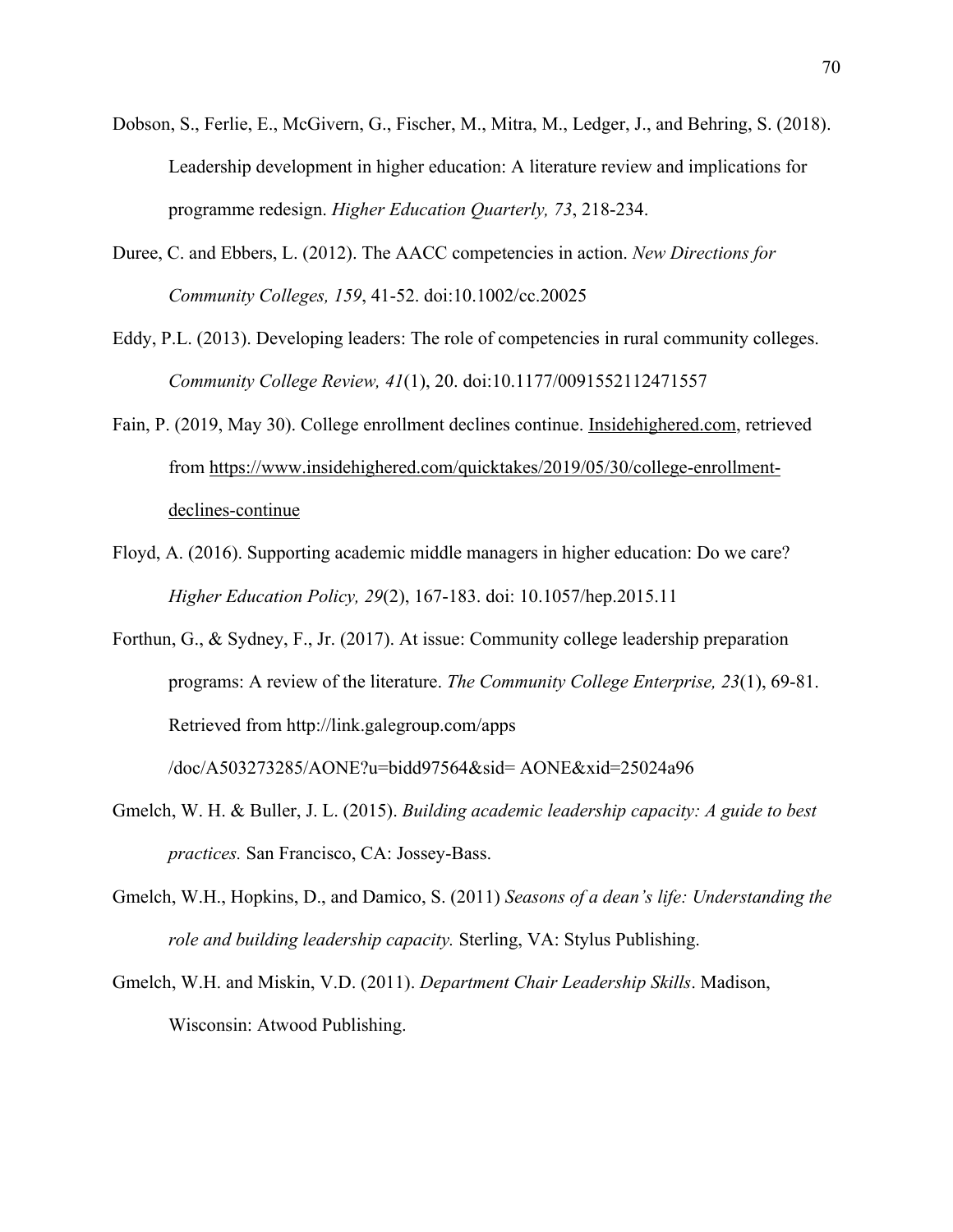Dobson, S., Ferlie, E., McGivern, G., Fischer, M., Mitra, M., Ledger, J., and Behring, S. (2018). Leadership development in higher education: A literature review and implications for programme redesign. *Higher Education Quarterly, 73*, 218-234.

Duree, C. and Ebbers, L. (2012). The AACC competencies in action. *New Directions for Community Colleges, 159*, 41-52. doi:10.1002/cc.20025

Eddy, P.L. (2013). Developing leaders: The role of competencies in rural community colleges. *Community College Review, 41*(1), 20. doi:10.1177/0091552112471557

Fain, P. (2019, May 30). College enrollment declines continue. Insidehighered.com, retrieved from https://www.insidehighered.com/quicktakes/2019/05/30/college-enrollment-declines-continue

Floyd, A. (2016). Supporting academic middle managers in higher education: Do we care? *Higher Education Policy, 29*(2), 167-183. doi: 10.1057/hep.2015.11

Forthun, G., & Sydney, F., Jr. (2017). At issue: Community college leadership preparation programs: A review of the literature. *The Community College Enterprise, 23*(1), 69-81. Retrieved from http://link.galegroup.com/apps /doc/A503273285/AONE?u=bidd97564&sid= AONE&xid=25024a96

Gmelch, W. H. & Buller, J. L. (2015). *Building academic leadership capacity: A guide to best practices.* San Francisco, CA: Jossey-Bass.

Gmelch, W.H., Hopkins, D., and Damico, S. (2011) *Seasons of a dean's life: Understanding the role and building leadership capacity.* Sterling, VA: Stylus Publishing.

Gmelch, W.H. and Miskin, V.D. (2011). *Department Chair Leadership Skills*. Madison, Wisconsin: Atwood Publishing.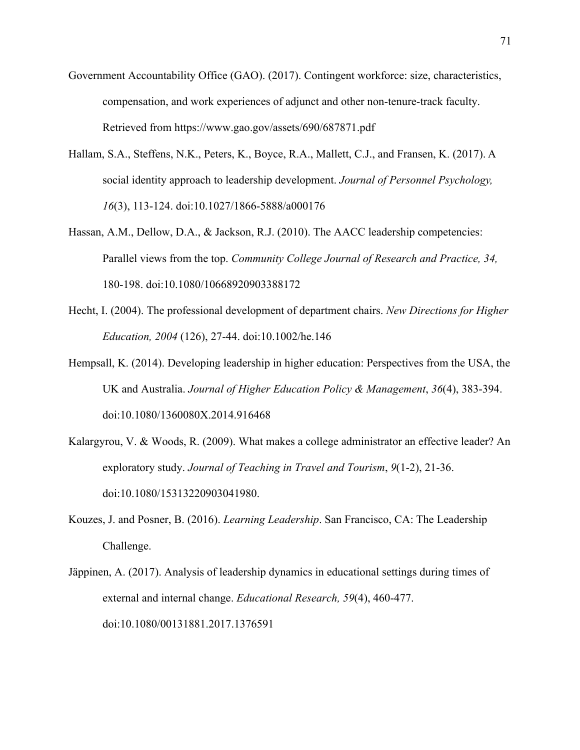Government Accountability Office (GAO). (2017). Contingent workforce: size, characteristics, compensation, and work experiences of adjunct and other non-tenure-track faculty. Retrieved from https://www.gao.gov/assets/690/687871.pdf

Hallam, S.A., Steffens, N.K., Peters, K., Boyce, R.A., Mallett, C.J., and Fransen, K. (2017). A social identity approach to leadership development. *Journal of Personnel Psychology, 16*(3), 113-124. doi:10.1027/1866-5888/a000176

Hassan, A.M., Dellow, D.A., & Jackson, R.J. (2010). The AACC leadership competencies: Parallel views from the top. *Community College Journal of Research and Practice, 34,* 180-198. doi:10.1080/10668920903388172

Hecht, I. (2004). The professional development of department chairs. *New Directions for Higher Education, 2004* (126), 27-44. doi:10.1002/he.146

Hempsall, K. (2014). Developing leadership in higher education: Perspectives from the USA, the UK and Australia. *Journal of Higher Education Policy & Management*, *36*(4), 383-394. doi:10.1080/1360080X.2014.916468

Kalargyrou, V. & Woods, R. (2009). What makes a college administrator an effective leader? An exploratory study. *Journal of Teaching in Travel and Tourism*, *9*(1-2), 21-36. doi:10.1080/15313220903041980.

Kouzes, J. and Posner, B. (2016). *Learning Leadership*. San Francisco, CA: The Leadership Challenge.

Jäppinen, A. (2017). Analysis of leadership dynamics in educational settings during times of external and internal change. *Educational Research, 59*(4), 460-477. doi:10.1080/00131881.2017.1376591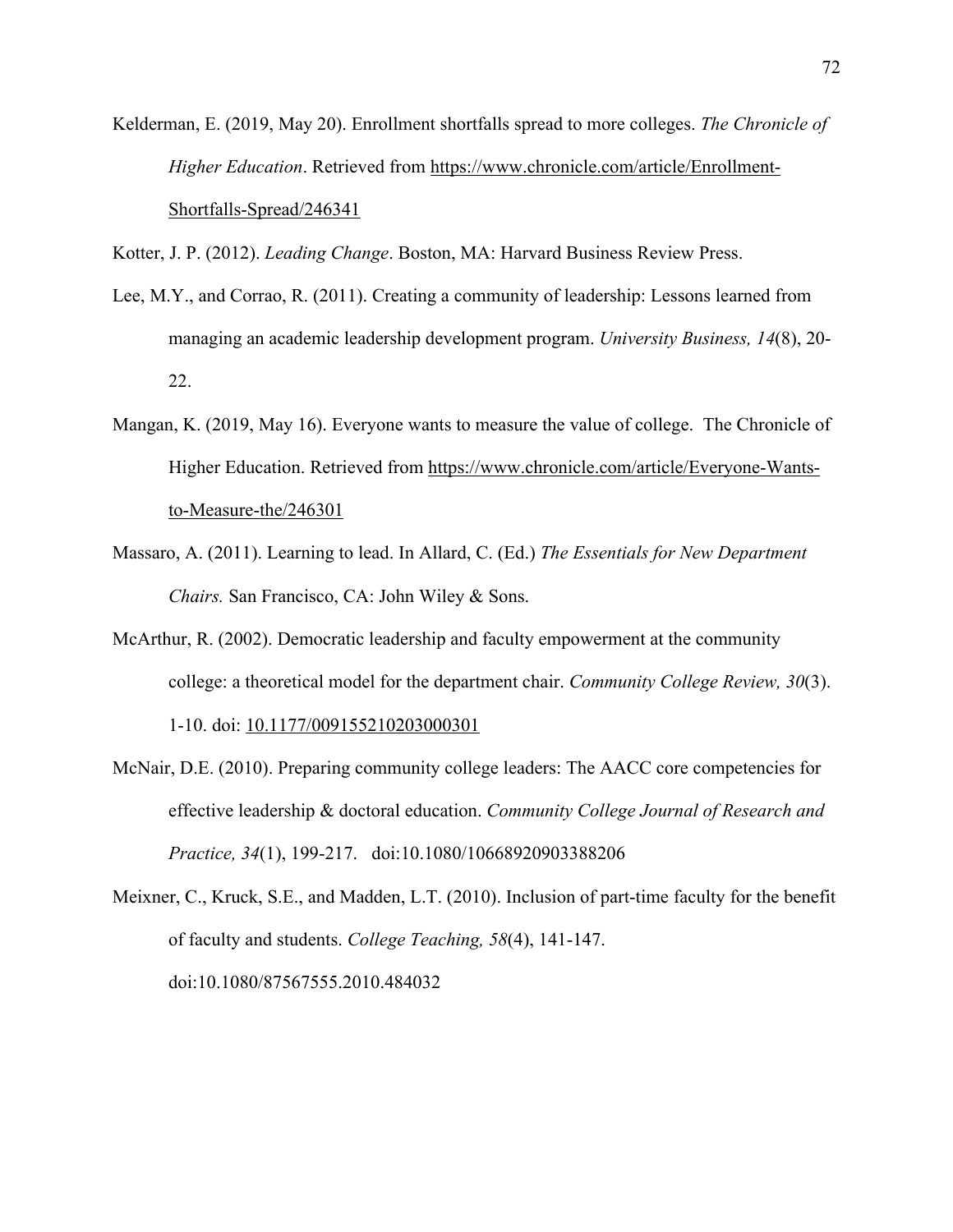Kelderman, E. (2019, May 20). Enrollment shortfalls spread to more colleges. *The Chronicle of Higher Education*. Retrieved from https://www.chronicle.com/article/Enrollment-Shortfalls-Spread/246341

Kotter, J. P. (2012). *Leading Change*. Boston, MA: Harvard Business Review Press.

Lee, M.Y., and Corrao, R. (2011). Creating a community of leadership: Lessons learned from managing an academic leadership development program. *University Business, 14*(8), 20-22.

Mangan, K. (2019, May 16). Everyone wants to measure the value of college. The Chronicle of Higher Education. Retrieved from https://www.chronicle.com/article/Everyone-Wants-to-Measure-the/246301

Massaro, A. (2011). Learning to lead. In Allard, C. (Ed.) *The Essentials for New Department Chairs.* San Francisco, CA: John Wiley & Sons.

McArthur, R. (2002). Democratic leadership and faculty empowerment at the community college: a theoretical model for the department chair. *Community College Review, 30*(3). 1-10. doi: 10.1177/009155210203000301

McNair, D.E. (2010). Preparing community college leaders: The AACC core competencies for effective leadership & doctoral education. *Community College Journal of Research and Practice, 34*(1), 199-217. doi:10.1080/10668920903388206

Meixner, C., Kruck, S.E., and Madden, L.T. (2010). Inclusion of part-time faculty for the benefit of faculty and students. *College Teaching, 58*(4), 141-147. doi:10.1080/87567555.2010.484032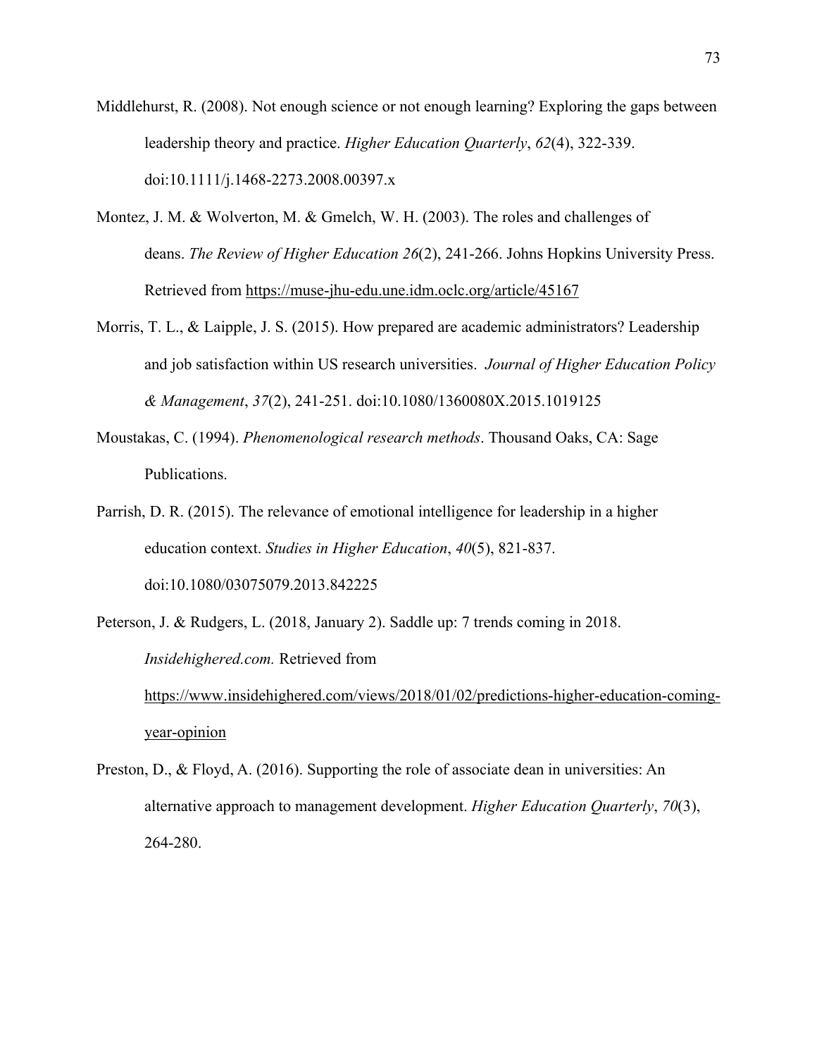Middlehurst, R. (2008). Not enough science or not enough learning? Exploring the gaps between leadership theory and practice. *Higher Education Quarterly*, *62*(4), 322-339. doi:10.1111/j.1468-2273.2008.00397.x

Montez, J. M. & Wolverton, M. & Gmelch, W. H. (2003). The roles and challenges of deans. *The Review of Higher Education 26*(2), 241-266. Johns Hopkins University Press. Retrieved from https://muse-jhu-edu.une.idm.oclc.org/article/45167

Morris, T. L., & Laipple, J. S. (2015). How prepared are academic administrators? Leadership and job satisfaction within US research universities. *Journal of Higher Education Policy & Management*, *37*(2), 241-251. doi:10.1080/1360080X.2015.1019125

Moustakas, C. (1994). *Phenomenological research methods*. Thousand Oaks, CA: Sage Publications.

Parrish, D. R. (2015). The relevance of emotional intelligence for leadership in a higher education context. *Studies in Higher Education*, *40*(5), 821-837. doi:10.1080/03075079.2013.842225

Peterson, J. & Rudgers, L. (2018, January 2). Saddle up: 7 trends coming in 2018. *Insidehighered.com.* Retrieved from https://www.insidehighered.com/views/2018/01/02/predictions-higher-education-coming-year-opinion

Preston, D., & Floyd, A. (2016). Supporting the role of associate dean in universities: An alternative approach to management development. *Higher Education Quarterly*, *70*(3), 264-280.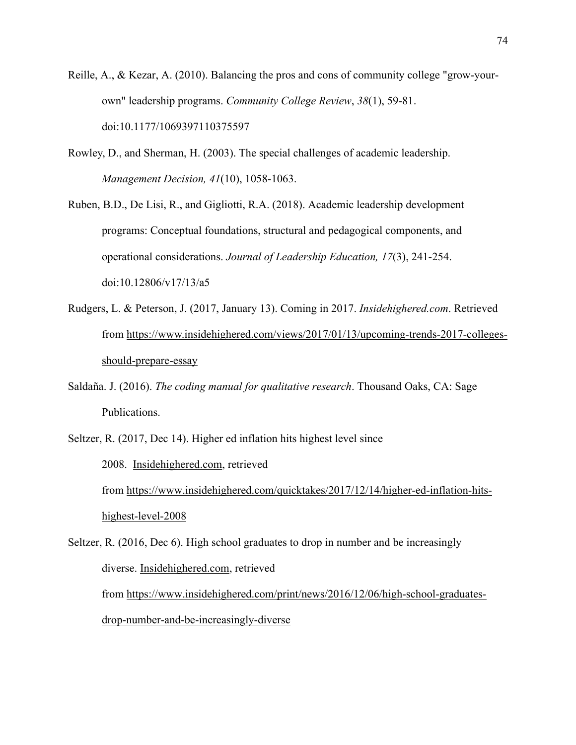Reille, A., & Kezar, A. (2010). Balancing the pros and cons of community college "grow-your-own" leadership programs. *Community College Review*, *38*(1), 59-81. doi:10.1177/1069397110375597

Rowley, D., and Sherman, H. (2003). The special challenges of academic leadership. *Management Decision, 41*(10), 1058-1063.

Ruben, B.D., De Lisi, R., and Gigliotti, R.A. (2018). Academic leadership development programs: Conceptual foundations, structural and pedagogical components, and operational considerations. *Journal of Leadership Education, 17*(3), 241-254. doi:10.12806/v17/13/a5

Rudgers, L. & Peterson, J. (2017, January 13). Coming in 2017. *Insidehighered.com*. Retrieved from https://www.insidehighered.com/views/2017/01/13/upcoming-trends-2017-colleges-should-prepare-essay

Saldaña. J. (2016). *The coding manual for qualitative research*. Thousand Oaks, CA: Sage Publications.

Seltzer, R. (2017, Dec 14). Higher ed inflation hits highest level since 2008. Insidehighered.com, retrieved from https://www.insidehighered.com/quicktakes/2017/12/14/higher-ed-inflation-hits-highest-level-2008

Seltzer, R. (2016, Dec 6). High school graduates to drop in number and be increasingly diverse. Insidehighered.com, retrieved from https://www.insidehighered.com/print/news/2016/12/06/high-school-graduates-drop-number-and-be-increasingly-diverse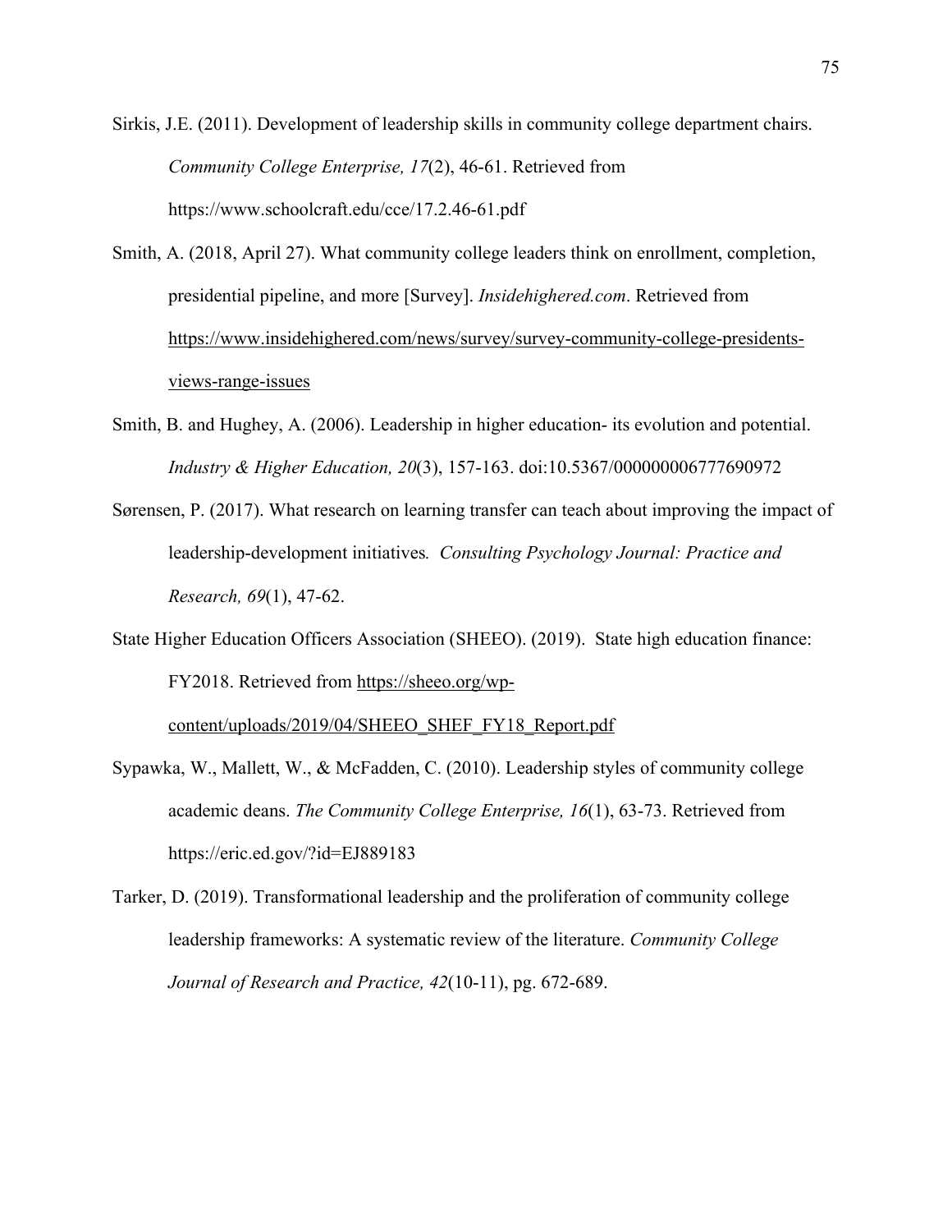Sirkis, J.E. (2011). Development of leadership skills in community college department chairs. *Community College Enterprise, 17*(2), 46-61. Retrieved from https://www.schoolcraft.edu/cce/17.2.46-61.pdf

Smith, A. (2018, April 27). What community college leaders think on enrollment, completion, presidential pipeline, and more [Survey]. *Insidehighered.com*. Retrieved from https://www.insidehighered.com/news/survey/survey-community-college-presidents-views-range-issues

Smith, B. and Hughey, A. (2006). Leadership in higher education- its evolution and potential. *Industry & Higher Education, 20*(3), 157-163. doi:10.5367/000000006777690972

Sørensen, P. (2017). What research on learning transfer can teach about improving the impact of leadership-development initiatives*. Consulting Psychology Journal: Practice and Research, 69*(1), 47-62.

State Higher Education Officers Association (SHEEO). (2019). State high education finance: FY2018. Retrieved from https://sheeo.org/wp-content/uploads/2019/04/SHEEO_SHEF_FY18_Report.pdf

Sypawka, W., Mallett, W., & McFadden, C. (2010). Leadership styles of community college academic deans. *The Community College Enterprise, 16*(1), 63-73. Retrieved from https://eric.ed.gov/?id=EJ889183

Tarker, D. (2019). Transformational leadership and the proliferation of community college leadership frameworks: A systematic review of the literature. *Community College Journal of Research and Practice, 42*(10-11), pg. 672-689.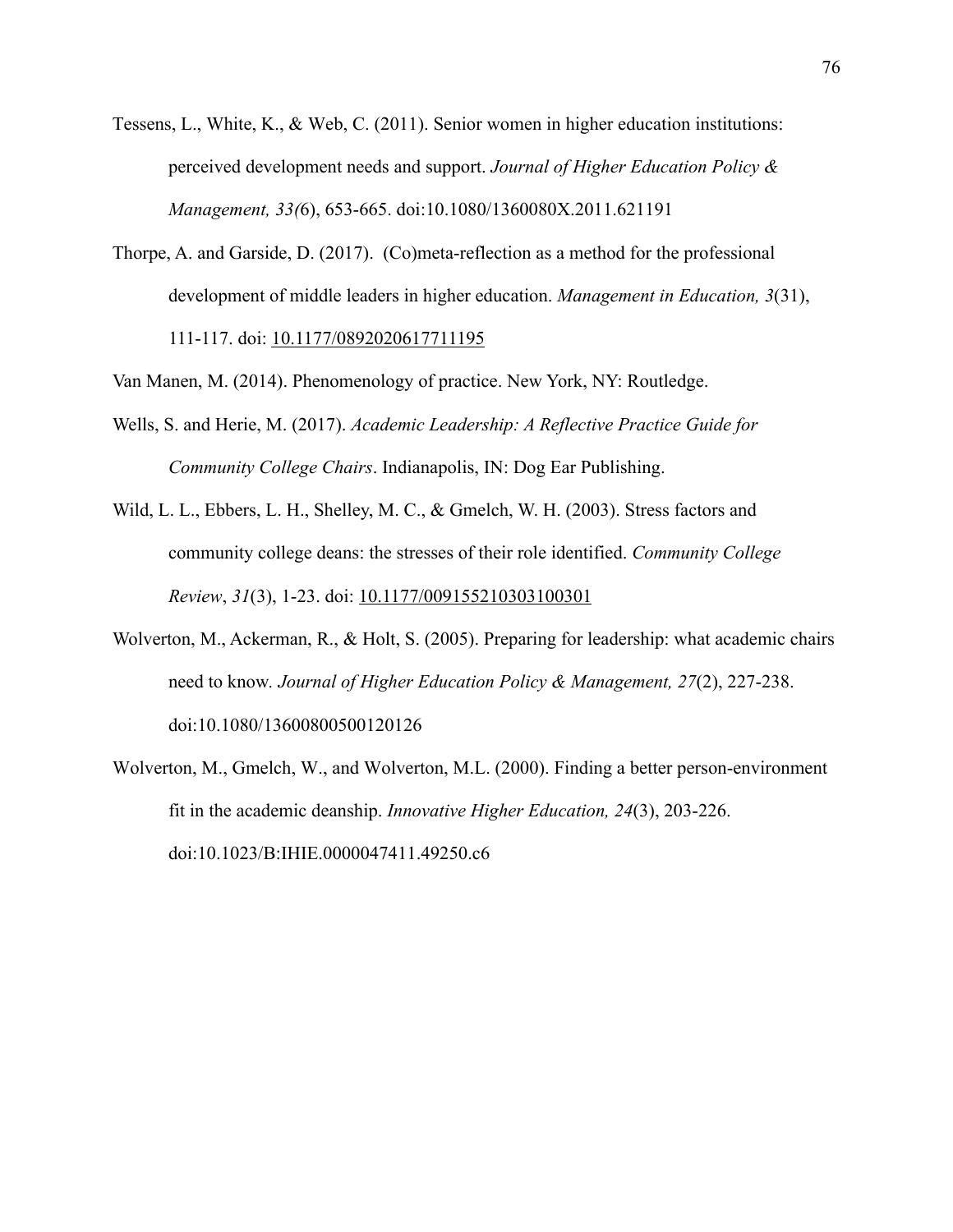Tessens, L., White, K., & Web, C. (2011). Senior women in higher education institutions: perceived development needs and support. *Journal of Higher Education Policy & Management, 33(*6), 653-665. doi:10.1080/1360080X.2011.621191

Thorpe, A. and Garside, D. (2017). (Co)meta-reflection as a method for the professional development of middle leaders in higher education. *Management in Education, 3*(31), 111-117. doi: 10.1177/0892020617711195

Van Manen, M. (2014). Phenomenology of practice. New York, NY: Routledge.

Wells, S. and Herie, M. (2017). *Academic Leadership: A Reflective Practice Guide for Community College Chairs*. Indianapolis, IN: Dog Ear Publishing.

Wild, L. L., Ebbers, L. H., Shelley, M. C., & Gmelch, W. H. (2003). Stress factors and community college deans: the stresses of their role identified. *Community College Review*, *31*(3), 1-23. doi: 10.1177/009155210303100301

Wolverton, M., Ackerman, R., & Holt, S. (2005). Preparing for leadership: what academic chairs need to know*. Journal of Higher Education Policy & Management, 27*(2), 227-238. doi:10.1080/13600800500120126

Wolverton, M., Gmelch, W., and Wolverton, M.L. (2000). Finding a better person-environment fit in the academic deanship. *Innovative Higher Education, 24*(3), 203-226. doi:10.1023/B:IHIE.0000047411.49250.c6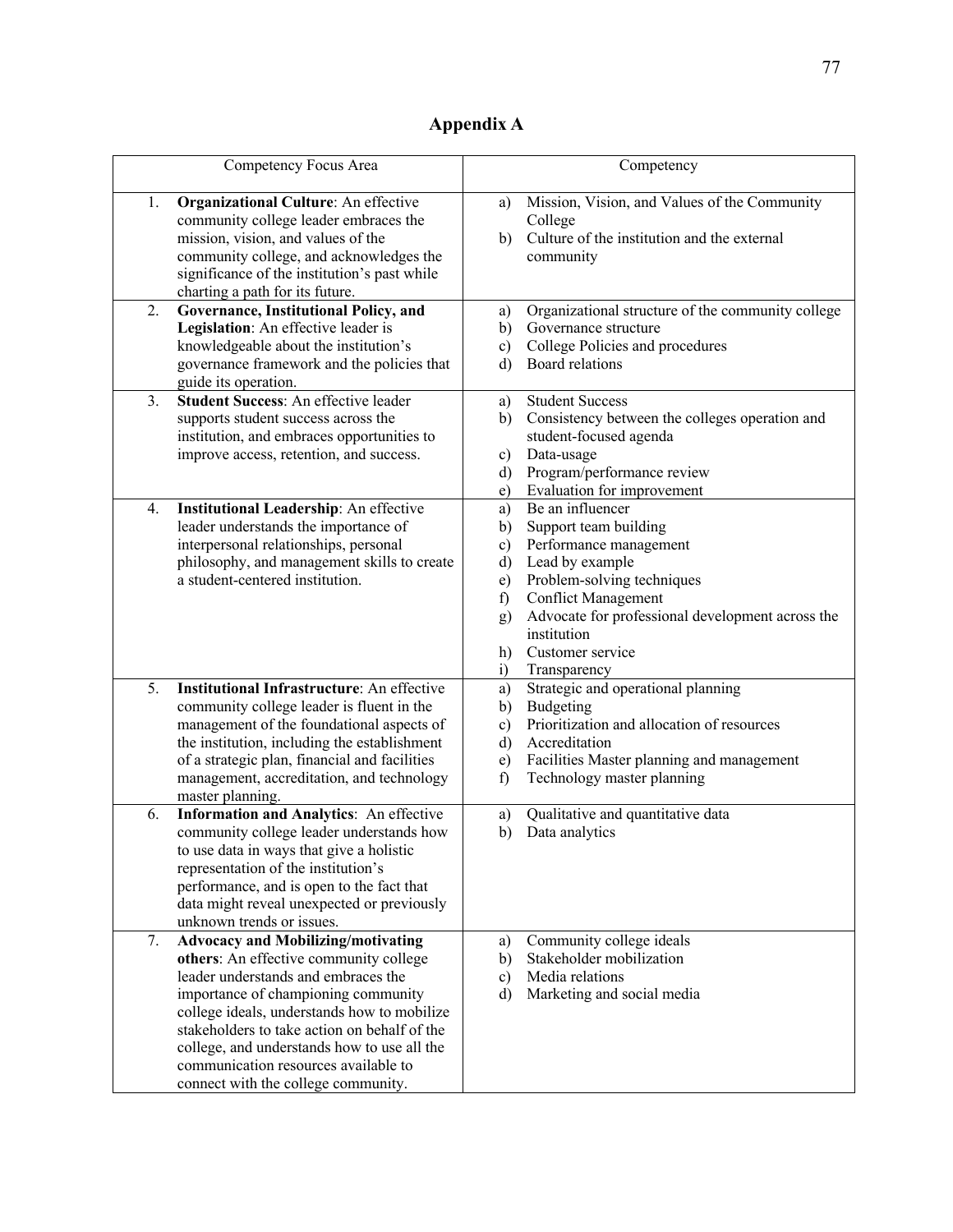# Appendix A

| Competency Focus Area | Competency |
|---|---|
| 1. **Organizational Culture**: An effective community college leader embraces the mission, vision, and values of the community college, and acknowledges the significance of the institution's past while charting a path for its future. | a) Mission, Vision, and Values of the Community College<br>b) Culture of the institution and the external community |
| 2. **Governance, Institutional Policy, and Legislation**: An effective leader is knowledgeable about the institution's governance framework and the policies that guide its operation. | a) Organizational structure of the community college<br>b) Governance structure<br>c) College Policies and procedures<br>d) Board relations |
| 3. **Student Success**: An effective leader supports student success across the institution, and embraces opportunities to improve access, retention, and success. | a) Student Success<br>b) Consistency between the colleges operation and student-focused agenda<br>c) Data-usage<br>d) Program/performance review<br>e) Evaluation for improvement |
| 4. **Institutional Leadership**: An effective leader understands the importance of interpersonal relationships, personal philosophy, and management skills to create a student-centered institution. | a) Be an influencer<br>b) Support team building<br>c) Performance management<br>d) Lead by example<br>e) Problem-solving techniques<br>f) Conflict Management<br>g) Advocate for professional development across the institution<br>h) Customer service<br>i) Transparency |
| 5. **Institutional Infrastructure**: An effective community college leader is fluent in the management of the foundational aspects of the institution, including the establishment of a strategic plan, financial and facilities management, accreditation, and technology master planning. | a) Strategic and operational planning<br>b) Budgeting<br>c) Prioritization and allocation of resources<br>d) Accreditation<br>e) Facilities Master planning and management<br>f) Technology master planning |
| 6. **Information and Analytics**: An effective community college leader understands how to use data in ways that give a holistic representation of the institution's performance, and is open to the fact that data might reveal unexpected or previously unknown trends or issues. | a) Qualitative and quantitative data<br>b) Data analytics |
| 7. **Advocacy and Mobilizing/motivating others**: An effective community college leader understands and embraces the importance of championing community college ideals, understands how to mobilize stakeholders to take action on behalf of the college, and understands how to use all the communication resources available to connect with the college community. | a) Community college ideals<br>b) Stakeholder mobilization<br>c) Media relations<br>d) Marketing and social media |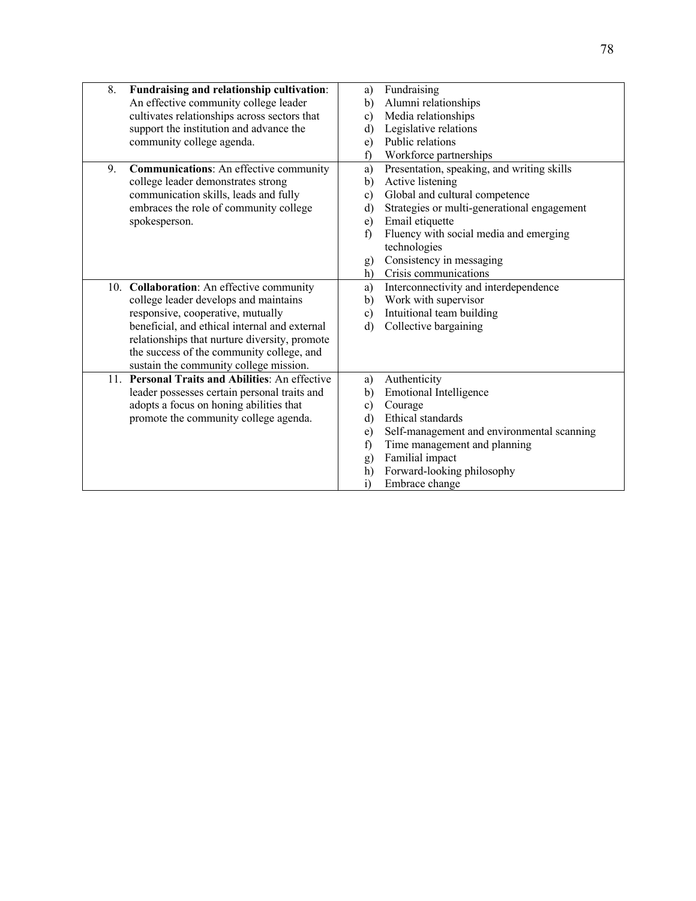| | |
|---|---|
| 8. **Fundraising and relationship cultivation**: An effective community college leader cultivates relationships across sectors that support the institution and advance the community college agenda. | a) Fundraising<br>b) Alumni relationships<br>c) Media relationships<br>d) Legislative relations<br>e) Public relations<br>f) Workforce partnerships |
| 9. **Communications**: An effective community college leader demonstrates strong communication skills, leads and fully embraces the role of community college spokesperson. | a) Presentation, speaking, and writing skills<br>b) Active listening<br>c) Global and cultural competence<br>d) Strategies or multi-generational engagement<br>e) Email etiquette<br>f) Fluency with social media and emerging technologies<br>g) Consistency in messaging<br>h) Crisis communications |
| 10. **Collaboration**: An effective community college leader develops and maintains responsive, cooperative, mutually beneficial, and ethical internal and external relationships that nurture diversity, promote the success of the community college, and sustain the community college mission. | a) Interconnectivity and interdependence<br>b) Work with supervisor<br>c) Intuitional team building<br>d) Collective bargaining |
| 11. **Personal Traits and Abilities**: An effective leader possesses certain personal traits and adopts a focus on honing abilities that promote the community college agenda. | a) Authenticity<br>b) Emotional Intelligence<br>c) Courage<br>d) Ethical standards<br>e) Self-management and environmental scanning<br>f) Time management and planning<br>g) Familial impact<br>h) Forward-looking philosophy<br>i) Embrace change |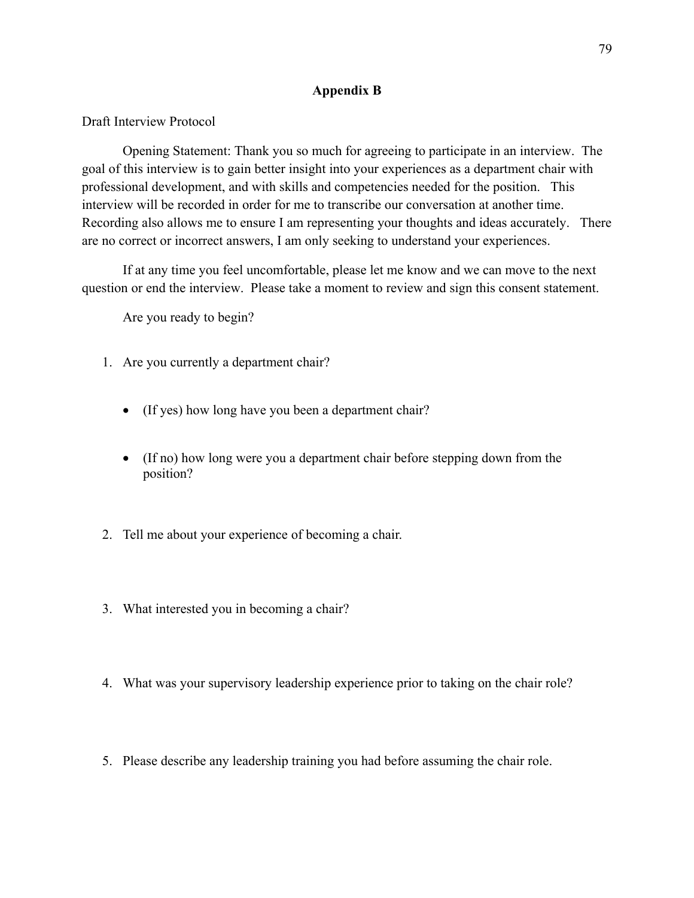# Appendix B

Draft Interview Protocol

Opening Statement: Thank you so much for agreeing to participate in an interview. The goal of this interview is to gain better insight into your experiences as a department chair with professional development, and with skills and competencies needed for the position. This interview will be recorded in order for me to transcribe our conversation at another time. Recording also allows me to ensure I am representing your thoughts and ideas accurately. There are no correct or incorrect answers, I am only seeking to understand your experiences.

If at any time you feel uncomfortable, please let me know and we can move to the next question or end the interview. Please take a moment to review and sign this consent statement.

Are you ready to begin?

1. Are you currently a department chair?
   - (If yes) how long have you been a department chair?
   - (If no) how long were you a department chair before stepping down from the position?
2. Tell me about your experience of becoming a chair.
3. What interested you in becoming a chair?
4. What was your supervisory leadership experience prior to taking on the chair role?
5. Please describe any leadership training you had before assuming the chair role.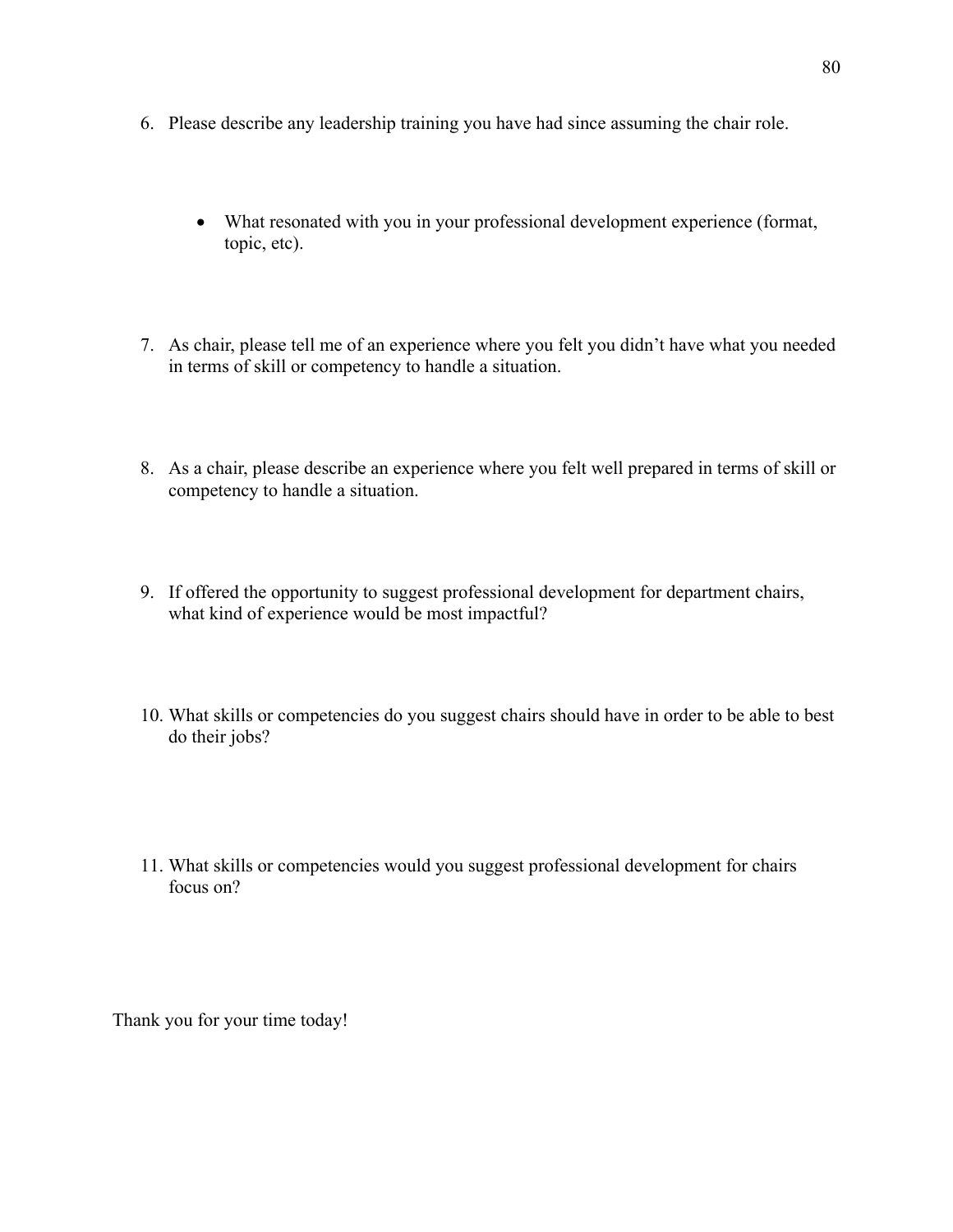6. Please describe any leadership training you have had since assuming the chair role.

    - What resonated with you in your professional development experience (format, topic, etc).

7. As chair, please tell me of an experience where you felt you didn't have what you needed in terms of skill or competency to handle a situation.

8. As a chair, please describe an experience where you felt well prepared in terms of skill or competency to handle a situation.

9. If offered the opportunity to suggest professional development for department chairs, what kind of experience would be most impactful?

10. What skills or competencies do you suggest chairs should have in order to be able to best do their jobs?

11. What skills or competencies would you suggest professional development for chairs focus on?

Thank you for your time today!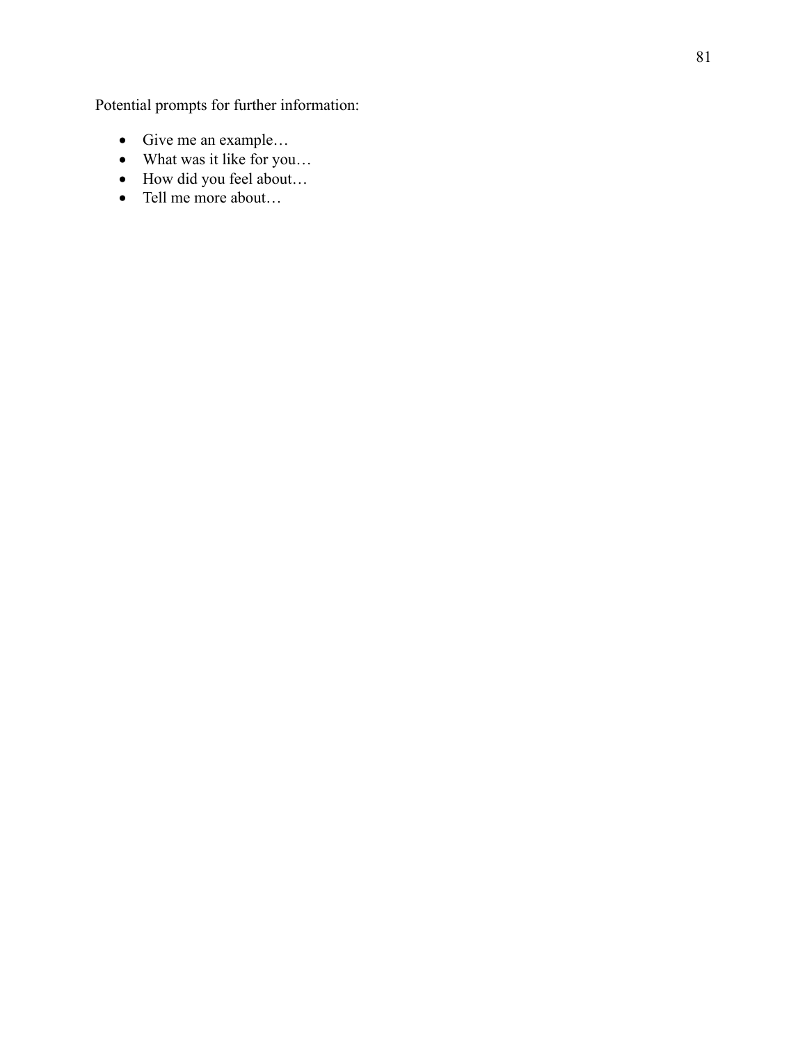Potential prompts for further information:

- Give me an example…
- What was it like for you…
- How did you feel about…
- Tell me more about…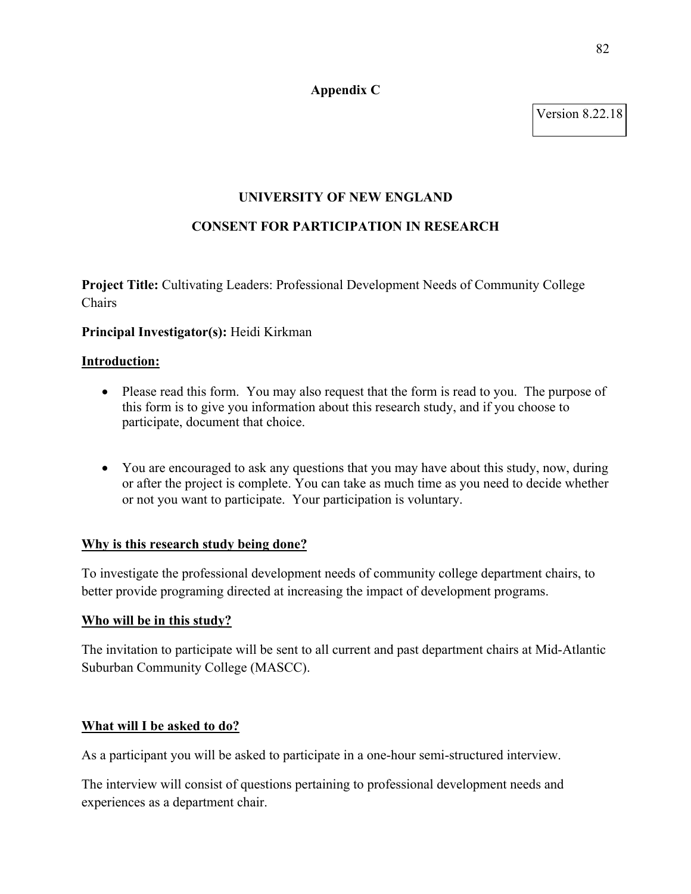**Appendix C**

Version 8.22.18

# UNIVERSITY OF NEW ENGLAND

## CONSENT FOR PARTICIPATION IN RESEARCH

**Project Title:** Cultivating Leaders: Professional Development Needs of Community College Chairs

**Principal Investigator(s):** Heidi Kirkman

**Introduction:**

- Please read this form. You may also request that the form is read to you. The purpose of this form is to give you information about this research study, and if you choose to participate, document that choice.

- You are encouraged to ask any questions that you may have about this study, now, during or after the project is complete. You can take as much time as you need to decide whether or not you want to participate. Your participation is voluntary.

**Why is this research study being done?**

To investigate the professional development needs of community college department chairs, to better provide programing directed at increasing the impact of development programs.

**Who will be in this study?**

The invitation to participate will be sent to all current and past department chairs at Mid-Atlantic Suburban Community College (MASCC).

**What will I be asked to do?**

As a participant you will be asked to participate in a one-hour semi-structured interview.

The interview will consist of questions pertaining to professional development needs and experiences as a department chair.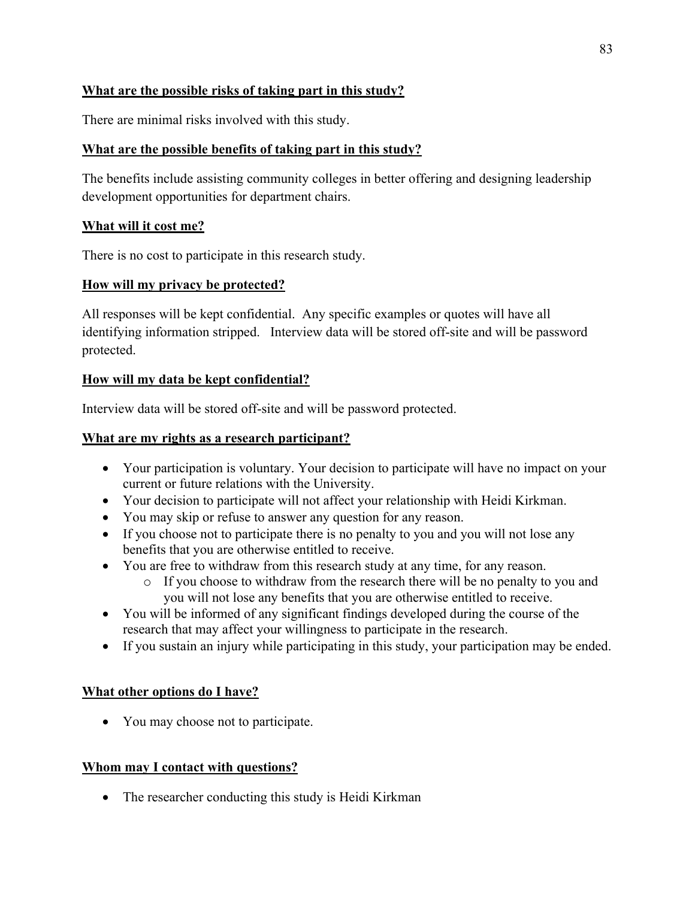**What are the possible risks of taking part in this study?**

There are minimal risks involved with this study.

**What are the possible benefits of taking part in this study?**

The benefits include assisting community colleges in better offering and designing leadership development opportunities for department chairs.

**What will it cost me?**

There is no cost to participate in this research study.

**How will my privacy be protected?**

All responses will be kept confidential. Any specific examples or quotes will have all identifying information stripped. Interview data will be stored off-site and will be password protected.

**How will my data be kept confidential?**

Interview data will be stored off-site and will be password protected.

**What are my rights as a research participant?**

- Your participation is voluntary. Your decision to participate will have no impact on your current or future relations with the University.
- Your decision to participate will not affect your relationship with Heidi Kirkman.
- You may skip or refuse to answer any question for any reason.
- If you choose not to participate there is no penalty to you and you will not lose any benefits that you are otherwise entitled to receive.
- You are free to withdraw from this research study at any time, for any reason.
    - If you choose to withdraw from the research there will be no penalty to you and you will not lose any benefits that you are otherwise entitled to receive.
- You will be informed of any significant findings developed during the course of the research that may affect your willingness to participate in the research.
- If you sustain an injury while participating in this study, your participation may be ended.

**What other options do I have?**

- You may choose not to participate.

**Whom may I contact with questions?**

- The researcher conducting this study is Heidi Kirkman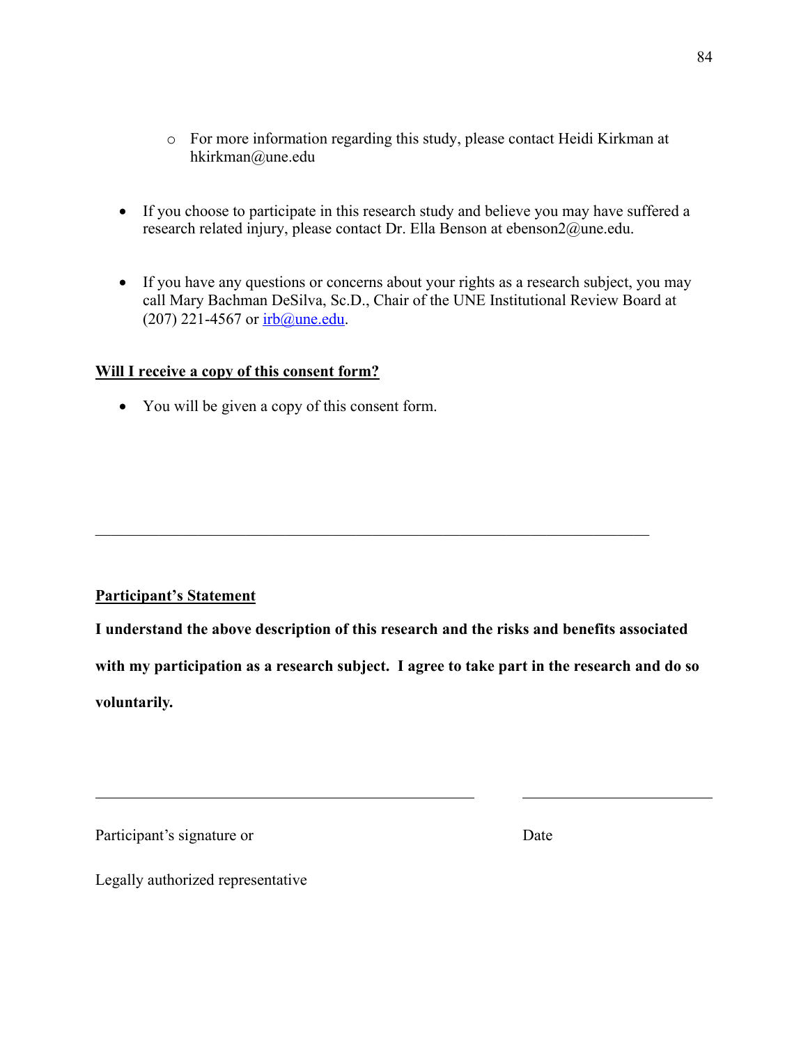- For more information regarding this study, please contact Heidi Kirkman at hkirkman@une.edu

- If you choose to participate in this research study and believe you may have suffered a research related injury, please contact Dr. Ella Benson at ebenson2@une.edu.

- If you have any questions or concerns about your rights as a research subject, you may call Mary Bachman DeSilva, Sc.D., Chair of the UNE Institutional Review Board at (207) 221-4567 or irb@une.edu.

**Will I receive a copy of this consent form?**

- You will be given a copy of this consent form.

---

**Participant's Statement**

**I understand the above description of this research and the risks and benefits associated with my participation as a research subject. I agree to take part in the research and do so voluntarily.**

_______________________________________________ &nbsp;&nbsp;&nbsp;&nbsp; ________________________

Participant's signature or &nbsp;&nbsp;&nbsp;&nbsp; Date

Legally authorized representative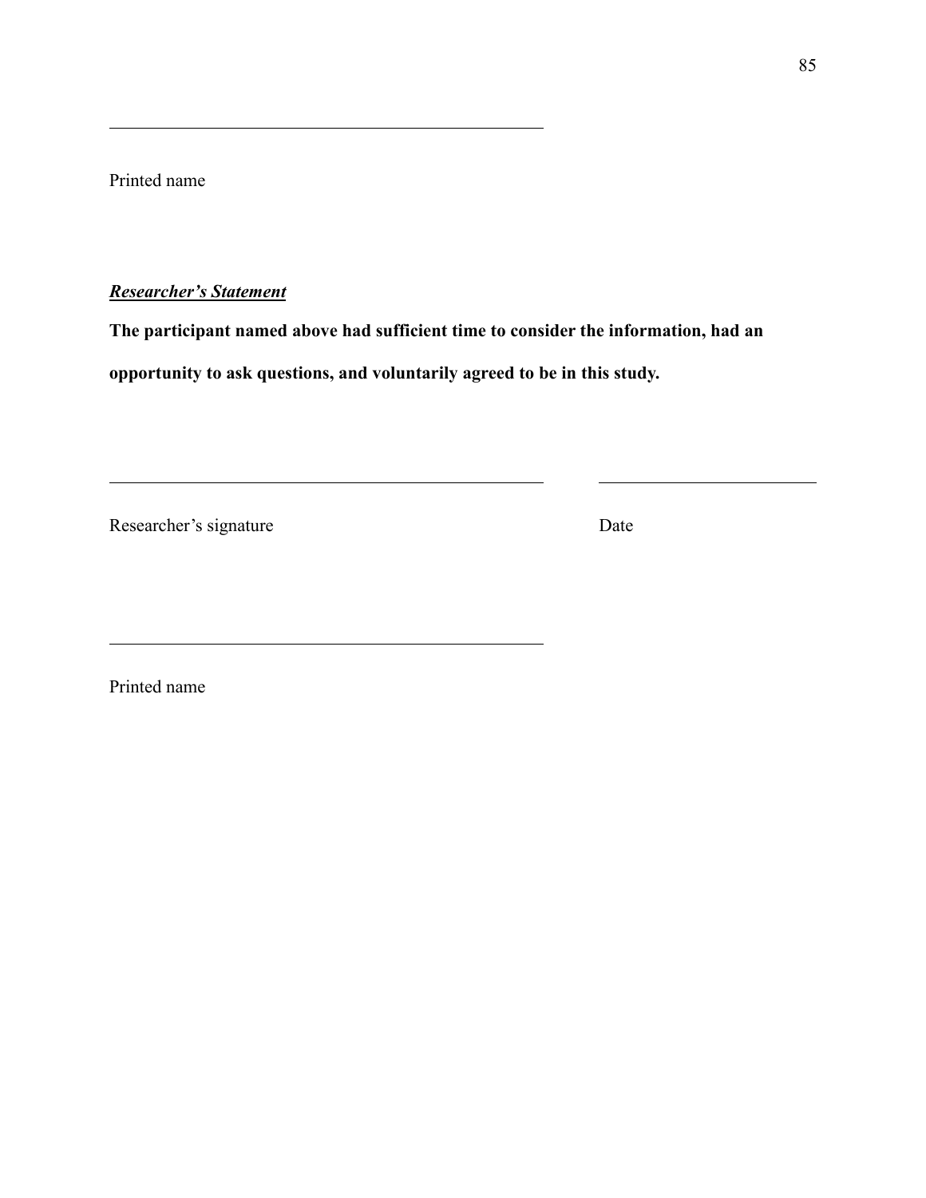\_\_\_\_\_\_\_\_\_\_\_\_\_\_\_\_\_\_\_\_\_\_\_\_\_\_\_\_\_\_\_\_\_\_\_\_\_\_\_\_\_\_\_\_

Printed name

***<u>Researcher's Statement</u>***

**The participant named above had sufficient time to consider the information, had an opportunity to ask questions, and voluntarily agreed to be in this study.**

\_\_\_\_\_\_\_\_\_\_\_\_\_\_\_\_\_\_\_\_\_\_\_\_\_\_\_\_\_\_\_\_\_\_\_\_\_\_\_\_\_\_\_\_ \_\_\_\_\_\_\_\_\_\_\_\_\_\_\_\_\_\_\_\_\_\_

Researcher's signature Date

\_\_\_\_\_\_\_\_\_\_\_\_\_\_\_\_\_\_\_\_\_\_\_\_\_\_\_\_\_\_\_\_\_\_\_\_\_\_\_\_\_\_\_\_

Printed name